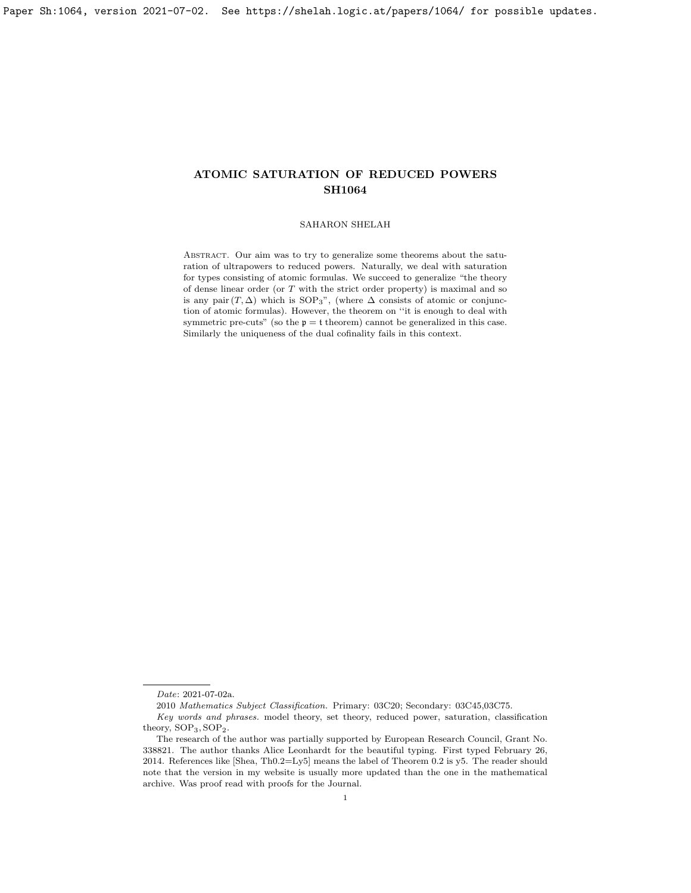# ATOMIC SATURATION OF REDUCED POWERS
## SH1064

SAHARON SHELAH

Abstract. Our aim was to try to generalize some theorems about the saturation of ultrapowers to reduced powers. Naturally, we deal with saturation for types consisting of atomic formulas. We succeed to generalize "the theory of dense linear order (or $T$ with the strict order property) is maximal and so is any pair $(T, \Delta)$ which is $\mathrm{SOP}_3$", (where $\Delta$ consists of atomic or conjunction of atomic formulas). However, the theorem on "it is enough to deal with symmetric pre-cuts" (so the $\mathfrak{p} = \mathfrak{t}$ theorem) cannot be generalized in this case. Similarly the uniqueness of the dual cofinality fails in this context.

---

*Date*: 2021-07-02a.

2010 *Mathematics Subject Classification.* Primary: 03C20; Secondary: 03C45,03C75.

*Key words and phrases.* model theory, set theory, reduced power, saturation, classification theory, $\mathrm{SOP}_3, \mathrm{SOP}_2$.

The research of the author was partially supported by European Research Council, Grant No. 338821. The author thanks Alice Leonhardt for the beautiful typing. First typed February 26, 2014. References like [Shea, Th0.2=Ly5] means the label of Theorem 0.2 is y5. The reader should note that the version in my website is usually more updated than the one in the mathematical archive. Was proof read with proofs for the Journal.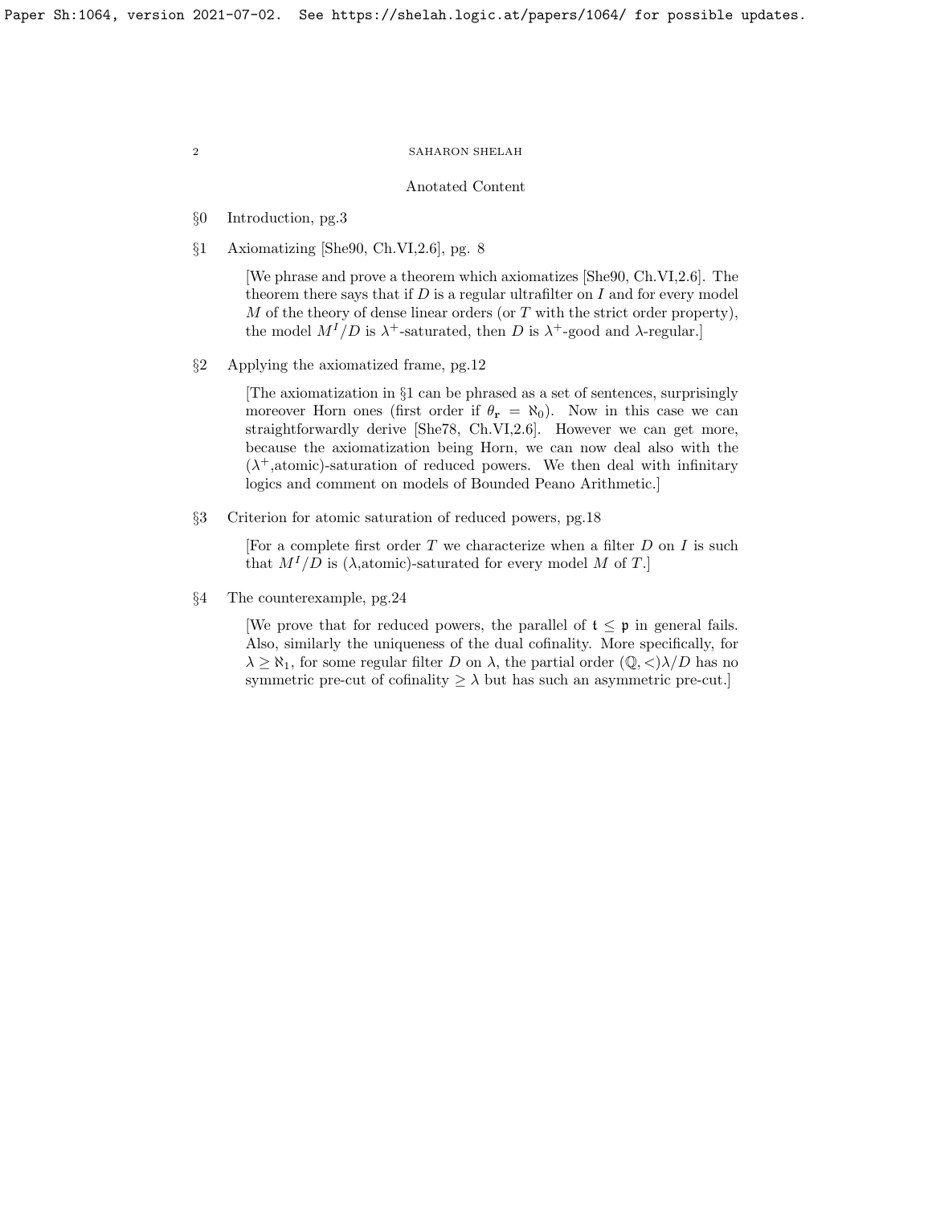## Anotated Content

§0 Introduction, pg.3

§1 Axiomatizing [She90, Ch.VI,2.6], pg. 8

> [We phrase and prove a theorem which axiomatizes [She90, Ch.VI,2.6]. The theorem there says that if $D$ is a regular ultrafilter on $I$ and for every model $M$ of the theory of dense linear orders (or $T$ with the strict order property), the model $M^I/D$ is $\lambda^+$-saturated, then $D$ is $\lambda^+$-good and $\lambda$-regular.]

§2 Applying the axiomatized frame, pg.12

> [The axiomatization in §1 can be phrased as a set of sentences, surprisingly moreover Horn ones (first order if $\theta_{\mathbf{r}} = \aleph_0$). Now in this case we can straightforwardly derive [She78, Ch.VI,2.6]. However we can get more, because the axiomatization being Horn, we can now deal also with the ($\lambda^+$,atomic)-saturation of reduced powers. We then deal with infinitary logics and comment on models of Bounded Peano Arithmetic.]

§3 Criterion for atomic saturation of reduced powers, pg.18

> [For a complete first order $T$ we characterize when a filter $D$ on $I$ is such that $M^I/D$ is ($\lambda$,atomic)-saturated for every model $M$ of $T$.]

§4 The counterexample, pg.24

> [We prove that for reduced powers, the parallel of $\mathfrak{t} \leq \mathfrak{p}$ in general fails. Also, similarly the uniqueness of the dual cofinality. More specifically, for $\lambda \geq \aleph_1$, for some regular filter $D$ on $\lambda$, the partial order $(\mathbb{Q}, <)\lambda/D$ has no symmetric pre-cut of cofinality $\geq \lambda$ but has such an asymmetric pre-cut.]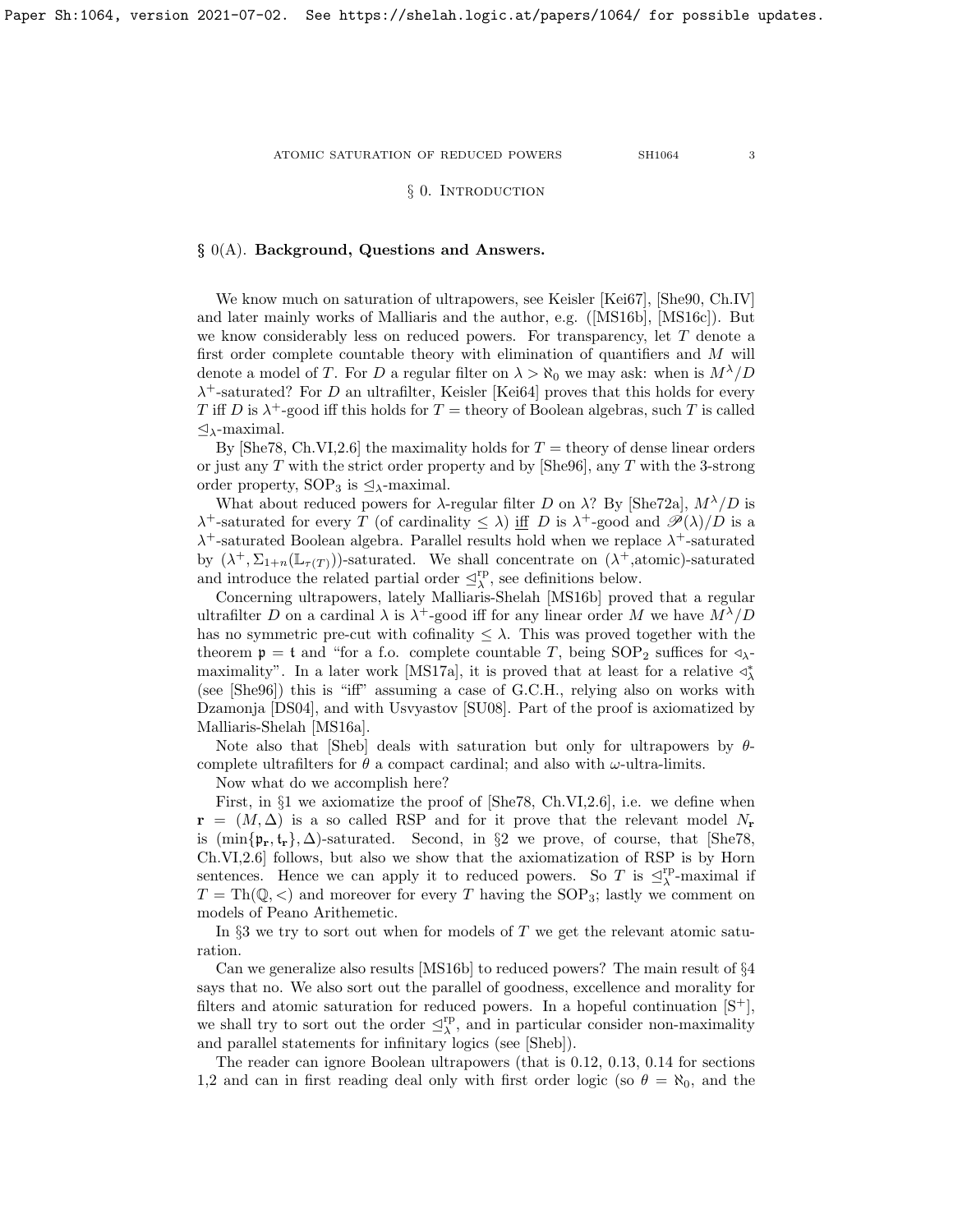## § 0. Introduction

### § 0(A). Background, Questions and Answers.

We know much on saturation of ultrapowers, see Keisler [Kei67], [She90, Ch.IV] and later mainly works of Malliaris and the author, e.g. ([MS16b], [MS16c]). But we know considerably less on reduced powers. For transparency, let $T$ denote a first order complete countable theory with elimination of quantifiers and $M$ will denote a model of $T$. For $D$ a regular filter on $\lambda > \aleph_0$ we may ask: when is $M^\lambda/D$ $\lambda^+$-saturated? For $D$ an ultrafilter, Keisler [Kei64] proves that this holds for every $T$ iff $D$ is $\lambda^+$-good iff this holds for $T$ = theory of Boolean algebras, such $T$ is called $\trianglelefteq_\lambda$-maximal.

By [She78, Ch.VI,2.6] the maximality holds for $T$ = theory of dense linear orders or just any $T$ with the strict order property and by [She96], any $T$ with the 3-strong order property, $\mathrm{SOP}_3$ is $\trianglelefteq_\lambda$-maximal.

What about reduced powers for $\lambda$-regular filter $D$ on $\lambda$? By [She72a], $M^\lambda/D$ is $\lambda^+$-saturated for every $T$ (of cardinality $\le \lambda$) iff $D$ is $\lambda^+$-good and $\mathscr{P}(\lambda)/D$ is a $\lambda^+$-saturated Boolean algebra. Parallel results hold when we replace $\lambda^+$-saturated by $(\lambda^+, \Sigma_{1+n}(\mathbb{L}_{\tau(T)}))$-saturated. We shall concentrate on ($\lambda^+$,atomic)-saturated and introduce the related partial order $\trianglelefteq^{\mathrm{rp}}_\lambda$, see definitions below.

Concerning ultrapowers, lately Malliaris-Shelah [MS16b] proved that a regular ultrafilter $D$ on a cardinal $\lambda$ is $\lambda^+$-good iff for any linear order $M$ we have $M^\lambda/D$ has no symmetric pre-cut with cofinality $\le \lambda$. This was proved together with the theorem $\mathfrak{p} = \mathfrak{t}$ and "for a f.o. complete countable $T$, being $\mathrm{SOP}_2$ suffices for $\triangleleft_\lambda$-maximality". In a later work [MS17a], it is proved that at least for a relative $\triangleleft^*_\lambda$ (see [She96]) this is "iff" assuming a case of G.C.H., relying also on works with Dzamonja [DS04], and with Usvyastov [SU08]. Part of the proof is axiomatized by Malliaris-Shelah [MS16a].

Note also that [Sheb] deals with saturation but only for ultrapowers by $\theta$-complete ultrafilters for $\theta$ a compact cardinal; and also with $\omega$-ultra-limits.

Now what do we accomplish here?

First, in §1 we axiomatize the proof of [She78, Ch.VI,2.6], i.e. we define when $\mathbf{r} = (M, \Delta)$ is a so called RSP and for it prove that the relevant model $N_{\mathbf{r}}$ is $(\min\{\mathfrak{p}_{\mathbf{r}}, \mathfrak{t}_{\mathbf{r}}\}, \Delta)$-saturated. Second, in §2 we prove, of course, that [She78, Ch.VI,2.6] follows, but also we show that the axiomatization of RSP is by Horn sentences. Hence we can apply it to reduced powers. So $T$ is $\trianglelefteq^{\mathrm{rp}}_\lambda$-maximal if $T = \mathrm{Th}(\mathbb{Q}, <)$ and moreover for every $T$ having the $\mathrm{SOP}_3$; lastly we comment on models of Peano Arithemetic.

In §3 we try to sort out when for models of $T$ we get the relevant atomic saturation.

Can we generalize also results [MS16b] to reduced powers? The main result of §4 says that no. We also sort out the parallel of goodness, excellence and morality for filters and atomic saturation for reduced powers. In a hopeful continuation [S$^+$], we shall try to sort out the order $\trianglelefteq^{\mathrm{rp}}_\lambda$, and in particular consider non-maximality and parallel statements for infinitary logics (see [Sheb]).

The reader can ignore Boolean ultrapowers (that is 0.12, 0.13, 0.14 for sections 1,2 and can in first reading deal only with first order logic (so $\theta = \aleph_0$, and the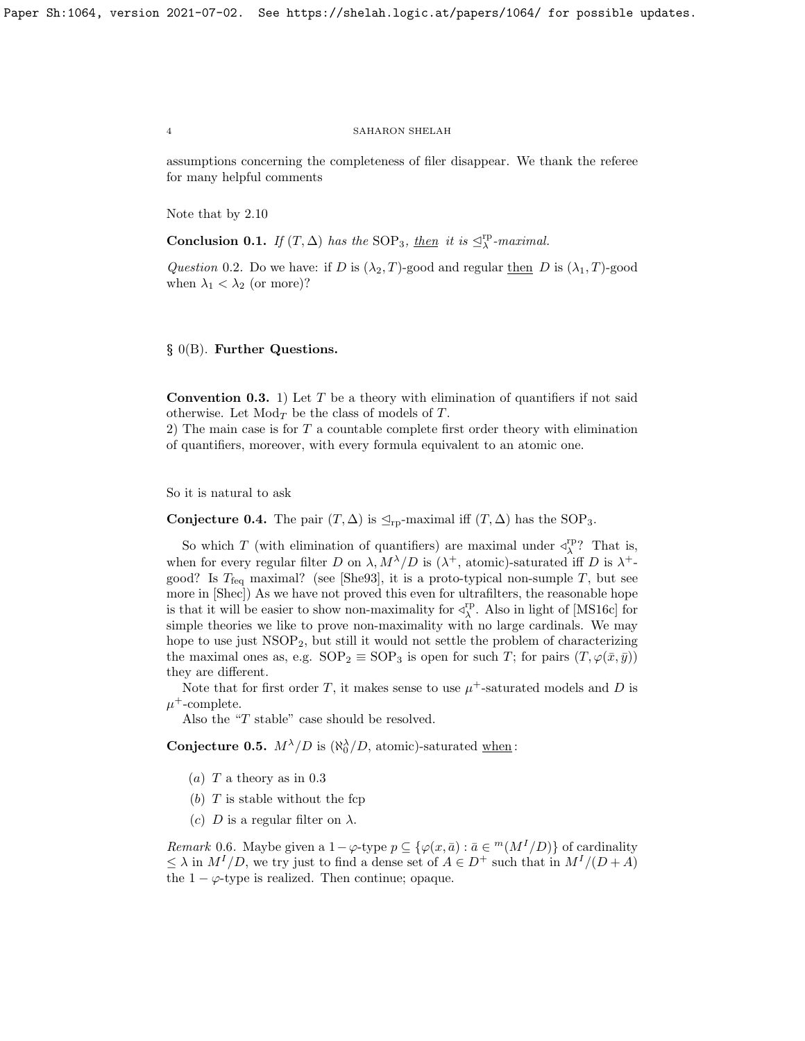assumptions concerning the completeness of filer disappear. We thank the referee for many helpful comments

Note that by 2.10

**Conclusion 0.1.** *If $(T, \Delta)$ has the* $\mathrm{SOP}_3$, *then it is* $\trianglelefteq^{\mathrm{rp}}_\lambda$*-maximal.*

*Question* 0.2. Do we have: if $D$ is $(\lambda_2, T)$-good and regular then $D$ is $(\lambda_1, T)$-good when $\lambda_1 < \lambda_2$ (or more)?

## § 0(B). Further Questions.

**Convention 0.3.** 1) Let $T$ be a theory with elimination of quantifiers if not said otherwise. Let $\mathrm{Mod}_T$ be the class of models of $T$.
2) The main case is for $T$ a countable complete first order theory with elimination of quantifiers, moreover, with every formula equivalent to an atomic one.

So it is natural to ask

**Conjecture 0.4.** The pair $(T, \Delta)$ is $\trianglelefteq_{\mathrm{rp}}$-maximal iff $(T, \Delta)$ has the $\mathrm{SOP}_3$.

So which $T$ (with elimination of quantifiers) are maximal under $\triangleleft^{\mathrm{rp}}_\lambda$? That is, when for every regular filter $D$ on $\lambda$, $M^\lambda/D$ is $(\lambda^+$, atomic)-saturated iff $D$ is $\lambda^+$-good? Is $T_{\mathrm{feq}}$ maximal? (see [She93], it is a proto-typical non-sumple $T$, but see more in [Shec]) As we have not proved this even for ultrafilters, the reasonable hope is that it will be easier to show non-maximality for $\triangleleft^{\mathrm{rp}}_\lambda$. Also in light of [MS16c] for simple theories we like to prove non-maximality with no large cardinals. We may hope to use just $\mathrm{NSOP}_2$, but still it would not settle the problem of characterizing the maximal ones as, e.g. $\mathrm{SOP}_2 \equiv \mathrm{SOP}_3$ is open for such $T$; for pairs $(T, \varphi(\bar{x}, \bar{y}))$ they are different.

Note that for first order $T$, it makes sense to use $\mu^+$-saturated models and $D$ is $\mu^+$-complete.

Also the "$T$ stable" case should be resolved.

**Conjecture 0.5.** $M^\lambda/D$ is $(\aleph_0^\lambda/D$, atomic)-saturated when:

- $(a)$ $T$ a theory as in 0.3
- $(b)$ $T$ is stable without the fcp
- $(c)$ $D$ is a regular filter on $\lambda$.

*Remark* 0.6. Maybe given a $1-\varphi$-type $p \subseteq \{\varphi(x, \bar{a}) : \bar{a} \in {}^m(M^I/D)\}$ of cardinality $\leq \lambda$ in $M^I/D$, we try just to find a dense set of $A \in D^+$ such that in $M^I/(D + A)$ the $1-\varphi$-type is realized. Then continue; opaque.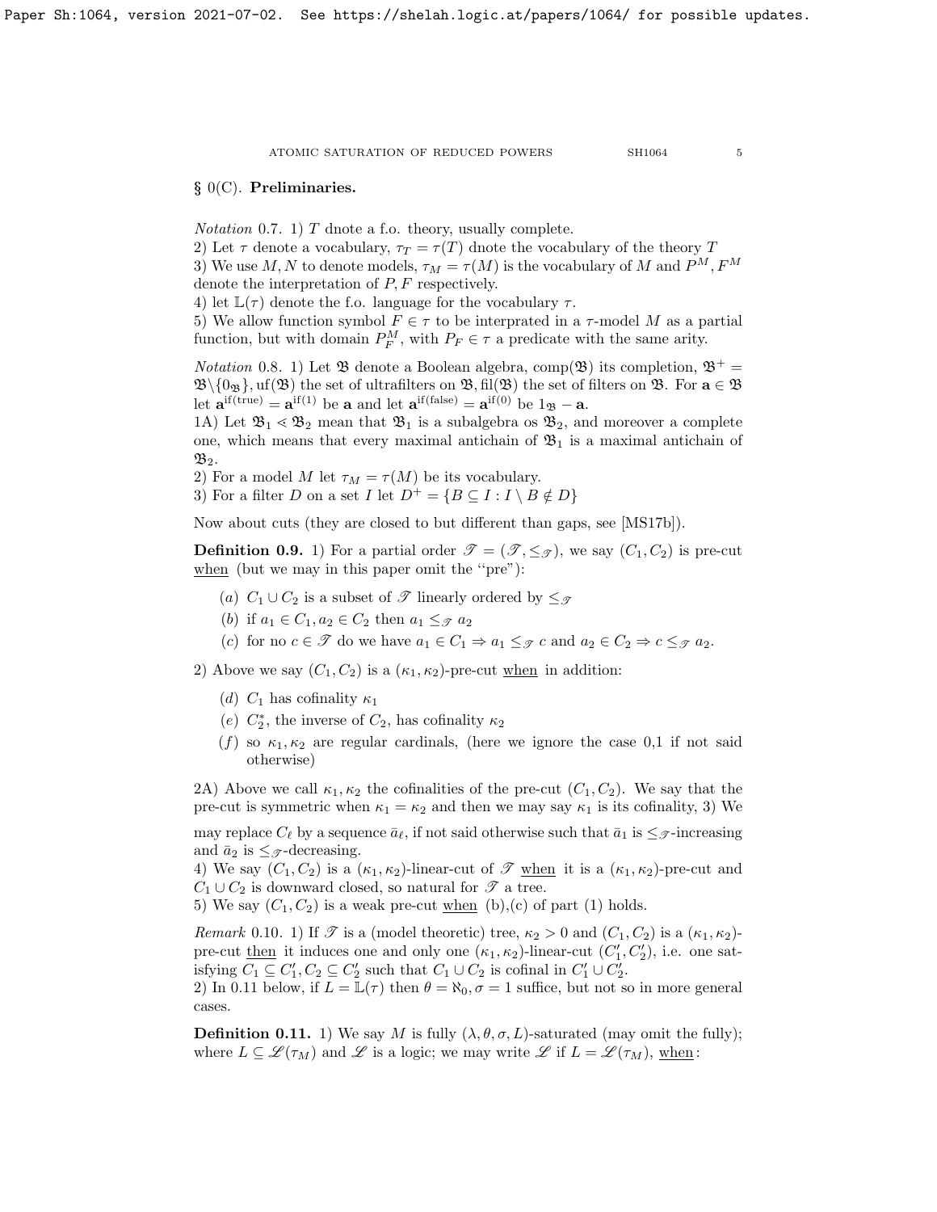## § 0(C). Preliminaries.

*Notation* 0.7. 1) $T$ dnote a f.o. theory, usually complete.
2) Let $\tau$ denote a vocabulary, $\tau_T = \tau(T)$ dnote the vocabulary of the theory $T$
3) We use $M, N$ to denote models, $\tau_M = \tau(M)$ is the vocabulary of $M$ and $P^M, F^M$ denote the interpretation of $P, F$ respectively.
4) let $\mathbb{L}(\tau)$ denote the f.o. language for the vocabulary $\tau$.
5) We allow function symbol $F \in \tau$ to be interpreted in a $\tau$-model $M$ as a partial function, but with domain $P^M_F$, with $P_F \in \tau$ a predicate with the same arity.

*Notation* 0.8. 1) Let $\mathfrak{B}$ denote a Boolean algebra, $\mathrm{comp}(\mathfrak{B})$ its completion, $\mathfrak{B}^+ = \mathfrak{B} \backslash \{0_{\mathfrak{B}}\}$, $\mathrm{uf}(\mathfrak{B})$ the set of ultrafilters on $\mathfrak{B}$, $\mathrm{fil}(\mathfrak{B})$ the set of filters on $\mathfrak{B}$. For $\mathbf{a} \in \mathfrak{B}$ let $\mathbf{a}^{\mathrm{if(true)}} = \mathbf{a}^{\mathrm{if}(1)}$ be $\mathbf{a}$ and let $\mathbf{a}^{\mathrm{if(false)}} = \mathbf{a}^{\mathrm{if}(0)}$ be $1_{\mathfrak{B}} - \mathbf{a}$.
1A) Let $\mathfrak{B}_1 \lessdot \mathfrak{B}_2$ mean that $\mathfrak{B}_1$ is a subalgebra os $\mathfrak{B}_2$, and moreover a complete one, which means that every maximal antichain of $\mathfrak{B}_1$ is a maximal antichain of $\mathfrak{B}_2$.
2) For a model $M$ let $\tau_M = \tau(M)$ be its vocabulary.
3) For a filter $D$ on a set $I$ let $D^+ = \{B \subseteq I : I \setminus B \notin D\}$

Now about cuts (they are closed to but different than gaps, see [MS17b]).

**Definition 0.9.** 1) For a partial order $\mathscr{T} = (\mathscr{T}, \leq_{\mathscr{T}})$, we say $(C_1, C_2)$ is pre-cut <u>when</u> (but we may in this paper omit the "pre"):

- (a) $C_1 \cup C_2$ is a subset of $\mathscr{T}$ linearly ordered by $\leq_{\mathscr{T}}$
- (b) if $a_1 \in C_1, a_2 \in C_2$ then $a_1 \leq_{\mathscr{T}} a_2$
- (c) for no $c \in \mathscr{T}$ do we have $a_1 \in C_1 \Rightarrow a_1 \leq_{\mathscr{T}} c$ and $a_2 \in C_2 \Rightarrow c \leq_{\mathscr{T}} a_2$.

2) Above we say $(C_1, C_2)$ is a $(\kappa_1, \kappa_2)$-pre-cut <u>when</u> in addition:

- (d) $C_1$ has cofinality $\kappa_1$
- (e) $C^*_2$, the inverse of $C_2$, has cofinality $\kappa_2$
- (f) so $\kappa_1, \kappa_2$ are regular cardinals, (here we ignore the case 0,1 if not said otherwise)

2A) Above we call $\kappa_1, \kappa_2$ the cofinalities of the pre-cut $(C_1, C_2)$. We say that the pre-cut is symmetric when $\kappa_1 = \kappa_2$ and then we may say $\kappa_1$ is its cofinality, 3) We may replace $C_\ell$ by a sequence $\bar{a}_\ell$, if not said otherwise such that $\bar{a}_1$ is $\leq_{\mathscr{T}}$-increasing and $\bar{a}_2$ is $\leq_{\mathscr{T}}$-decreasing.
4) We say $(C_1, C_2)$ is a $(\kappa_1, \kappa_2)$-linear-cut of $\mathscr{T}$ <u>when</u> it is a $(\kappa_1, \kappa_2)$-pre-cut and $C_1 \cup C_2$ is downward closed, so natural for $\mathscr{T}$ a tree.
5) We say $(C_1, C_2)$ is a weak pre-cut <u>when</u> (b),(c) of part (1) holds.

*Remark* 0.10. 1) If $\mathscr{T}$ is a (model theoretic) tree, $\kappa_2 > 0$ and $(C_1, C_2)$ is a $(\kappa_1, \kappa_2)$-pre-cut <u>then</u> it induces one and only one $(\kappa_1, \kappa_2)$-linear-cut $(C'_1, C'_2)$, i.e. one satisfying $C_1 \subseteq C'_1, C_2 \subseteq C'_2$ such that $C_1 \cup C_2$ is cofinal in $C'_1 \cup C'_2$.
2) In 0.11 below, if $L = \mathbb{L}(\tau)$ then $\theta = \aleph_0, \sigma = 1$ suffice, but not so in more general cases.

**Definition 0.11.** 1) We say $M$ is fully $(\lambda, \theta, \sigma, L)$-saturated (may omit the fully); where $L \subseteq \mathscr{L}(\tau_M)$ and $\mathscr{L}$ is a logic; we may write $\mathscr{L}$ if $L = \mathscr{L}(\tau_M)$, <u>when</u>: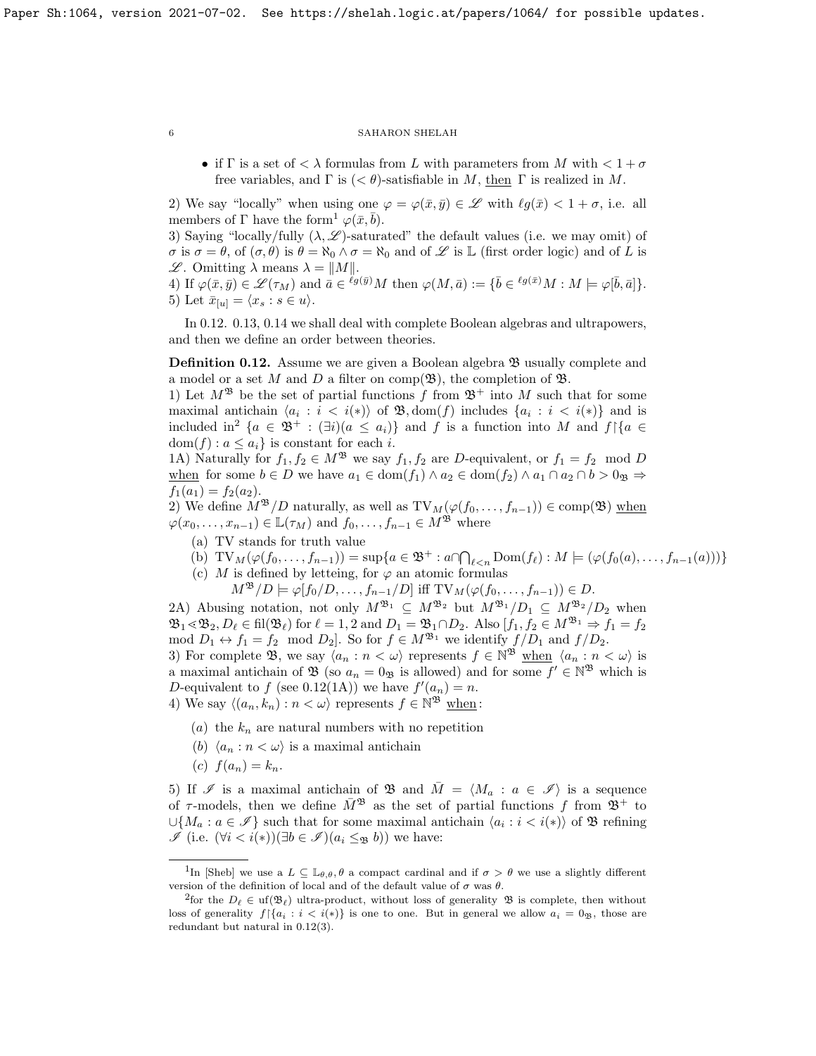- if $\Gamma$ is a set of $< \lambda$ formulas from $L$ with parameters from $M$ with $< 1 + \sigma$ free variables, and $\Gamma$ is $(< \theta)$-satisfiable in $M$, then $\Gamma$ is realized in $M$.

2) We say "locally" when using one $\varphi = \varphi(\bar{x}, \bar{y}) \in \mathscr{L}$ with $\ell g(\bar{x}) < 1 + \sigma$, i.e. all members of $\Gamma$ have the form[1] $\varphi(\bar{x}, \bar{b})$.

3) Saying "locally/fully $(\lambda, \mathscr{L})$-saturated" the default values (i.e. we may omit) of $\sigma$ is $\sigma = \theta$, of $(\sigma, \theta)$ is $\theta = \aleph_0 \wedge \sigma = \aleph_0$ and of $\mathscr{L}$ is $\mathbb{L}$ (first order logic) and of $L$ is $\mathscr{L}$. Omitting $\lambda$ means $\lambda = \|M\|$.

4) If $\varphi(\bar{x}, \bar{y}) \in \mathscr{L}(\tau_M)$ and $\bar{a} \in {}^{\ell g(\bar{y})}M$ then $\varphi(M, \bar{a}) := \{\bar{b} \in {}^{\ell g(\bar{x})}M : M \models \varphi[\bar{b}, \bar{a}]\}$.

5) Let $\bar{x}_{[u]} = \langle x_s : s \in u \rangle$.

In 0.12. 0.13, 0.14 we shall deal with complete Boolean algebras and ultrapowers, and then we define an order between theories.

**Definition 0.12.** Assume we are given a Boolean algebra $\mathfrak{B}$ usually complete and a model or a set $M$ and $D$ a filter on $\mathrm{comp}(\mathfrak{B})$, the completion of $\mathfrak{B}$.

1) Let $M^{\mathfrak{B}}$ be the set of partial functions $f$ from $\mathfrak{B}^+$ into $M$ such that for some maximal antichain $\langle a_i : i < i(*) \rangle$ of $\mathfrak{B}$, $\mathrm{dom}(f)$ includes $\{a_i : i < i(*)\}$ and is included in[2] $\{a \in \mathfrak{B}^+ : (\exists i)(a \leq a_i)\}$ and $f$ is a function into $M$ and $f{\restriction}\{a \in \mathrm{dom}(f) : a \leq a_i\}$ is constant for each $i$.

1A) Naturally for $f_1, f_2 \in M^{\mathfrak{B}}$ we say $f_1, f_2$ are $D$-equivalent, or $f_1 = f_2 \mod D$ when for some $b \in D$ we have $a_1 \in \mathrm{dom}(f_1) \wedge a_2 \in \mathrm{dom}(f_2) \wedge a_1 \cap a_2 \cap b > 0_{\mathfrak{B}} \Rightarrow f_1(a_1) = f_2(a_2)$.

2) We define $M^{\mathfrak{B}}/D$ naturally, as well as $\mathrm{TV}_M(\varphi(f_0, \ldots, f_{n-1})) \in \mathrm{comp}(\mathfrak{B})$ when $\varphi(x_0, \ldots, x_{n-1}) \in \mathbb{L}(\tau_M)$ and $f_0, \ldots, f_{n-1} \in M^{\mathfrak{B}}$ where

(a) TV stands for truth value

(b) $\mathrm{TV}_M(\varphi(f_0, \ldots, f_{n-1})) = \sup\{a \in \mathfrak{B}^+ : a \cap \bigcap_{\ell < n} \mathrm{Dom}(f_\ell) : M \models (\varphi(f_0(a), \ldots, f_{n-1}(a)))\}$

(c) $M$ is defined by letteing, for $\varphi$ an atomic formulas
$M^{\mathfrak{B}}/D \models \varphi[f_0/D, \ldots, f_{n-1}/D]$ iff $\mathrm{TV}_M(\varphi(f_0, \ldots, f_{n-1})) \in D$.

2A) Abusing notation, not only $M^{\mathfrak{B}_1} \subseteq M^{\mathfrak{B}_2}$ but $M^{\mathfrak{B}_1}/D_1 \subseteq M^{\mathfrak{B}_2}/D_2$ when $\mathfrak{B}_1 \lessdot \mathfrak{B}_2, D_\ell \in \mathrm{fil}(\mathfrak{B}_\ell)$ for $\ell = 1, 2$ and $D_1 = \mathfrak{B}_1 \cap D_2$. Also $[f_1, f_2 \in M^{\mathfrak{B}_1} \Rightarrow f_1 = f_2 \mod D_1 \leftrightarrow f_1 = f_2 \mod D_2]$. So for $f \in M^{\mathfrak{B}_1}$ we identify $f/D_1$ and $f/D_2$.

3) For complete $\mathfrak{B}$, we say $\langle a_n : n < \omega \rangle$ represents $f \in \mathbb{N}^{\mathfrak{B}}$ when $\langle a_n : n < \omega \rangle$ is a maximal antichain of $\mathfrak{B}$ (so $a_n = 0_{\mathfrak{B}}$ is allowed) and for some $f' \in \mathbb{N}^{\mathfrak{B}}$ which is $D$-equivalent to $f$ (see 0.12(1A)) we have $f'(a_n) = n$.

4) We say $\langle (a_n, k_n) : n < \omega \rangle$ represents $f \in \mathbb{N}^{\mathfrak{B}}$ when:

(a) the $k_n$ are natural numbers with no repetition

(b) $\langle a_n : n < \omega \rangle$ is a maximal antichain

(c) $f(a_n) = k_n$.

5) If $\mathscr{I}$ is a maximal antichain of $\mathfrak{B}$ and $\bar{M} = \langle M_a : a \in \mathscr{I} \rangle$ is a sequence of $\tau$-models, then we define $\bar{M}^{\mathfrak{B}}$ as the set of partial functions $f$ from $\mathfrak{B}^+$ to $\cup\{M_a : a \in \mathscr{I}\}$ such that for some maximal antichain $\langle a_i : i < i(*) \rangle$ of $\mathfrak{B}$ refining $\mathscr{I}$ (i.e. $(\forall i < i(*))(\exists b \in \mathscr{I})(a_i \leq_{\mathfrak{B}} b)$) we have:

---

[1] In [Sheb] we use a $L \subseteq \mathbb{L}_{\theta,\theta}, \theta$ a compact cardinal and if $\sigma > \theta$ we use a slightly different version of the definition of local and of the default value of $\sigma$ was $\theta$.

[2] for the $D_\ell \in \mathrm{uf}(\mathfrak{B}_\ell)$ ultra-product, without loss of generality $\mathfrak{B}$ is complete, then without loss of generality $f{\restriction}\{a_i : i < i(*)\}$ is one to one. But in general we allow $a_i = 0_{\mathfrak{B}}$, those are redundant but natural in 0.12(3).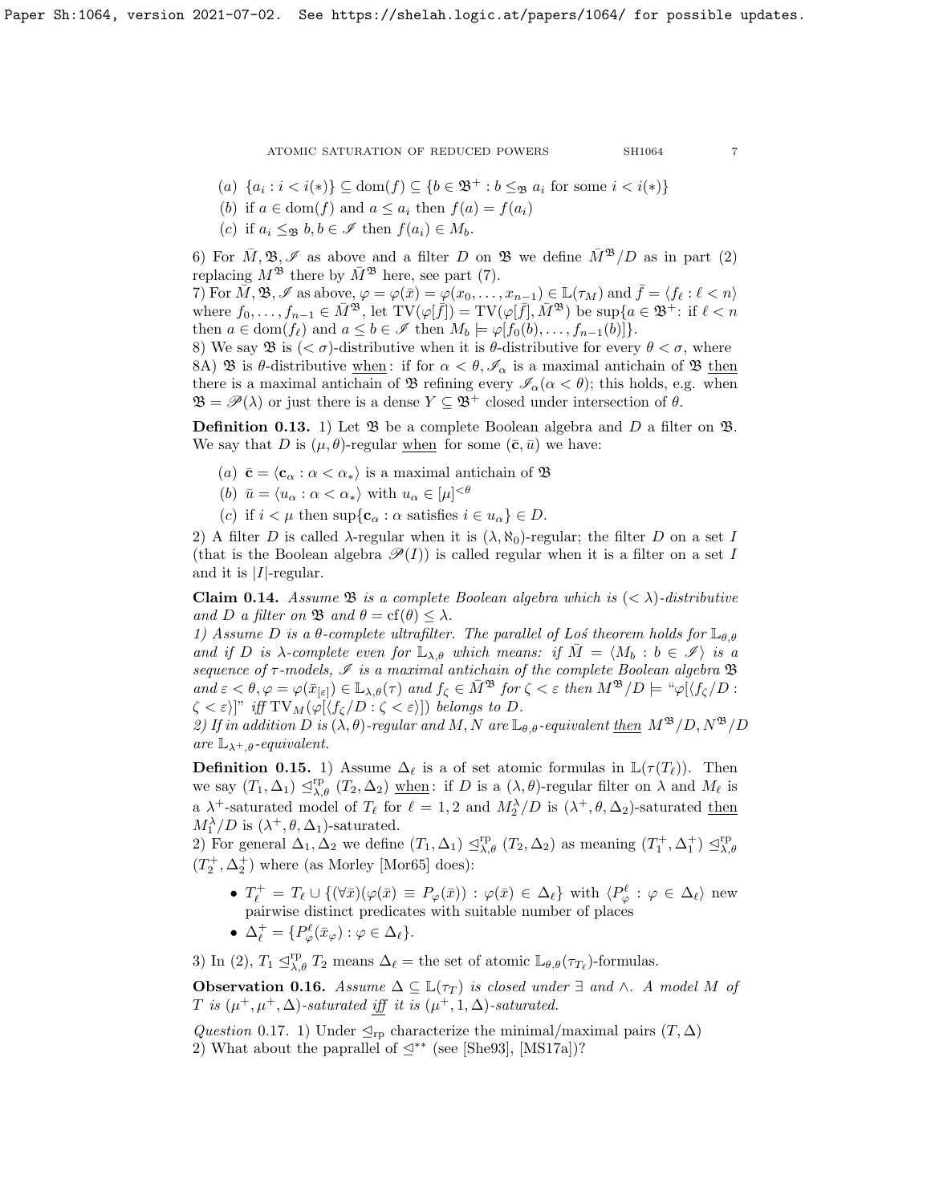(a) $\{a_i : i < i(*)\} \subseteq \mathrm{dom}(f) \subseteq \{b \in \mathfrak{B}^+ : b \leq_{\mathfrak{B}} a_i \text{ for some } i < i(*)\}$

(b) if $a \in \mathrm{dom}(f)$ and $a \leq a_i$ then $f(a) = f(a_i)$

(c) if $a_i \leq_{\mathfrak{B}} b, b \in \mathscr{I}$ then $f(a_i) \in M_b$.

6) For $\bar{M}, \mathfrak{B}, \mathscr{I}$ as above and a filter $D$ on $\mathfrak{B}$ we define $\bar{M}^{\mathfrak{B}}/D$ as in part (2) replacing $M^{\mathfrak{B}}$ there by $\bar{M}^{\mathfrak{B}}$ here, see part (7).

7) For $\bar{M}, \mathfrak{B}, \mathscr{I}$ as above, $\varphi = \varphi(\bar{x}) = \varphi(x_0, \ldots, x_{n-1}) \in \mathbb{L}(\tau_M)$ and $\bar{f} = \langle f_\ell : \ell < n \rangle$ where $f_0, \ldots, f_{n-1} \in \bar{M}^{\mathfrak{B}}$, let $\mathrm{TV}(\varphi[\bar{f}]) = \mathrm{TV}(\varphi[\bar{f}], \bar{M}^{\mathfrak{B}})$ be $\sup\{a \in \mathfrak{B}^+$: if $\ell < n$ then $a \in \mathrm{dom}(f_\ell)$ and $a \leq b \in \mathscr{I}$ then $M_b \models \varphi[f_0(b), \ldots, f_{n-1}(b)]\}$.

8) We say $\mathfrak{B}$ is $(< \sigma)$-distributive when it is $\theta$-distributive for every $\theta < \sigma$, where

8A) $\mathfrak{B}$ is $\theta$-distributive when: if for $\alpha < \theta, \mathscr{I}_\alpha$ is a maximal antichain of $\mathfrak{B}$ then there is a maximal antichain of $\mathfrak{B}$ refining every $\mathscr{I}_\alpha (\alpha < \theta)$; this holds, e.g. when $\mathfrak{B} = \mathscr{P}(\lambda)$ or just there is a dense $Y \subseteq \mathfrak{B}^+$ closed under intersection of $\theta$.

**Definition 0.13.** 1) Let $\mathfrak{B}$ be a complete Boolean algebra and $D$ a filter on $\mathfrak{B}$. We say that $D$ is $(\mu, \theta)$-regular when for some $(\bar{\mathbf{c}}, \bar{u})$ we have:

(a) $\bar{\mathbf{c}} = \langle \mathbf{c}_\alpha : \alpha < \alpha_* \rangle$ is a maximal antichain of $\mathfrak{B}$

(b) $\bar{u} = \langle u_\alpha : \alpha < \alpha_* \rangle$ with $u_\alpha \in [\mu]^{<\theta}$

(c) if $i < \mu$ then $\sup\{\mathbf{c}_\alpha : \alpha \text{ satisfies } i \in u_\alpha\} \in D$.

2) A filter $D$ is called $\lambda$-regular when it is $(\lambda, \aleph_0)$-regular; the filter $D$ on a set $I$ (that is the Boolean algebra $\mathscr{P}(I)$) is called regular when it is a filter on a set $I$ and it is $|I|$-regular.

**Claim 0.14.** *Assume $\mathfrak{B}$ is a complete Boolean algebra which is $(< \lambda)$-distributive and $D$ a filter on $\mathfrak{B}$ and $\theta = \mathrm{cf}(\theta) \leq \lambda$.*

*1) Assume $D$ is a $\theta$-complete ultrafilter. The parallel of Łoś theorem holds for $\mathbb{L}_{\theta,\theta}$ and if $D$ is $\lambda$-complete even for $\mathbb{L}_{\lambda,\theta}$ which means: if $\bar{M} = \langle M_b : b \in \mathscr{I} \rangle$ is a sequence of $\tau$-models, $\mathscr{I}$ is a maximal antichain of the complete Boolean algebra $\mathfrak{B}$ and $\varepsilon < \theta, \varphi = \varphi(\bar{x}_{[\varepsilon]}) \in \mathbb{L}_{\lambda,\theta}(\tau)$ and $f_\zeta \in \bar{M}^{\mathfrak{B}}$ for $\zeta < \varepsilon$ then $M^{\mathfrak{B}}/D \models$ "$\varphi[\langle f_\zeta/D : \zeta < \varepsilon \rangle]$" iff $\mathrm{TV}_M(\varphi[\langle f_\zeta/D : \zeta < \varepsilon \rangle])$ belongs to $D$.*

*2) If in addition $D$ is $(\lambda, \theta)$-regular and $M, N$ are $\mathbb{L}_{\theta,\theta}$-equivalent then $M^{\mathfrak{B}}/D, N^{\mathfrak{B}}/D$ are $\mathbb{L}_{\lambda^+,\theta}$-equivalent.*

**Definition 0.15.** 1) Assume $\Delta_\ell$ is a of set atomic formulas in $\mathbb{L}(\tau(T_\ell))$. Then we say $(T_1, \Delta_1) \trianglelefteq^{\mathrm{rp}}_{\lambda,\theta} (T_2, \Delta_2)$ when: if $D$ is a $(\lambda, \theta)$-regular filter on $\lambda$ and $M_\ell$ is a $\lambda^+$-saturated model of $T_\ell$ for $\ell = 1, 2$ and $M_2^\lambda/D$ is $(\lambda^+, \theta, \Delta_2)$-saturated then $M_1^\lambda/D$ is $(\lambda^+, \theta, \Delta_1)$-saturated.

2) For general $\Delta_1, \Delta_2$ we define $(T_1, \Delta_1) \trianglelefteq^{\mathrm{rp}}_{\lambda,\theta} (T_2, \Delta_2)$ as meaning $(T_1^+, \Delta_1^+) \trianglelefteq^{\mathrm{rp}}_{\lambda,\theta} (T_2^+, \Delta_2^+)$ where (as Morley [Mor65] does):

- $T_\ell^+ = T_\ell \cup \{(\forall \bar{x})(\varphi(\bar{x}) \equiv P_\varphi(\bar{x})) : \varphi(\bar{x}) \in \Delta_\ell\}$ with $\langle P_\varphi^\ell : \varphi \in \Delta_\ell \rangle$ new pairwise distinct predicates with suitable number of places
- $\Delta_\ell^+ = \{P_\varphi^\ell(\bar{x}_\varphi) : \varphi \in \Delta_\ell\}$.

3) In (2), $T_1 \trianglelefteq^{\mathrm{rp}}_{\lambda,\theta} T_2$ means $\Delta_\ell$ = the set of atomic $\mathbb{L}_{\theta,\theta}(\tau_{T_\ell})$-formulas.

**Observation 0.16.** *Assume $\Delta \subseteq \mathbb{L}(\tau_T)$ is closed under $\exists$ and $\wedge$. A model $M$ of $T$ is $(\mu^+, \mu^+, \Delta)$-saturated iff it is $(\mu^+, 1, \Delta)$-saturated.*

*Question* 0.17. 1) Under $\trianglelefteq_{\mathrm{rp}}$ characterize the minimal/maximal pairs $(T, \Delta)$

2) What about the paprallel of $\trianglelefteq^{**}$ (see [She93], [MS17a])?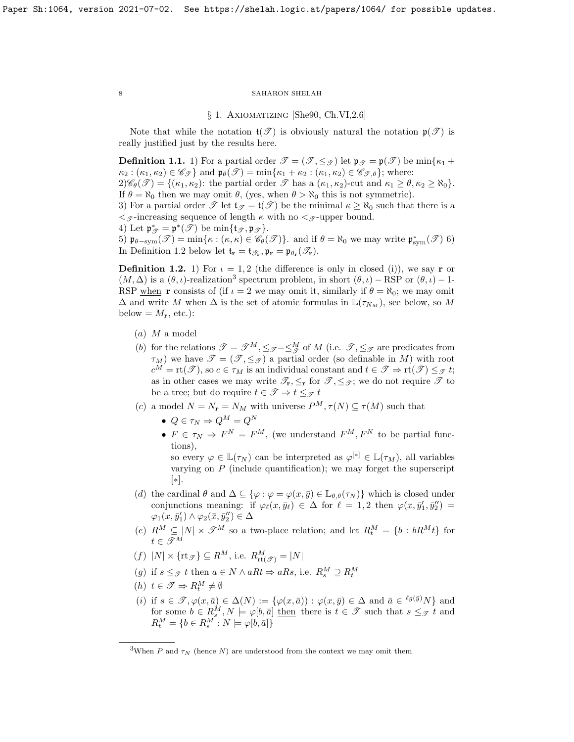## § 1. Axiomatizing [She90, Ch.VI,2.6]

Note that while the notation $\mathfrak{t}(\mathscr{T})$ is obviously natural the notation $\mathfrak{p}(\mathscr{T})$ is really justified just by the results here.

**Definition 1.1.** 1) For a partial order $\mathscr{T} = (\mathscr{T}, \leq_{\mathscr{T}})$ let $\mathfrak{p}_{\mathscr{T}} = \mathfrak{p}(\mathscr{T})$ be $\min\{\kappa_1 + \kappa_2 : (\kappa_1, \kappa_2) \in \mathscr{C}_{\mathscr{T}}\}$ and $\mathfrak{p}_\theta(\mathscr{T}) = \min\{\kappa_1 + \kappa_2 : (\kappa_1, \kappa_2) \in \mathscr{C}_{\mathscr{T},\theta}\}$; where:
2)$\mathscr{C}_\theta(\mathscr{T}) = \{(\kappa_1, \kappa_2)$: the partial order $\mathscr{T}$ has a $(\kappa_1, \kappa_2)$-cut and $\kappa_1 \geq \theta, \kappa_2 \geq \aleph_0\}$. If $\theta = \aleph_0$ then we may omit $\theta$, (yes, when $\theta > \aleph_0$ this is not symmetric).
3) For a partial order $\mathscr{T}$ let $\mathfrak{t}_{\mathscr{T}} = \mathfrak{t}(\mathscr{T})$ be the minimal $\kappa \geq \aleph_0$ such that there is a $<_{\mathscr{T}}$-increasing sequence of length $\kappa$ with no $<_{\mathscr{T}}$-upper bound.
4) Let $\mathfrak{p}^*_{\mathscr{T}} = \mathfrak{p}^*(\mathscr{T})$ be $\min\{\mathfrak{t}_{\mathscr{T}}, \mathfrak{p}_{\mathscr{T}}\}$.
5) $\mathfrak{p}_{\theta-\mathrm{sym}}(\mathscr{T}) = \min\{\kappa : (\kappa, \kappa) \in \mathscr{C}_\theta(\mathscr{T})\}$. and if $\theta = \aleph_0$ we may write $\mathfrak{p}^*_{\mathrm{sym}}(\mathscr{T})$ 6) In Definition 1.2 below let $\mathfrak{t}_{\mathbf{r}} = \mathfrak{t}_{\mathscr{T}_{\mathbf{r}}}, \mathfrak{p}_{\mathbf{r}} = \mathfrak{p}_{\theta_{\mathbf{r}}}(\mathscr{T}_{\mathbf{r}})$.

**Definition 1.2.** 1) For $\iota = 1, 2$ (the difference is only in closed (i)), we say $\mathbf{r}$ or $(M, \Delta)$ is a $(\theta, \iota)$-realization[3] spectrum problem, in short $(\theta, \iota) - \mathrm{RSP}$ or $(\theta, \iota) - 1$-RSP when $\mathbf{r}$ consists of (if $\iota = 2$ we may omit it, similarly if $\theta = \aleph_0$; we may omit $\Delta$ and write $M$ when $\Delta$ is the set of atomic formulas in $\mathbb{L}(\tau_{N_M})$, see below, so $M$ below $= M_{\mathbf{r}}$, etc.):

- $(a)$ $M$ a model
- $(b)$ for the relations $\mathscr{T} = \mathscr{T}^M, \leq_{\mathscr{T}} = \leq^M_{\mathscr{T}}$ of $M$ (i.e. $\mathscr{T}, \leq_{\mathscr{T}}$ are predicates from $\tau_M$) we have $\mathscr{T} = (\mathscr{T}, \leq_{\mathscr{T}})$ a partial order (so definable in $M$) with root $c^M = \mathrm{rt}(\mathscr{T})$, so $c \in \tau_M$ is an individual constant and $t \in \mathscr{T} \Rightarrow \mathrm{rt}(\mathscr{T}) \leq_{\mathscr{T}} t$; as in other cases we may write $\mathscr{T}_{\mathbf{r}}, \leq_{\mathbf{r}}$ for $\mathscr{T}, \leq_{\mathscr{T}}$; we do not require $\mathscr{T}$ to be a tree; but do require $t \in \mathscr{T} \Rightarrow t \leq_{\mathscr{T}} t$
- $(c)$ a model $N = N_{\mathbf{r}} = N_M$ with universe $P^M, \tau(N) \subseteq \tau(M)$ such that
  - $Q \in \tau_N \Rightarrow Q^M = Q^N$
  - $F \in \tau_N \Rightarrow F^N = F^M$, (we understand $F^M, F^N$ to be partial functions),
    so every $\varphi \in \mathbb{L}(\tau_N)$ can be interpreted as $\varphi^{[*]} \in \mathbb{L}(\tau_M)$, all variables varying on $P$ (include quantification); we may forget the superscript $[*]$.
- $(d)$ the cardinal $\theta$ and $\Delta \subseteq \{\varphi : \varphi = \varphi(x, \bar{y}) \in \mathbb{L}_{\theta,\theta}(\tau_N)\}$ which is closed under conjunctions meaning: if $\varphi_\ell(x, \bar{y}_\ell) \in \Delta$ for $\ell = 1, 2$ then $\varphi(x, \bar{y}'_1, \bar{y}''_2) = \varphi_1(x, \bar{y}'_1) \wedge \varphi_2(\bar{x}, \bar{y}''_2) \in \Delta$
- $(e)$ $R^M \subseteq |N| \times \mathscr{T}^M$ so a two-place relation; and let $R^M_t = \{b : bR^M t\}$ for $t \in \mathscr{T}^M$
- $(f)$ $|N| \times \{\mathrm{rt}_{\mathscr{T}}\} \subseteq R^M$, i.e. $R^M_{\mathrm{rt}(\mathscr{T})} = |N|$
- $(g)$ if $s \leq_{\mathscr{T}} t$ then $a \in N \wedge aRt \Rightarrow aRs$, i.e. $R^M_s \supseteq R^M_t$
- $(h)$ $t \in \mathscr{T} \Rightarrow R^M_t \neq \emptyset$
- $(i)$ if $s \in \mathscr{T}, \varphi(x, \bar{a}) \in \Delta(N) := \{\varphi(x, \bar{a})) : \varphi(x, \bar{y}) \in \Delta$ and $\bar{a} \in {}^{\ell g(\bar{y})}N\}$ and for some $b \in R^M_s, N \models \varphi[b, \bar{a}]$ then there is $t \in \mathscr{T}$ such that $s \leq_{\mathscr{T}} t$ and $R^M_t = \{b \in R^M_s : N \models \varphi[b, \bar{a}]\}$

[3] When $P$ and $\tau_N$ (hence $N$) are understood from the context we may omit them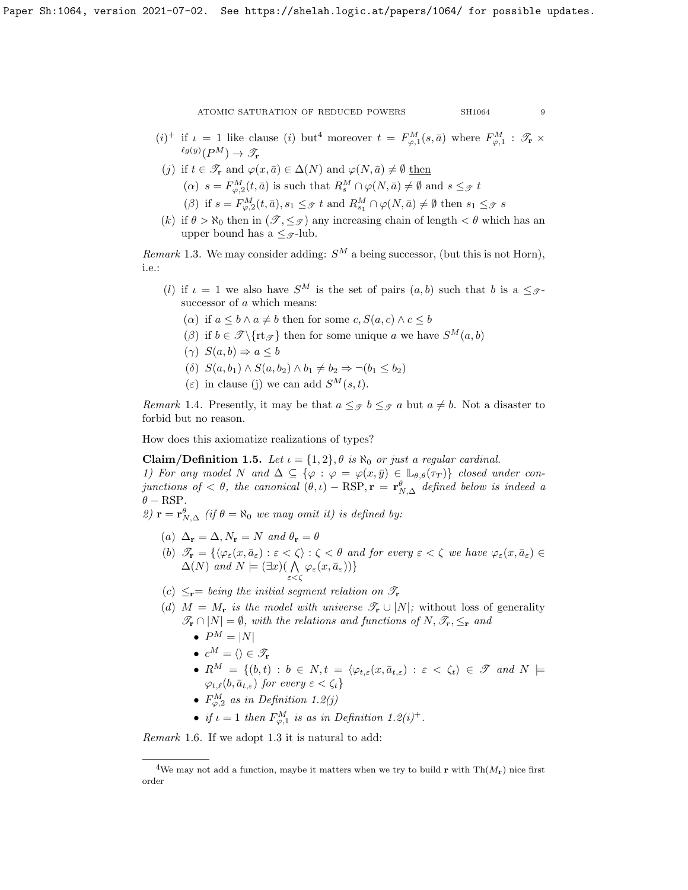$(i)^+$ if $\iota = 1$ like clause $(i)$ but[4] moreover $t = F^M_{\varphi,1}(s, \bar{a})$ where $F^M_{\varphi,1} : \mathscr{T}_{\mathbf{r}} \times {}^{\ell g(\bar{y})}(P^M) \to \mathscr{T}_{\mathbf{r}}$

$(j)$ if $t \in \mathscr{T}_{\mathbf{r}}$ and $\varphi(x, \bar{a}) \in \Delta(N)$ and $\varphi(N, \bar{a}) \neq \emptyset$ then

- $(\alpha)$ $s = F^M_{\varphi,2}(t, \bar{a})$ is such that $R^M_s \cap \varphi(N, \bar{a}) \neq \emptyset$ and $s \leq_{\mathscr{T}} t$
- $(\beta)$ if $s = F^M_{\varphi,2}(t, \bar{a}), s_1 \leq_{\mathscr{T}} t$ and $R^M_{s_1} \cap \varphi(N, \bar{a}) \neq \emptyset$ then $s_1 \leq_{\mathscr{T}} s$

$(k)$ if $\theta > \aleph_0$ then in $(\mathscr{T}, \leq_{\mathscr{T}})$ any increasing chain of length $< \theta$ which has an upper bound has a $\leq_{\mathscr{T}}$-lub.

*Remark* 1.3. We may consider adding: $S^M$ a being successor, (but this is not Horn), i.e.:

$(l)$ if $\iota = 1$ we also have $S^M$ is the set of pairs $(a, b)$ such that $b$ is a $\leq_{\mathscr{T}}$-successor of $a$ which means:

- $(\alpha)$ if $a \leq b \wedge a \neq b$ then for some $c, S(a, c) \wedge c \leq b$
- $(\beta)$ if $b \in \mathscr{T} \backslash \{\mathrm{rt}_{\mathscr{T}}\}$ then for some unique $a$ we have $S^M(a, b)$
- $(\gamma)$ $S(a, b) \Rightarrow a \leq b$
- $(\delta)$ $S(a, b_1) \wedge S(a, b_2) \wedge b_1 \neq b_2 \Rightarrow \neg(b_1 \leq b_2)$
- $(\varepsilon)$ in clause (j) we can add $S^M(s, t)$.

*Remark* 1.4. Presently, it may be that $a \leq_{\mathscr{T}} b \leq_{\mathscr{T}} a$ but $a \neq b$. Not a disaster to forbid but no reason.

How does this axiomatize realizations of types?

**Claim/Definition 1.5.** *Let $\iota = \{1, 2\}, \theta$ is $\aleph_0$ or just a regular cardinal.*
*1) For any model $N$ and $\Delta \subseteq \{\varphi : \varphi = \varphi(x, \bar{y}) \in \mathbb{L}_{\theta,\theta}(\tau_T)\}$ closed under conjunctions of $< \theta$, the canonical $(\theta, \iota) - \mathrm{RSP}, \mathbf{r} = \mathbf{r}^\theta_{N,\Delta}$ defined below is indeed a $\theta - \mathrm{RSP}$.*
*2) $\mathbf{r} = \mathbf{r}^\theta_{N,\Delta}$ (if $\theta = \aleph_0$ we may omit it) is defined by:*

- $(a)$ $\Delta_{\mathbf{r}} = \Delta, N_{\mathbf{r}} = N$ *and* $\theta_{\mathbf{r}} = \theta$
- $(b)$ $\mathscr{T}_{\mathbf{r}} = \{\langle \varphi_\varepsilon(x, \bar{a}_\varepsilon) : \varepsilon < \zeta \rangle : \zeta < \theta$ *and for every* $\varepsilon < \zeta$ *we have* $\varphi_\varepsilon(x, \bar{a}_\varepsilon) \in \Delta(N)$ *and* $N \models (\exists x)(\bigwedge_{\varepsilon < \zeta} \varphi_\varepsilon(x, \bar{a}_\varepsilon))\}$
- $(c)$ $\leq_{\mathbf{r}} =$ *being the initial segment relation on* $\mathscr{T}_{\mathbf{r}}$
- $(d)$ $M = M_{\mathbf{r}}$ *is the model with universe* $\mathscr{T}_{\mathbf{r}} \cup |N|$; *without loss of generality* $\mathscr{T}_{\mathbf{r}} \cap |N| = \emptyset$, *with the relations and functions of* $N, \mathscr{T}_r, \leq_{\mathbf{r}}$ *and*
  - $P^M = |N|$
  - $c^M = \langle\rangle \in \mathscr{T}_{\mathbf{r}}$
  - $R^M = \{(b, t) : b \in N, t = \langle \varphi_{t,\varepsilon}(x, \bar{a}_{t,\varepsilon}) : \varepsilon < \zeta_t \rangle \in \mathscr{T}$ *and* $N \models \varphi_{t,\ell}(b, \bar{a}_{t,\varepsilon})$ *for every* $\varepsilon < \zeta_t\}$
  - $F^M_{\varphi,2}$ *as in Definition 1.2(j)*
  - *if* $\iota = 1$ *then* $F^M_{\varphi,1}$ *is as in Definition 1.2(i)*$^+$.

*Remark* 1.6. If we adopt 1.3 it is natural to add:

[4] We may not add a function, maybe it matters when we try to build $\mathbf{r}$ with $\mathrm{Th}(M_{\mathbf{r}})$ nice first order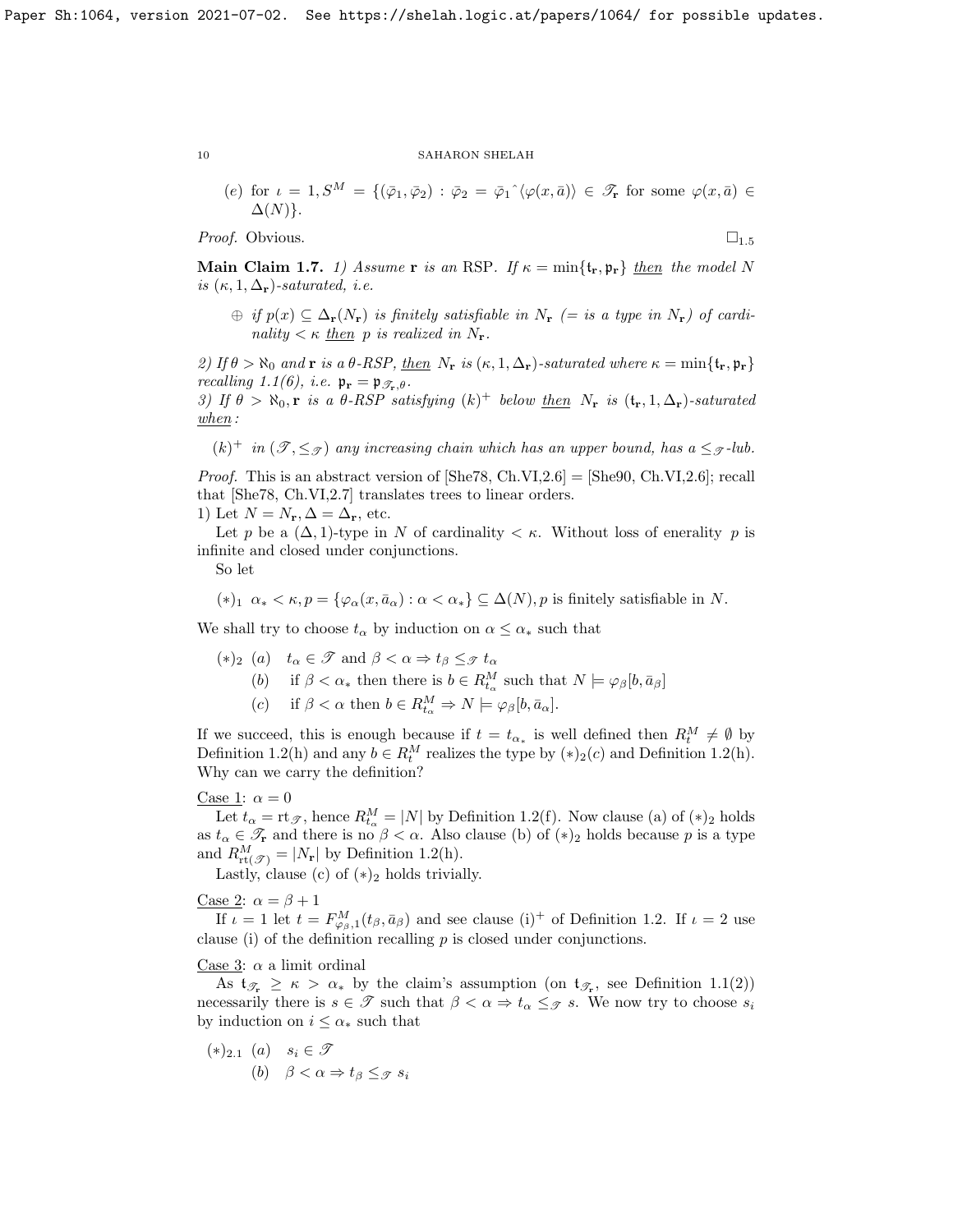(e) for $\iota = 1, S^M = \{(\bar{\varphi}_1, \bar{\varphi}_2) : \bar{\varphi}_2 = \bar{\varphi}_1{}^\frown\langle \varphi(x, \bar{a})\rangle \in \mathscr{T}_{\mathbf{r}}$ for some $\varphi(x, \bar{a}) \in \Delta(N)\}$.

*Proof.* Obvious. $\square_{1.5}$

**Main Claim 1.7.** *1) Assume* $\mathbf{r}$ *is an* RSP*. If* $\kappa = \min\{\mathfrak{t}_{\mathbf{r}}, \mathfrak{p}_{\mathbf{r}}\}$ *then the model* $N$ *is* $(\kappa, 1, \Delta_{\mathbf{r}})$*-saturated, i.e.*

> $\oplus$ *if* $p(x) \subseteq \Delta_{\mathbf{r}}(N_{\mathbf{r}})$ *is finitely satisfiable in* $N_{\mathbf{r}}$ *(= is a type in* $N_{\mathbf{r}}$*) of cardinality* $< \kappa$ *then* $p$ *is realized in* $N_{\mathbf{r}}$*.*

*2) If* $\theta > \aleph_0$ *and* $\mathbf{r}$ *is a* $\theta$*-RSP, then* $N_{\mathbf{r}}$ *is* $(\kappa, 1, \Delta_{\mathbf{r}})$*-saturated where* $\kappa = \min\{\mathfrak{t}_{\mathbf{r}}, \mathfrak{p}_{\mathbf{r}}\}$ *recalling 1.1(6), i.e.* $\mathfrak{p}_{\mathbf{r}} = \mathfrak{p}_{\mathscr{T}_{\mathbf{r}},\theta}$*.*

*3) If* $\theta > \aleph_0, \mathbf{r}$ *is a* $\theta$*-RSP satisfying* $(k)^+$ *below then* $N_{\mathbf{r}}$ *is* $(\mathfrak{t}_{\mathbf{r}}, 1, \Delta_{\mathbf{r}})$*-saturated when:*

> $(k)^+$ *in* $(\mathscr{T}, \leq_{\mathscr{T}})$ *any increasing chain which has an upper bound, has a* $\leq_{\mathscr{T}}$*-lub.*

*Proof.* This is an abstract version of [She78, Ch.VI,2.6] = [She90, Ch.VI,2.6]; recall that [She78, Ch.VI,2.7] translates trees to linear orders.

1) Let $N = N_{\mathbf{r}}, \Delta = \Delta_{\mathbf{r}}$, etc.

Let $p$ be a $(\Delta, 1)$-type in $N$ of cardinality $< \kappa$. Without loss of enerality $p$ is infinite and closed under conjunctions.

So let

> $(*)_1$ $\alpha_* < \kappa, p = \{\varphi_\alpha(x, \bar{a}_\alpha) : \alpha < \alpha_*\} \subseteq \Delta(N), p$ is finitely satisfiable in $N$.

We shall try to choose $t_\alpha$ by induction on $\alpha \leq \alpha_*$ such that

> $(*)_2$ (a) $t_\alpha \in \mathscr{T}$ and $\beta < \alpha \Rightarrow t_\beta \leq_{\mathscr{T}} t_\alpha$
>
> (b) if $\beta < \alpha_*$ then there is $b \in R^M_{t_\alpha}$ such that $N \models \varphi_\beta[b, \bar{a}_\beta]$
>
> (c) if $\beta < \alpha$ then $b \in R^M_{t_\alpha} \Rightarrow N \models \varphi_\beta[b, \bar{a}_\alpha]$.

If we succeed, this is enough because if $t = t_{\alpha_*}$ is well defined then $R^M_t \neq \emptyset$ by Definition 1.2(h) and any $b \in R^M_t$ realizes the type by $(*)_2(c)$ and Definition 1.2(h).

Why can we carry the definition?

Case 1: $\alpha = 0$

Let $t_\alpha = \mathrm{rt}_{\mathscr{T}}$, hence $R^M_{t_\alpha} = |N|$ by Definition 1.2(f). Now clause (a) of $(*)_2$ holds as $t_\alpha \in \mathscr{T}_{\mathbf{r}}$ and there is no $\beta < \alpha$. Also clause (b) of $(*)_2$ holds because $p$ is a type and $R^M_{\mathrm{rt}(\mathscr{T})} = |N_{\mathbf{r}}|$ by Definition 1.2(h).

Lastly, clause (c) of $(*)_2$ holds trivially.

Case 2: $\alpha = \beta + 1$

If $\iota = 1$ let $t = F^M_{\varphi_\beta, 1}(t_\beta, \bar{a}_\beta)$ and see clause (i)$^+$ of Definition 1.2. If $\iota = 2$ use clause (i) of the definition recalling $p$ is closed under conjunctions.

Case 3: $\alpha$ a limit ordinal

As $\mathfrak{t}_{\mathscr{T}_{\mathbf{r}}} \geq \kappa > \alpha_*$ by the claim's assumption (on $\mathfrak{t}_{\mathscr{T}_{\mathbf{r}}}$, see Definition 1.1(2)) necessarily there is $s \in \mathscr{T}$ such that $\beta < \alpha \Rightarrow t_\alpha \leq_{\mathscr{T}} s$. We now try to choose $s_i$ by induction on $i \leq \alpha_*$ such that

> $(*)_{2.1}$ (a) $s_i \in \mathscr{T}$
>
> (b) $\beta < \alpha \Rightarrow t_\beta \leq_{\mathscr{T}} s_i$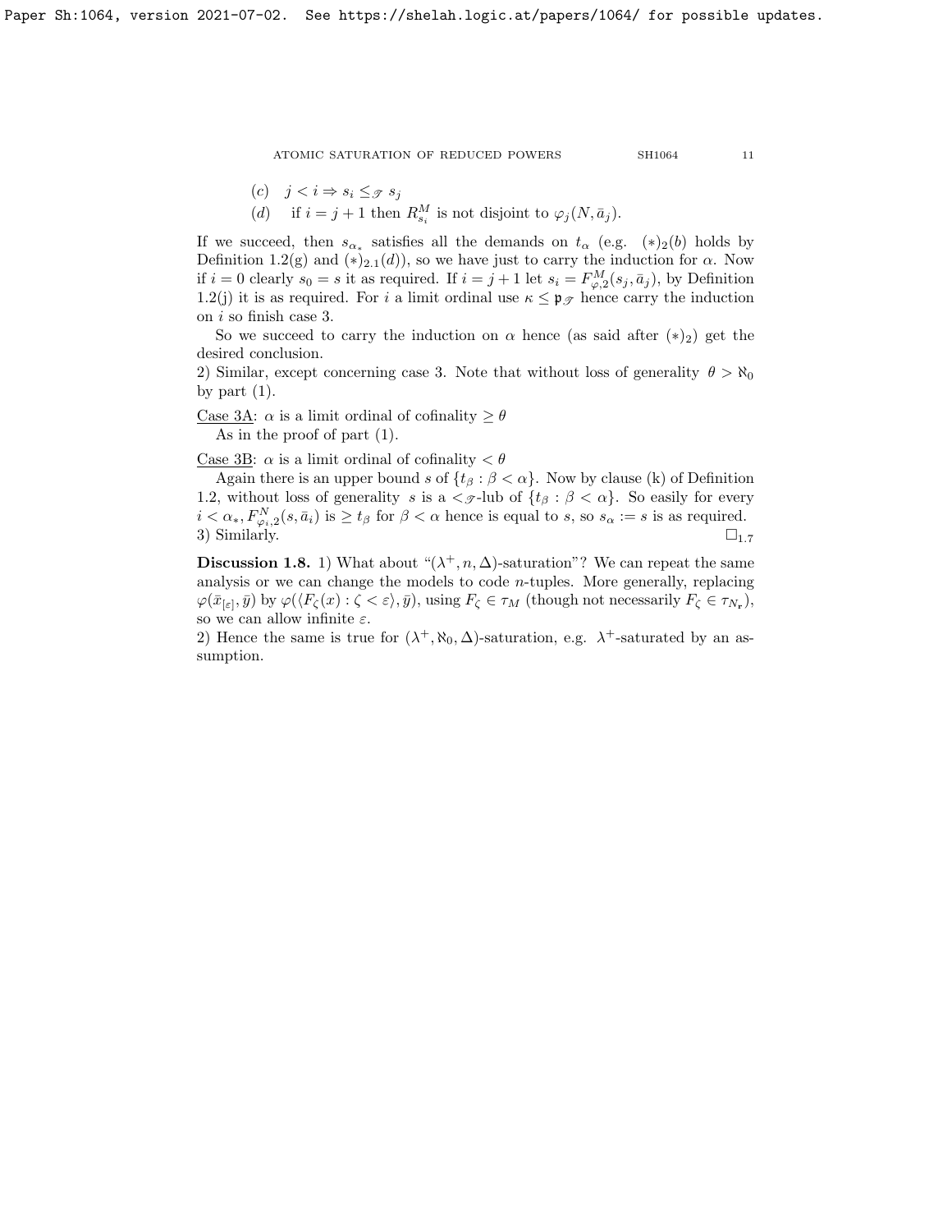(c) $j < i \Rightarrow s_i \le_{\mathscr{T}} s_j$

(d) if $i = j+1$ then $R^M_{s_i}$ is not disjoint to $\varphi_j(N, \bar{a}_j)$.

If we succeed, then $s_{\alpha_*}$ satisfies all the demands on $t_\alpha$ (e.g. $(*)_2(b)$ holds by Definition 1.2(g) and $(*)_{2.1}(d)$), so we have just to carry the induction for $\alpha$. Now if $i = 0$ clearly $s_0 = s$ it as required. If $i = j+1$ let $s_i = F^M_{\varphi,2}(s_j, \bar{a}_j)$, by Definition 1.2(j) it is as required. For $i$ a limit ordinal use $\kappa \le \mathfrak{p}_{\mathscr{T}}$ hence carry the induction on $i$ so finish case 3.

So we succeed to carry the induction on $\alpha$ hence (as said after $(*)_2$) get the desired conclusion.

2) Similar, except concerning case 3. Note that without loss of generality $\theta > \aleph_0$ by part (1).

<u>Case 3A</u>: $\alpha$ is a limit ordinal of cofinality $\ge \theta$

As in the proof of part (1).

<u>Case 3B</u>: $\alpha$ is a limit ordinal of cofinality $< \theta$

Again there is an upper bound $s$ of $\{t_\beta : \beta < \alpha\}$. Now by clause (k) of Definition 1.2, without loss of generality $s$ is a $<_{\mathscr{T}}$-lub of $\{t_\beta : \beta < \alpha\}$. So easily for every $i < \alpha_*, F^N_{\varphi_i,2}(s, \bar{a}_i)$ is $\ge t_\beta$ for $\beta < \alpha$ hence is equal to $s$, so $s_\alpha := s$ is as required.

3) Similarly. $\square_{1.7}$

**Discussion 1.8.** 1) What about "$(\lambda^+, n, \Delta)$-saturation"? We can repeat the same analysis or we can change the models to code $n$-tuples. More generally, replacing $\varphi(\bar{x}_{[\varepsilon]}, \bar{y})$ by $\varphi(\langle F_\zeta(x) : \zeta < \varepsilon\rangle, \bar{y})$, using $F_\zeta \in \tau_M$ (though not necessarily $F_\zeta \in \tau_{N_{\mathfrak{r}}}$), so we can allow infinite $\varepsilon$.

2) Hence the same is true for $(\lambda^+, \aleph_0, \Delta)$-saturation, e.g. $\lambda^+$-saturated by an assumption.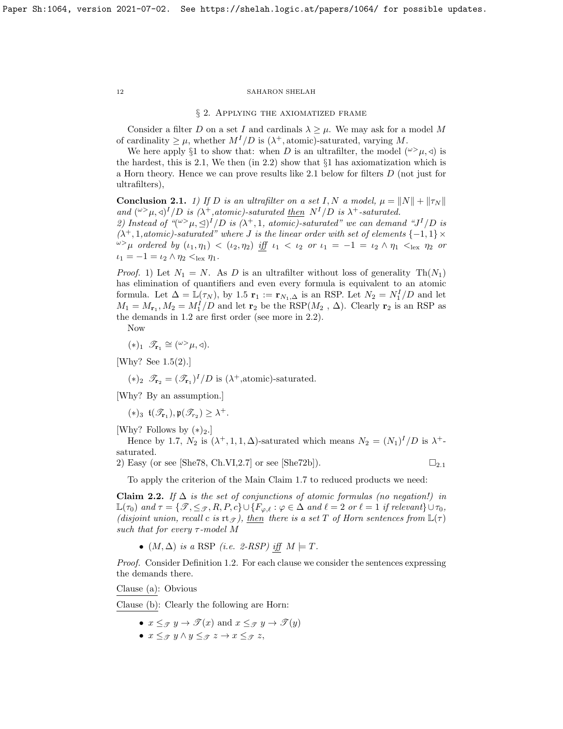## § 2. Applying the axiomatized frame

Consider a filter $D$ on a set $I$ and cardinals $\lambda \geq \mu$. We may ask for a model $M$ of cardinality $\geq \mu$, whether $M^I/D$ is $(\lambda^+, \text{atomic})$-saturated, varying $M$.

We here apply §1 to show that: when $D$ is an ultrafilter, the model $({}^{\omega>}\mu, \lhd)$ is the hardest, this is 2.1, We then (in 2.2) show that §1 has axiomatization which is a Horn theory. Hence we can prove results like 2.1 below for filters $D$ (not just for ultrafilters),

**Conclusion 2.1.** *1) If $D$ is an ultrafilter on a set $I, N$ a model, $\mu = \|N\| + \|\tau_N\|$ and $({}^{\omega>}\mu, \lhd)^I/D$ is $(\lambda^+$,atomic$)$-saturated* <u>*then*</u> *$N^I/D$ is $\lambda^+$-saturated.*
*2) Instead of "$({}^{\omega>}\mu, \trianglelefteq)^I/D$ is $(\lambda^+, 1$, atomic$)$-saturated" we can demand "$J^I/D$ is $(\lambda^+, 1$,atomic$)$-saturated" where $J$ is the linear order with set of elements $\{-1, 1\} \times {}^{\omega>}\mu$ ordered by $(\iota_1, \eta_1) < (\iota_2, \eta_2)$* <u>*iff*</u> *$\iota_1 < \iota_2$ or $\iota_1 = -1 = \iota_2 \wedge \eta_1 <_{\text{lex}} \eta_2$ or $\iota_1 = -1 = \iota_2 \wedge \eta_2 <_{\text{lex}} \eta_1$.*

*Proof.* 1) Let $N_1 = N$. As $D$ is an ultrafilter without loss of generality $\text{Th}(N_1)$ has elimination of quantifiers and even every formula is equivalent to an atomic formula. Let $\Delta = \mathbb{L}(\tau_N)$, by 1.5 $\mathbf{r}_1 := \mathbf{r}_{N_1,\Delta}$ is an RSP. Let $N_2 = N_1^I/D$ and let $M_1 = M_{\mathbf{r}_1}, M_2 = M_1^I/D$ and let $\mathbf{r}_2$ be the RSP$(M_2\ ,\ \Delta)$. Clearly $\mathbf{r}_2$ is an RSP as the demands in 1.2 are first order (see more in 2.2).

Now

$(*)_1$ $\mathscr{T}_{\mathbf{r}_1} \cong ({}^{\omega>}\mu, \lhd)$.

[Why? See 1.5(2).]

$(*)_2$ $\mathscr{T}_{\mathbf{r}_2} = (\mathscr{T}_{\mathbf{r}_1})^I/D$ is $(\lambda^+$,atomic$)$-saturated.

[Why? By an assumption.]

$(*)_3$ $\mathfrak{t}(\mathscr{T}_{\mathbf{r}_1}), \mathfrak{p}(\mathscr{T}_{r_2}) \geq \lambda^+$.

[Why? Follows by $(*)_2$.]

Hence by 1.7, $N_2$ is $(\lambda^+, 1, 1, \Delta)$-saturated which means $N_2 = (N_1)^I/D$ is $\lambda^+$-saturated.
2) Easy (or see [She78, Ch.VI,2.7] or see [She72b]). $\square_{2.1}$

To apply the criterion of the Main Claim 1.7 to reduced products we need:

**Claim 2.2.** *If $\Delta$ is the set of conjunctions of atomic formulas (no negation!) in $\mathbb{L}(\tau_0)$ and $\tau = \{\mathscr{T}, \leq_{\mathscr{T}}, R, P, c\} \cup \{F_{\varphi,\ell} : \varphi \in \Delta$ and $\ell = 2$ or $\ell = 1$ if relevant$\} \cup \tau_0$, (disjoint union, recall $c$ is $\text{rt}_{\mathscr{T}}$),* <u>*then*</u> *there is a set $T$ of Horn sentences from $\mathbb{L}(\tau)$ such that for every $\tau$-model $M$*

- *$(M, \Delta)$ is a RSP (i.e. 2-RSP)* <u>*iff*</u> *$M \models T$.*

*Proof.* Consider Definition 1.2. For each clause we consider the sentences expressing the demands there.

<u>Clause (a)</u>: Obvious

<u>Clause (b)</u>: Clearly the following are Horn:

- $x \leq_{\mathscr{T}} y \to \mathscr{T}(x)$ and $x \leq_{\mathscr{T}} y \to \mathscr{T}(y)$
- $x \leq_{\mathscr{T}} y \wedge y \leq_{\mathscr{T}} z \to x \leq_{\mathscr{T}} z$,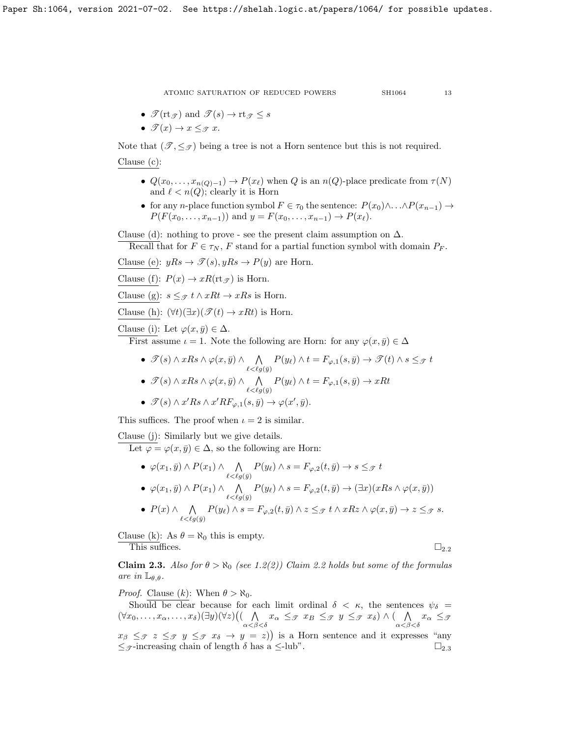- $\mathscr{T}(\mathrm{rt}_{\mathscr{T}})$ and $\mathscr{T}(s) \rightarrow \mathrm{rt}_{\mathscr{T}} \leq s$
- $\mathscr{T}(x) \rightarrow x \leq_{\mathscr{T}} x$.

Note that $(\mathscr{T}, \leq_{\mathscr{T}})$ being a tree is not a Horn sentence but this is not required.

<u>Clause (c)</u>:

- $Q(x_0, \ldots, x_{n(Q)-1}) \rightarrow P(x_\ell)$ when $Q$ is an $n(Q)$-place predicate from $\tau(N)$ and $\ell < n(Q)$; clearly it is Horn
- for any $n$-place function symbol $F \in \tau_0$ the sentence: $P(x_0) \wedge \ldots \wedge P(x_{n-1}) \rightarrow P(F(x_0, \ldots, x_{n-1}))$ and $y = F(x_0, \ldots, x_{n-1}) \rightarrow P(x_\ell)$.

<u>Clause (d)</u>: nothing to prove - see the present claim assumption on $\Delta$.

Recall that for $F \in \tau_N$, $F$ stand for a partial function symbol with domain $P_F$.

<u>Clause (e)</u>: $yRs \rightarrow \mathscr{T}(s), yRs \rightarrow P(y)$ are Horn.

<u>Clause (f)</u>: $P(x) \rightarrow xR(\mathrm{rt}_{\mathscr{T}})$ is Horn.

<u>Clause (g)</u>: $s \leq_{\mathscr{T}} t \wedge xRt \rightarrow xRs$ is Horn.

<u>Clause (h)</u>: $(\forall t)(\exists x)(\mathscr{T}(t) \rightarrow xRt)$ is Horn.

<u>Clause (i)</u>: Let $\varphi(x, \bar{y}) \in \Delta$.

First assume $\iota = 1$. Note the following are Horn: for any $\varphi(x, \bar{y}) \in \Delta$

- $\mathscr{T}(s) \wedge xRs \wedge \varphi(x, \bar{y}) \wedge \bigwedge\limits_{\ell < \ell g(\bar{y})} P(y_\ell) \wedge t = F_{\varphi,1}(s, \bar{y}) \rightarrow \mathscr{T}(t) \wedge s \leq_{\mathscr{T}} t$
- $\mathscr{T}(s) \wedge xRs \wedge \varphi(x, \bar{y}) \wedge \bigwedge\limits_{\ell < \ell g(\bar{y})} P(y_\ell) \wedge t = F_{\varphi,1}(s, \bar{y}) \rightarrow xRt$
- $\mathscr{T}(s) \wedge x'Rs \wedge x'RF_{\varphi,1}(s, \bar{y}) \rightarrow \varphi(x', \bar{y})$.

This suffices. The proof when $\iota = 2$ is similar.

<u>Clause (j)</u>: Similarly but we give details.

Let $\varphi = \varphi(x, \bar{y}) \in \Delta$, so the following are Horn:

- $\varphi(x_1, \bar{y}) \wedge P(x_1) \wedge \bigwedge\limits_{\ell < \ell g(\bar{y})} P(y_\ell) \wedge s = F_{\varphi,2}(t, \bar{y}) \rightarrow s \leq_{\mathscr{T}} t$
- $\varphi(x_1, \bar{y}) \wedge P(x_1) \wedge \bigwedge\limits_{\ell < \ell g(\bar{y})} P(y_\ell) \wedge s = F_{\varphi,2}(t, \bar{y}) \rightarrow (\exists x)(xRs \wedge \varphi(x, \bar{y}))$
- $P(x) \wedge \bigwedge\limits_{\ell < \ell g(\bar{y})} P(y_\ell) \wedge s = F_{\varphi,2}(t, \bar{y}) \wedge z \leq_{\mathscr{T}} t \wedge xRz \wedge \varphi(x, \bar{y}) \rightarrow z \leq_{\mathscr{T}} s$.

<u>Clause (k)</u>: As $\theta = \aleph_0$ this is empty.

This suffices. $\square_{2.2}$

**Claim 2.3.** *Also for $\theta > \aleph_0$ (see 1.2(2)) Claim 2.2 holds but some of the formulas are in $\mathbb{L}_{\theta,\theta}$.*

*Proof.* <u>Clause (k)</u>: When $\theta > \aleph_0$.

<u>Should be clear</u> because for each limit ordinal $\delta < \kappa$, the sentences $\psi_\delta = (\forall x_0, \ldots, x_\alpha, \ldots, x_\delta)(\exists y)(\forall z)\big((\bigwedge\limits_{\alpha<\beta<\delta} x_\alpha \leq_{\mathscr{T}} x_B \leq_{\mathscr{T}} y \leq_{\mathscr{T}} x_\delta) \wedge (\bigwedge\limits_{\alpha<\beta<\delta} x_\alpha \leq_{\mathscr{T}} x_\beta \leq_{\mathscr{T}} z \leq_{\mathscr{T}} y \leq_{\mathscr{T}} x_\delta \rightarrow y = z)\big)$ is a Horn sentence and it expresses "any $\leq_{\mathscr{T}}$-increasing chain of length $\delta$ has a $\leq$-lub". $\square_{2.3}$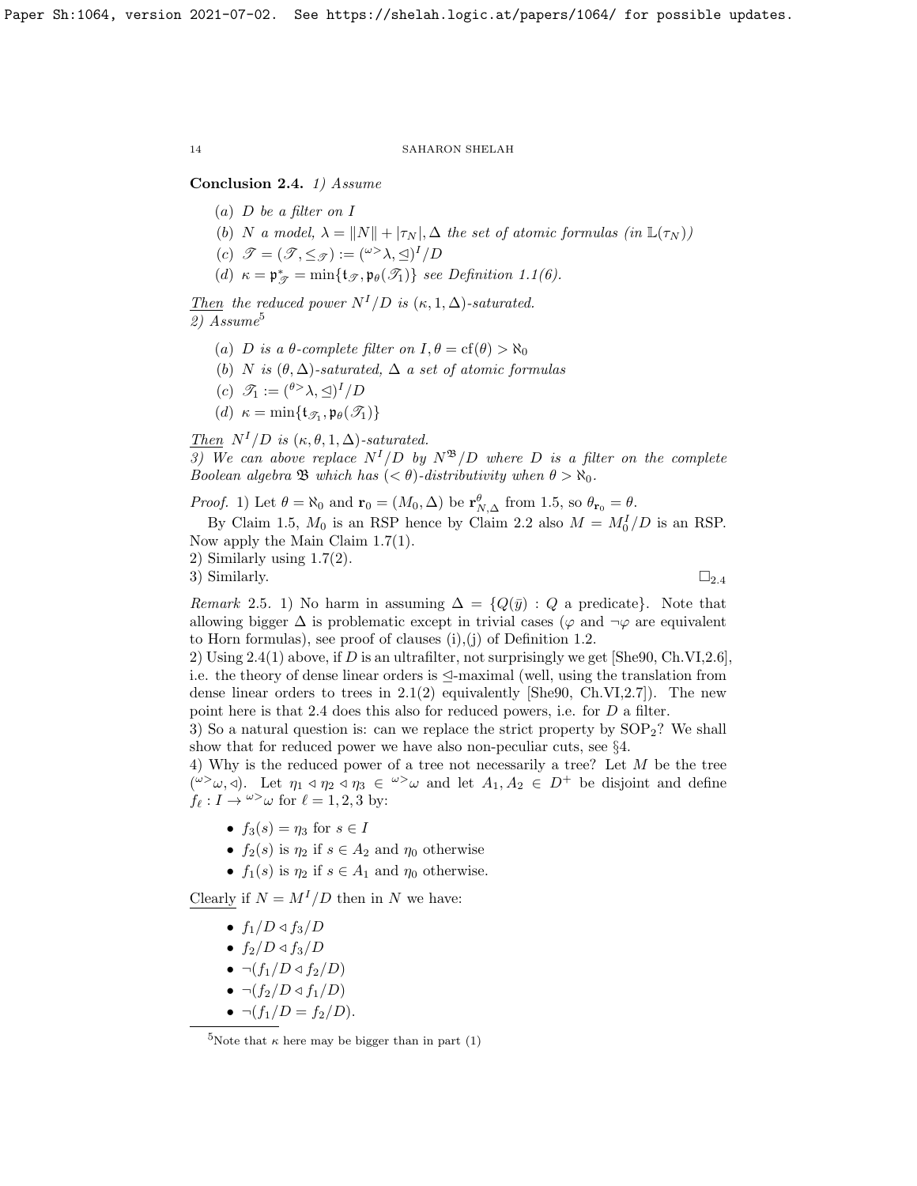**Conclusion 2.4.** *1) Assume*

- $(a)$ *$D$ be a filter on $I$*
- $(b)$ *$N$ a model, $\lambda = \|N\| + |\tau_N|, \Delta$ the set of atomic formulas (in $\mathbb{L}(\tau_N)$)*
- $(c)$ *$\mathscr{T} = (\mathscr{T}, \leq_{\mathscr{T}}) := ({}^{\omega >}\lambda, \trianglelefteq)^I/D$*
- $(d)$ *$\kappa = \mathfrak{p}^*_{\mathscr{T}} = \min\{\mathfrak{t}_{\mathscr{T}}, \mathfrak{p}_\theta(\mathscr{T}_1)\}$ see Definition 1.1(6).*

Then *the reduced power $N^I/D$ is $(\kappa, 1, \Delta)$-saturated.*
*2) Assume*[5]

- $(a)$ *$D$ is a $\theta$-complete filter on $I, \theta = \mathrm{cf}(\theta) > \aleph_0$*
- $(b)$ *$N$ is $(\theta, \Delta)$-saturated, $\Delta$ a set of atomic formulas*
- $(c)$ *$\mathscr{T}_1 := ({}^{\theta >}\lambda, \trianglelefteq)^I/D$*
- $(d)$ *$\kappa = \min\{\mathfrak{t}_{\mathscr{T}_1}, \mathfrak{p}_\theta(\mathscr{T}_1)\}$*

Then *$N^I/D$ is $(\kappa, \theta, 1, \Delta)$-saturated.*
*3) We can above replace $N^I/D$ by $N^{\mathfrak{B}}/D$ where $D$ is a filter on the complete Boolean algebra $\mathfrak{B}$ which has $(< \theta)$-distributivity when $\theta > \aleph_0$.*

*Proof.* 1) Let $\theta = \aleph_0$ and $\mathbf{r}_0 = (M_0, \Delta)$ be $\mathbf{r}^\theta_{N,\Delta}$ from 1.5, so $\theta_{\mathbf{r}_0} = \theta$.

By Claim 1.5, $M_0$ is an RSP hence by Claim 2.2 also $M = M_0^I/D$ is an RSP. Now apply the Main Claim 1.7(1).
2) Similarly using 1.7(2).
3) Similarly. $\square_{2.4}$

*Remark* 2.5. 1) No harm in assuming $\Delta = \{Q(\bar{y}) : Q$ a predicate$\}$. Note that allowing bigger $\Delta$ is problematic except in trivial cases ($\varphi$ and $\neg\varphi$ are equivalent to Horn formulas), see proof of clauses (i),(j) of Definition 1.2.
2) Using 2.4(1) above, if $D$ is an ultrafilter, not surprisingly we get [She90, Ch.VI,2.6], i.e. the theory of dense linear orders is $\trianglelefteq$-maximal (well, using the translation from dense linear orders to trees in 2.1(2) equivalently [She90, Ch.VI,2.7]). The new point here is that 2.4 does this also for reduced powers, i.e. for $D$ a filter.
3) So a natural question is: can we replace the strict property by $\mathrm{SOP}_2$? We shall show that for reduced power we have also non-peculiar cuts, see §4.
4) Why is the reduced power of a tree not necessarily a tree? Let $M$ be the tree $({}^{\omega >}\omega, \triangleleft)$. Let $\eta_1 \triangleleft \eta_2 \triangleleft \eta_3 \in {}^{\omega >}\omega$ and let $A_1, A_2 \in D^+$ be disjoint and define $f_\ell : I \to {}^{\omega >}\omega$ for $\ell = 1, 2, 3$ by:

- $f_3(s) = \eta_3$ for $s \in I$
- $f_2(s)$ is $\eta_2$ if $s \in A_2$ and $\eta_0$ otherwise
- $f_1(s)$ is $\eta_2$ if $s \in A_1$ and $\eta_0$ otherwise.

Clearly if $N = M^I/D$ then in $N$ we have:

- $f_1/D \triangleleft f_3/D$
- $f_2/D \triangleleft f_3/D$
- $\neg(f_1/D \triangleleft f_2/D)$
- $\neg(f_2/D \triangleleft f_1/D)$
- $\neg(f_1/D = f_2/D)$.

[5] Note that $\kappa$ here may be bigger than in part (1)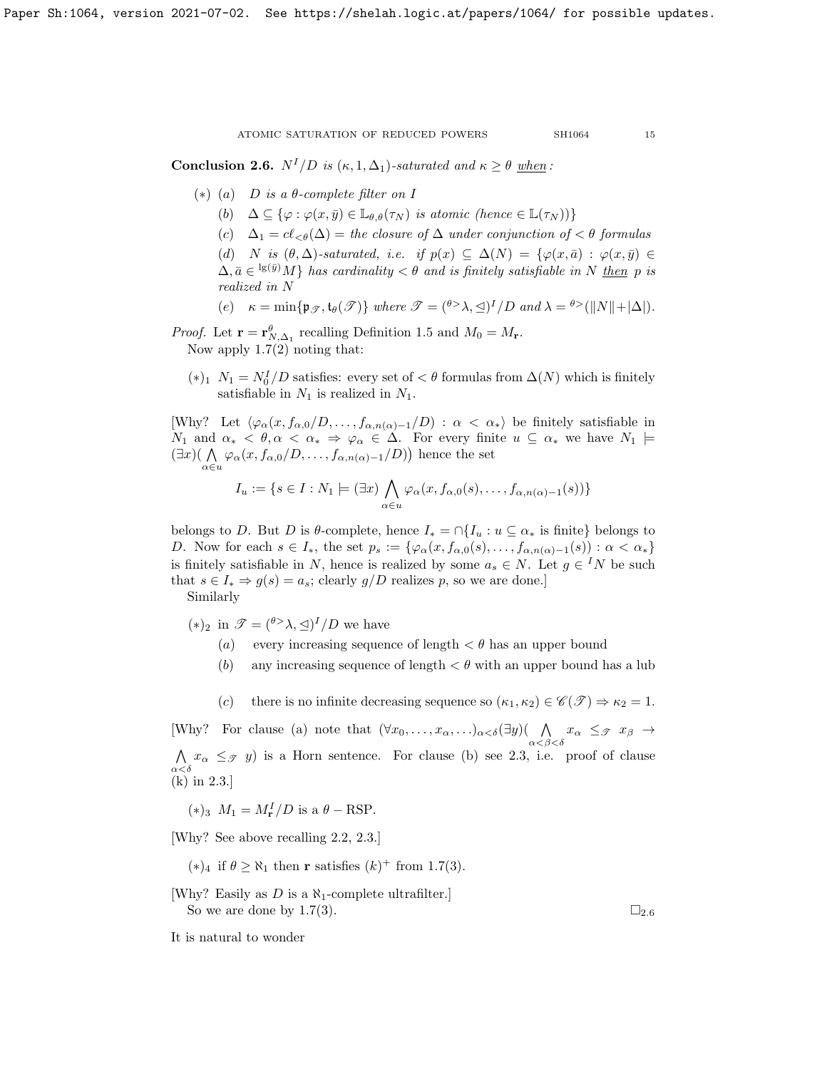**Conclusion 2.6.** $N^I/D$ *is* $(\kappa, 1, \Delta_1)$*-saturated and* $\kappa \geq \theta$ *when:*

- $(*)$ $(a)$ *$D$ is a $\theta$-complete filter on $I$*
  - $(b)$ $\Delta \subseteq \{\varphi : \varphi(x, \bar{y}) \in \mathbb{L}_{\theta,\theta}(\tau_N)$ *is atomic (hence* $\in \mathbb{L}(\tau_N))\}$
  - $(c)$ $\Delta_1 = c\ell_{<\theta}(\Delta) =$ *the closure of $\Delta$ under conjunction of $< \theta$ formulas*
  - $(d)$ *$N$ is $(\theta, \Delta)$-saturated, i.e. if* $p(x) \subseteq \Delta(N) = \{\varphi(x, \bar{a}) : \varphi(x, \bar{y}) \in \Delta, \bar{a} \in {}^{\lg(\bar{y})}M\}$ *has cardinality $< \theta$ and is finitely satisfiable in $N$ then $p$ is realized in $N$*
  - $(e)$ $\kappa = \min\{\mathfrak{p}_{\mathscr{T}}, \mathfrak{t}_\theta(\mathscr{T})\}$ *where* $\mathscr{T} = ({}^{\theta>}\lambda, \trianglelefteq)^I/D$ *and* $\lambda = {}^{\theta>}(\|N\| + |\Delta|)$.

*Proof.* Let $\mathbf{r} = \mathbf{r}^\theta_{N,\Delta_1}$ recalling Definition 1.5 and $M_0 = M_{\mathbf{r}}$.

Now apply 1.7(2) noting that:

- $(*)_1$ $N_1 = N_0^I/D$ satisfies: every set of $< \theta$ formulas from $\Delta(N)$ which is finitely satisfiable in $N_1$ is realized in $N_1$.

[Why? Let $\langle \varphi_\alpha(x, f_{\alpha,0}/D, \ldots, f_{\alpha,n(\alpha)-1}/D) : \alpha < \alpha_* \rangle$ be finitely satisfiable in $N_1$ and $\alpha_* < \theta, \alpha < \alpha_* \Rightarrow \varphi_\alpha \in \Delta$. For every finite $u \subseteq \alpha_*$ we have $N_1 \models (\exists x)\big(\bigwedge\limits_{\alpha \in u} \varphi_\alpha(x, f_{\alpha,0}/D, \ldots, f_{\alpha,n(\alpha)-1}/D)\big)$ hence the set

$$I_u := \{s \in I : N_1 \models (\exists x) \bigwedge_{\alpha \in u} \varphi_\alpha(x, f_{\alpha,0}(s), \ldots, f_{\alpha,n(\alpha)-1}(s))\}$$

belongs to $D$. But $D$ is $\theta$-complete, hence $I_* = \cap\{I_u : u \subseteq \alpha_*$ is finite$\}$ belongs to $D$. Now for each $s \in I_*$, the set $p_s := \{\varphi_\alpha(x, f_{\alpha,0}(s), \ldots, f_{\alpha,n(\alpha)-1}(s)) : \alpha < \alpha_*\}$ is finitely satisfiable in $N$, hence is realized by some $a_s \in N$. Let $g \in {}^I N$ be such that $s \in I_* \Rightarrow g(s) = a_s$; clearly $g/D$ realizes $p$, so we are done.]

Similarly

- $(*)_2$ in $\mathscr{T} = ({}^{\theta>}\lambda, \trianglelefteq)^I/D$ we have
  - $(a)$ every increasing sequence of length $< \theta$ has an upper bound
  - $(b)$ any increasing sequence of length $< \theta$ with an upper bound has a lub
  - $(c)$ there is no infinite decreasing sequence so $(\kappa_1, \kappa_2) \in \mathscr{C}(\mathscr{T}) \Rightarrow \kappa_2 = 1$.

[Why? For clause (a) note that $(\forall x_0, \ldots, x_\alpha, \ldots)_{\alpha<\delta}(\exists y)(\bigwedge\limits_{\alpha<\beta<\delta} x_\alpha \leq_{\mathscr{T}} x_\beta \rightarrow \bigwedge\limits_{\alpha<\delta} x_\alpha \leq_{\mathscr{T}} y)$ is a Horn sentence. For clause (b) see 2.3, i.e. proof of clause (k) in 2.3.]

- $(*)_3$ $M_1 = M^I_{\mathbf{r}}/D$ is a $\theta -$ RSP.

[Why? See above recalling 2.2, 2.3.]

- $(*)_4$ if $\theta \geq \aleph_1$ then $\mathbf{r}$ satisfies $(k)^+$ from 1.7(3).

[Why? Easily as $D$ is a $\aleph_1$-complete ultrafilter.]

So we are done by 1.7(3). $\square_{2.6}$

It is natural to wonder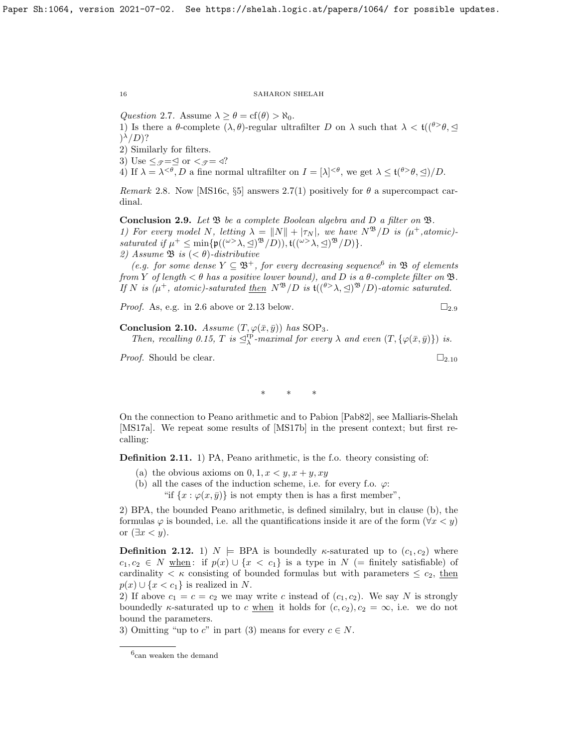*Question* 2.7. Assume $\lambda \geq \theta = \mathrm{cf}(\theta) > \aleph_0$.

1) Is there a $\theta$-complete $(\lambda, \theta)$-regular ultrafilter $D$ on $\lambda$ such that $\lambda < \mathfrak{t}((^{\theta>}\theta, \trianglelefteq)^\lambda/D)$?

2) Similarly for filters.

3) Use $\leq_{\mathscr{T}} = \trianglelefteq$ or $<_{\mathscr{T}} = \triangleleft$?

4) If $\lambda = \lambda^{<\theta}$, $D$ a fine normal ultrafilter on $I = [\lambda]^{<\theta}$, we get $\lambda \leq \mathfrak{t}(^{\theta>}\theta, \trianglelefteq)/D$.

*Remark* 2.8. Now [MS16c, §5] answers 2.7(1) positively for $\theta$ a supercompact cardinal.

**Conclusion 2.9.** *Let $\mathfrak{B}$ be a complete Boolean algebra and $D$ a filter on $\mathfrak{B}$.*

*1) For every model $N$, letting $\lambda = \|N\| + |\tau_N|$, we have $N^{\mathfrak{B}}/D$ is $(\mu^+$,atomic)-saturated if $\mu^+ \leq \min\{\mathfrak{p}((^{\omega>}\lambda, \trianglelefteq)^{\mathfrak{B}}/D)), \mathfrak{t}((^{\omega>}\lambda, \trianglelefteq)^{\mathfrak{B}}/D)\}$.*

*2) Assume $\mathfrak{B}$ is $(<\theta)$-distributive*

*(e.g. for some dense $Y \subseteq \mathfrak{B}^+$, for every decreasing sequence[6] in $\mathfrak{B}$ of elements from $Y$ of length $<\theta$ has a positive lower bound), and $D$ is a $\theta$-complete filter on $\mathfrak{B}$. If $N$ is $(\mu^+$, atomic)-saturated then $N^{\mathfrak{B}}/D$ is $\mathfrak{t}((^{\theta>}\lambda, \trianglelefteq)^{\mathfrak{B}}/D)$-atomic saturated.*

*Proof.* As, e.g. in 2.6 above or 2.13 below. $\square_{2.9}$

**Conclusion 2.10.** *Assume $(T, \varphi(\bar{x}, \bar{y}))$ has $\mathrm{SOP}_3$.*

*Then, recalling 0.15, $T$ is $\trianglelefteq^{\mathrm{rp}}_\lambda$-maximal for every $\lambda$ and even $(T, \{\varphi(\bar{x}, \bar{y})\})$ is.*

*Proof.* Should be clear. $\square_{2.10}$

\* \* \*

On the connection to Peano arithmetic and to Pabion [Pab82], see Malliaris-Shelah [MS17a]. We repeat some results of [MS17b] in the present context; but first recalling:

**Definition 2.11.** 1) PA, Peano arithmetic, is the f.o. theory consisting of:

(a) the obvious axioms on $0, 1, x < y, x + y, xy$

(b) all the cases of the induction scheme, i.e. for every f.o. $\varphi$:
"if $\{x : \varphi(x, \bar{y})\}$ is not empty then is has a first member",

2) BPA, the bounded Peano arithmetic, is defined similalry, but in clause (b), the formulas $\varphi$ is bounded, i.e. all the quantifications inside it are of the form $(\forall x < y)$ or $(\exists x < y)$.

**Definition 2.12.** 1) $N \models$ BPA is boundedly $\kappa$-saturated up to $(c_1, c_2)$ where $c_1, c_2 \in N$ when: if $p(x) \cup \{x < c_1\}$ is a type in $N$ (= finitely satisfiable) of cardinality $< \kappa$ consisting of bounded formulas but with parameters $\leq c_2$, then $p(x) \cup \{x < c_1\}$ is realized in $N$.

2) If above $c_1 = c = c_2$ we may write $c$ instead of $(c_1, c_2)$. We say $N$ is strongly boundedly $\kappa$-saturated up to $c$ when it holds for $(c, c_2), c_2 = \infty$, i.e. we do not bound the parameters.

3) Omitting "up to $c$" in part (3) means for every $c \in N$.

[6] can weaken the demand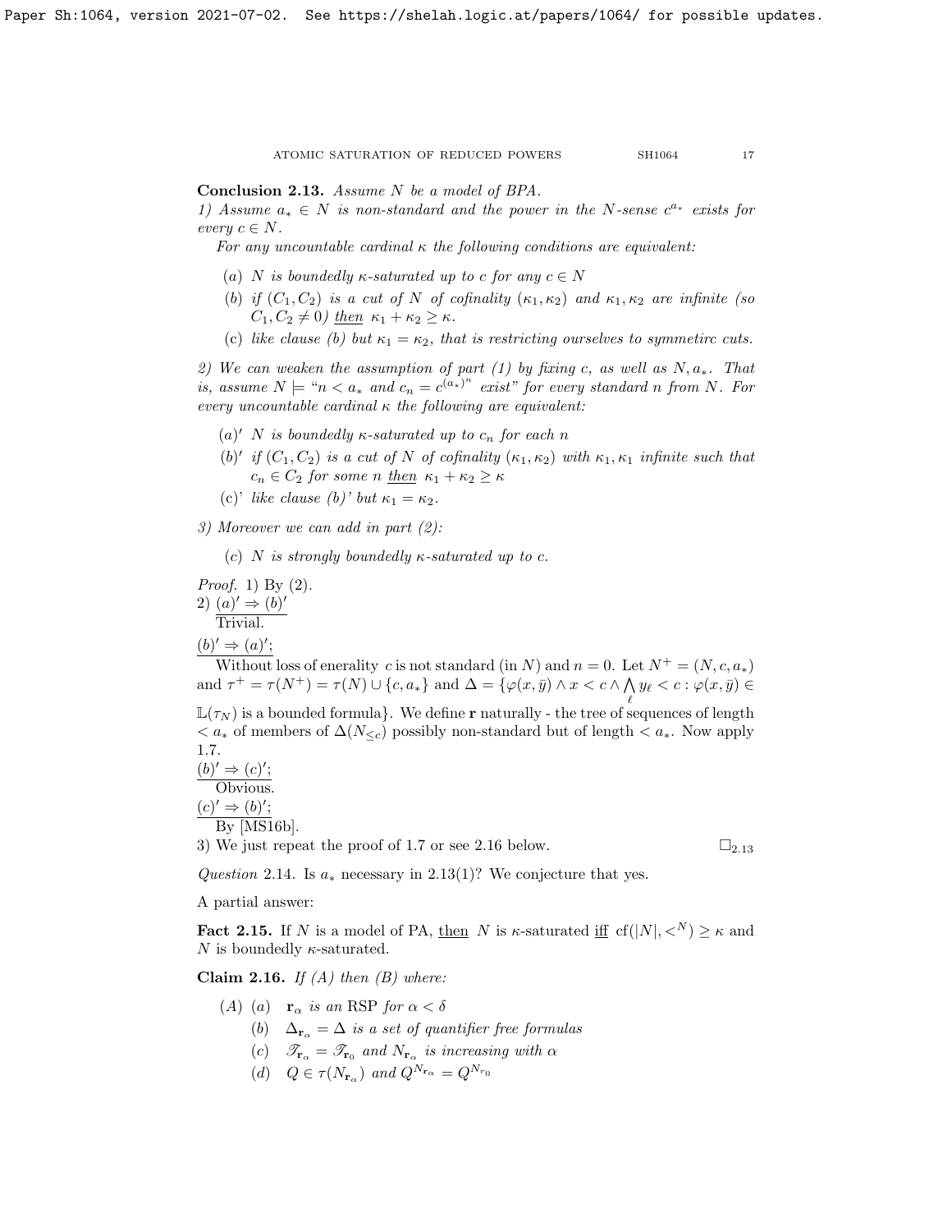**Conclusion 2.13.** *Assume $N$ be a model of BPA.*

*1) Assume $a_* \in N$ is non-standard and the power in the $N$-sense $c^{a_*}$ exists for every $c \in N$.*

*For any uncountable cardinal $\kappa$ the following conditions are equivalent:*

- (a) *$N$ is boundedly $\kappa$-saturated up to $c$ for any $c \in N$*
- (b) *if $(C_1, C_2)$ is a cut of $N$ of cofinality $(\kappa_1, \kappa_2)$ and $\kappa_1, \kappa_2$ are infinite (so $C_1, C_2 \neq 0$) then $\kappa_1 + \kappa_2 \geq \kappa$.*
- (c) *like clause (b) but $\kappa_1 = \kappa_2$, that is restricting ourselves to symmetirc cuts.*

*2) We can weaken the assumption of part (1) by fixing $c$, as well as $N, a_*$. That is, assume $N \models$ "$n < a_*$ and $c_n = c^{(a_*)^n}$ exist" for every standard $n$ from $N$. For every uncountable cardinal $\kappa$ the following are equivalent:*

- $(a)'$ *$N$ is boundedly $\kappa$-saturated up to $c_n$ for each $n$*
- $(b)'$ *if $(C_1, C_2)$ is a cut of $N$ of cofinality $(\kappa_1, \kappa_2)$ with $\kappa_1, \kappa_1$ infinite such that $c_n \in C_2$ for some $n$ then $\kappa_1 + \kappa_2 \geq \kappa$*
- (c)' *like clause (b)' but $\kappa_1 = \kappa_2$.*

*3) Moreover we can add in part (2):*

- (c) *$N$ is strongly boundedly $\kappa$-saturated up to $c$.*

*Proof.* 1) By (2).

2) $(a)' \Rightarrow (b)'$

Trivial.

$(b)' \Rightarrow (a)'$;

Without loss of eneralit $c$ is not standard (in $N$) and $n = 0$. Let $N^+ = (N, c, a_*)$ and $\tau^+ = \tau(N^+) = \tau(N) \cup \{c, a_*\}$ and $\Delta = \{\varphi(x, \bar{y}) \wedge x < c \wedge \bigwedge_\ell y_\ell < c : \varphi(x, \bar{y}) \in \mathbb{L}(\tau_N)$ is a bounded formula$\}$. We define $\mathbf{r}$ naturally - the tree of sequences of length $< a_*$ of members of $\Delta(N_{\leq c})$ possibly non-standard but of length $< a_*$. Now apply 1.7.

$(b)' \Rightarrow (c)'$;

Obvious.

$(c)' \Rightarrow (b)'$;

By [MS16b].

3) We just repeat the proof of 1.7 or see 2.16 below. $\square_{2.13}$

*Question* 2.14. Is $a_*$ necessary in 2.13(1)? We conjecture that yes.

A partial answer:

**Fact 2.15.** If $N$ is a model of PA, then $N$ is $\kappa$-saturated iff $\mathrm{cf}(|N|, <^N) \geq \kappa$ and $N$ is boundedly $\kappa$-saturated.

**Claim 2.16.** *If (A) then (B) where:*

- (A) (a) $\mathbf{r}_\alpha$ *is an* RSP *for* $\alpha < \delta$
  - (b) $\Delta_{\mathbf{r}_\alpha} = \Delta$ *is a set of quantifier free formulas*
  - (c) $\mathscr{T}_{\mathbf{r}_\alpha} = \mathscr{T}_{\mathbf{r}_0}$ *and* $N_{\mathbf{r}_\alpha}$ *is increasing with* $\alpha$
  - (d) $Q \in \tau(N_{\mathbf{r}_\alpha})$ *and* $Q^{N_{\mathbf{r}_\alpha}} = Q^{N_{r_0}}$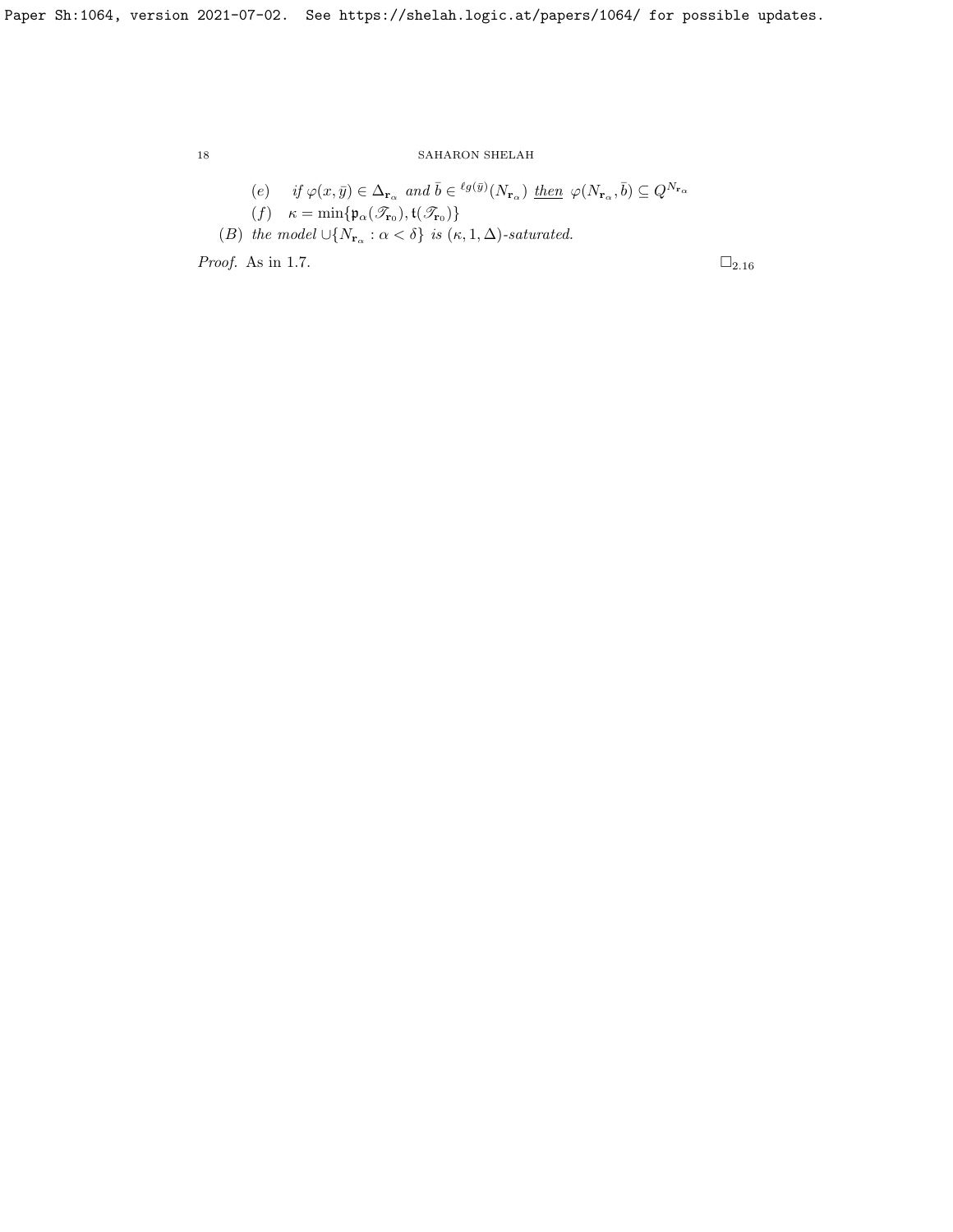(e) *if* $\varphi(x,\bar{y}) \in \Delta_{\mathbf{r}_\alpha}$ *and* $\bar{b} \in {}^{\ell g(\bar{y})}(N_{\mathbf{r}_\alpha})$ *then* $\varphi(N_{\mathbf{r}_\alpha},\bar{b}) \subseteq Q^{N_{\mathbf{r}_\alpha}}$

(f) $\kappa = \min\{\mathfrak{p}_\alpha(\mathscr{T}_{\mathbf{r}_0}), \mathfrak{t}(\mathscr{T}_{\mathbf{r}_0})\}$

(B) *the model* $\cup\{N_{\mathbf{r}_\alpha} : \alpha < \delta\}$ *is* $(\kappa, 1, \Delta)$*-saturated.*

*Proof.* As in 1.7. $\square_{2.16}$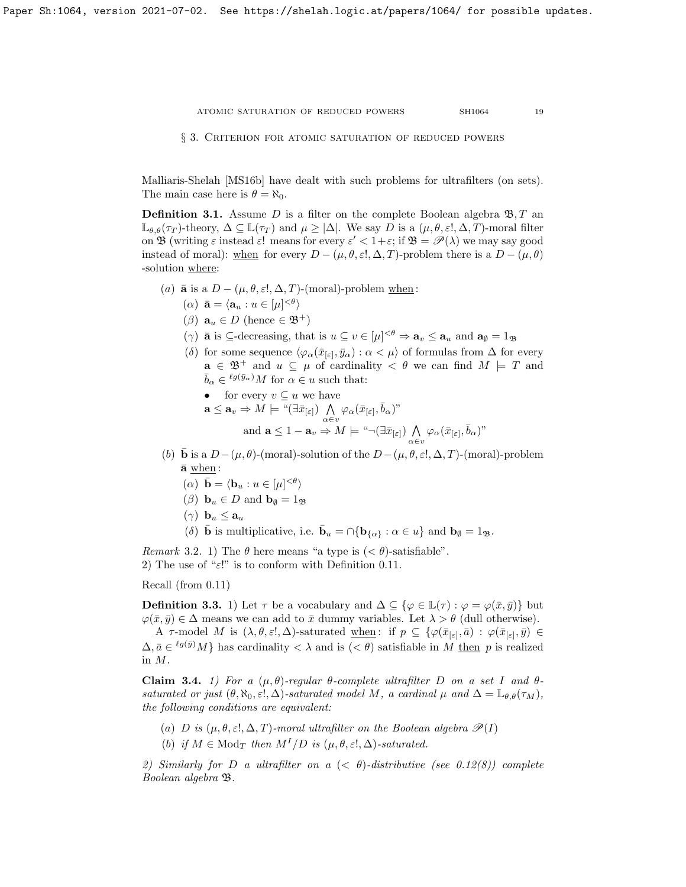## § 3. Criterion for atomic saturation of reduced powers

Malliaris-Shelah [MS16b] have dealt with such problems for ultrafilters (on sets). The main case here is $\theta = \aleph_0$.

**Definition 3.1.** Assume $D$ is a filter on the complete Boolean algebra $\mathfrak{B}, T$ an $\mathbb{L}_{\theta,\theta}(\tau_T)$-theory, $\Delta \subseteq \mathbb{L}(\tau_T)$ and $\mu \geq |\Delta|$. We say $D$ is a $(\mu, \theta, \varepsilon!, \Delta, T)$-moral filter on $\mathfrak{B}$ (writing $\varepsilon$ instead $\varepsilon!$ means for every $\varepsilon' < 1+\varepsilon$; if $\mathfrak{B} = \mathscr{P}(\lambda)$ we may say good instead of moral): <u>when</u> for every $D - (\mu, \theta, \varepsilon!, \Delta, T)$-problem there is a $D - (\mu, \theta)$ -solution <u>where</u>:

- $(a)$ $\bar{\mathbf{a}}$ is a $D - (\mu, \theta, \varepsilon!, \Delta, T)$-(moral)-problem <u>when</u>:
  - $(\alpha)$ $\bar{\mathbf{a}} = \langle \mathbf{a}_u : u \in [\mu]^{<\theta} \rangle$
  - $(\beta)$ $\mathbf{a}_u \in D$ (hence $\in \mathfrak{B}^+$)
  - $(\gamma)$ $\bar{\mathbf{a}}$ is $\subseteq$-decreasing, that is $u \subseteq v \in [\mu]^{<\theta} \Rightarrow \mathbf{a}_v \leq \mathbf{a}_u$ and $\mathbf{a}_\emptyset = 1_{\mathfrak{B}}$
  - $(\delta)$ for some sequence $\langle \varphi_\alpha(\bar{x}_{[\varepsilon]}, \bar{y}_\alpha) : \alpha < \mu \rangle$ of formulas from $\Delta$ for every $\mathbf{a} \in \mathfrak{B}^+$ and $u \subseteq \mu$ of cardinality $< \theta$ we can find $M \models T$ and $\bar{b}_\alpha \in {}^{\ell g(\bar{y}_\alpha)}M$ for $\alpha \in u$ such that:
    - for every $v \subseteq u$ we have
    $$\mathbf{a} \leq \mathbf{a}_v \Rightarrow M \models \text{“}(\exists \bar{x}_{[\varepsilon]}) \bigwedge_{\alpha \in v} \varphi_\alpha(\bar{x}_{[\varepsilon]}, \bar{b}_\alpha)\text{”}$$
    $$\text{and } \mathbf{a} \leq 1 - \mathbf{a}_v \Rightarrow M \models \text{“}\neg(\exists \bar{x}_{[\varepsilon]}) \bigwedge_{\alpha \in v} \varphi_\alpha(\bar{x}_{[\varepsilon]}, \bar{b}_\alpha)\text{”}$$
- $(b)$ $\bar{\mathbf{b}}$ is a $D - (\mu, \theta)$-(moral)-solution of the $D - (\mu, \theta, \varepsilon!, \Delta, T)$-(moral)-problem $\bar{\mathbf{a}}$ <u>when</u>:
  - $(\alpha)$ $\bar{\mathbf{b}} = \langle \mathbf{b}_u : u \in [\mu]^{<\theta} \rangle$
  - $(\beta)$ $\mathbf{b}_u \in D$ and $\mathbf{b}_\emptyset = 1_{\mathfrak{B}}$
  - $(\gamma)$ $\mathbf{b}_u \leq \mathbf{a}_u$
  - $(\delta)$ $\bar{\mathbf{b}}$ is multiplicative, i.e. $\bar{\mathbf{b}}_u = \cap \{\mathbf{b}_{\{\alpha\}} : \alpha \in u\}$ and $\mathbf{b}_\emptyset = 1_{\mathfrak{B}}$.

*Remark* 3.2. 1) The $\theta$ here means “a type is $(< \theta)$-satisfiable”.
2) The use of “$\varepsilon!$” is to conform with Definition 0.11.

Recall (from 0.11)

**Definition 3.3.** 1) Let $\tau$ be a vocabulary and $\Delta \subseteq \{\varphi \in \mathbb{L}(\tau) : \varphi = \varphi(\bar{x}, \bar{y})\}$ but $\varphi(\bar{x}, \bar{y}) \in \Delta$ means we can add to $\bar{x}$ dummy variables. Let $\lambda > \theta$ (dull otherwise).

A $\tau$-model $M$ is $(\lambda, \theta, \varepsilon!, \Delta)$-saturated <u>when</u>: if $p \subseteq \{\varphi(\bar{x}_{[\varepsilon]}, \bar{a}) : \varphi(\bar{x}_{[\varepsilon]}, \bar{y}) \in \Delta, \bar{a} \in {}^{\ell g(\bar{y})}M\}$ has cardinality $< \lambda$ and is $(< \theta)$ satisfiable in $M$ <u>then</u> $p$ is realized in $M$.

**Claim 3.4.** *1) For a $(\mu, \theta)$-regular $\theta$-complete ultrafilter $D$ on a set $I$ and $\theta$-saturated or just $(\theta, \aleph_0, \varepsilon!, \Delta)$-saturated model $M$, a cardinal $\mu$ and $\Delta = \mathbb{L}_{\theta,\theta}(\tau_M)$, the following conditions are equivalent:*

- *$(a)$ $D$ is $(\mu, \theta, \varepsilon!, \Delta, T)$-moral ultrafilter on the Boolean algebra $\mathscr{P}(I)$*
- *$(b)$ if $M \in \mathrm{Mod}_T$ then $M^I/D$ is $(\mu, \theta, \varepsilon!, \Delta)$-saturated.*

*2) Similarly for $D$ a ultrafilter on a $(< \theta)$-distributive (see 0.12(8)) complete Boolean algebra $\mathfrak{B}$.*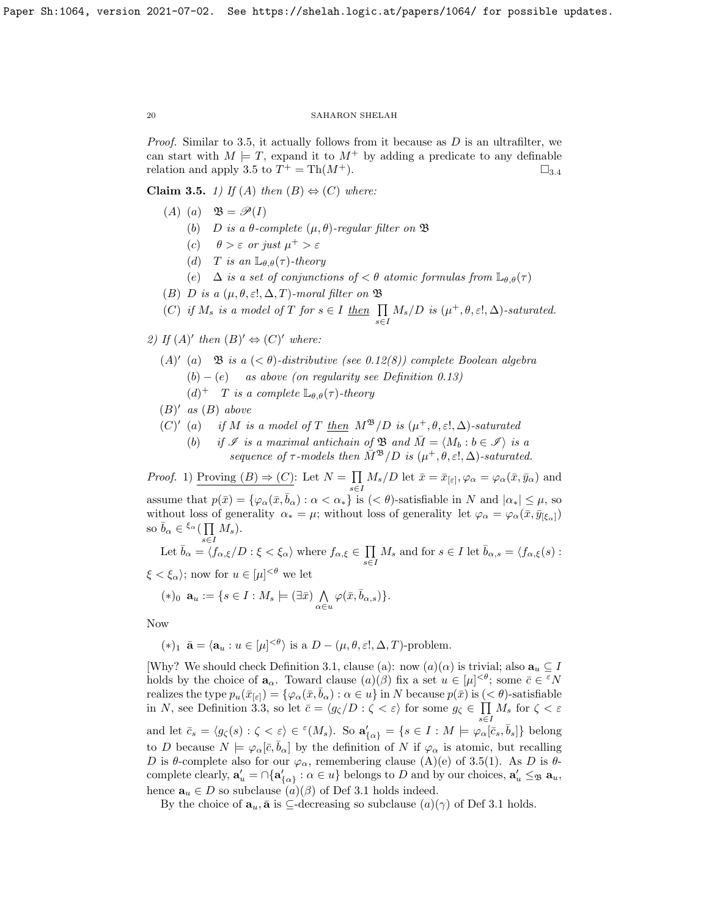*Proof.* Similar to 3.5, it actually follows from it because as $D$ is an ultrafilter, we can start with $M \models T$, expand it to $M^+$ by adding a predicate to any definable relation and apply 3.5 to $T^+ = \mathrm{Th}(M^+)$. $\square_{3.4}$

**Claim 3.5.** *1) If* $(A)$ *then* $(B) \Leftrightarrow (C)$ *where:*

- $(A)$ $(a)$ $\mathfrak{B} = \mathscr{P}(I)$
  - $(b)$ *$D$ is a $\theta$-complete $(\mu, \theta)$-regular filter on $\mathfrak{B}$*
  - $(c)$ $\theta > \varepsilon$ *or just* $\mu^+ > \varepsilon$
  - $(d)$ *$T$ is an $\mathbb{L}_{\theta,\theta}(\tau)$-theory*
  - $(e)$ *$\Delta$ is a set of conjunctions of $< \theta$ atomic formulas from $\mathbb{L}_{\theta,\theta}(\tau)$*
- $(B)$ *$D$ is a $(\mu, \theta, \varepsilon!, \Delta, T)$-moral filter on $\mathfrak{B}$*
- $(C)$ *if $M_s$ is a model of $T$ for $s \in I$ then $\prod\limits_{s \in I} M_s/D$ is $(\mu^+, \theta, \varepsilon!, \Delta)$-saturated.*

*2) If* $(A)'$ *then* $(B)' \Leftrightarrow (C)'$ *where:*

- $(A)'$ $(a)$ *$\mathfrak{B}$ is a $(< \theta)$-distributive (see 0.12(8)) complete Boolean algebra*
  - $(b) - (e)$ *as above (on regularity see Definition 0.13)*
  - $(d)^+$ *$T$ is a complete $\mathbb{L}_{\theta,\theta}(\tau)$-theory*
- $(B)'$ *as* $(B)$ *above*
- $(C)'$ $(a)$ *if $M$ is a model of $T$ then $M^{\mathfrak{B}}/D$ is $(\mu^+, \theta, \varepsilon!, \Delta)$-saturated*
  - $(b)$ *if $\mathscr{I}$ is a maximal antichain of $\mathfrak{B}$ and $\bar{M} = \langle M_b : b \in \mathscr{I}\rangle$ is a sequence of $\tau$-models then $\bar{M}^{\mathfrak{B}}/D$ is $(\mu^+, \theta, \varepsilon!, \Delta)$-saturated.*

*Proof.* 1) <u>Proving $(B) \Rightarrow (C)$</u>: Let $N = \prod\limits_{s \in I} M_s/D$ let $\bar{x} = \bar{x}_{[\varepsilon]}, \varphi_\alpha = \varphi_\alpha(\bar{x}, \bar{y}_\alpha)$ and assume that $p(\bar{x}) = \{\varphi_\alpha(\bar{x}, \bar{b}_\alpha) : \alpha < \alpha_*\}$ is $(< \theta)$-satisfiable in $N$ and $|\alpha_*| \le \mu$, so without loss of generality $\alpha_* = \mu$; without loss of generality let $\varphi_\alpha = \varphi_\alpha(\bar{x}, \bar{y}_{[\xi_\alpha]})$ so $\bar{b}_\alpha \in {}^{\xi_\alpha}(\prod\limits_{s \in I} M_s)$.

Let $\bar{b}_\alpha = \langle f_{\alpha,\xi}/D : \xi < \xi_\alpha\rangle$ where $f_{\alpha,\xi} \in \prod\limits_{s \in I} M_s$ and for $s \in I$ let $\bar{b}_{\alpha,s} = \langle f_{\alpha,\xi}(s) : \xi < \xi_\alpha\rangle$; now for $u \in [\mu]^{<\theta}$ we let

$(*)_0$ $\mathbf{a}_u := \{s \in I : M_s \models (\exists \bar{x}) \bigwedge\limits_{\alpha \in u} \varphi(\bar{x}, \bar{b}_{\alpha,s})\}$.

Now

$(*)_1$ $\bar{\mathbf{a}} = \langle \mathbf{a}_u : u \in [\mu]^{<\theta}\rangle$ is a $D - (\mu, \theta, \varepsilon!, \Delta, T)$-problem.

[Why? We should check Definition 3.1, clause (a): now $(a)(\alpha)$ is trivial; also $\mathbf{a}_u \subseteq I$ holds by the choice of $\mathbf{a}_\alpha$. Toward clause $(a)(\beta)$ fix a set $u \in [\mu]^{<\theta}$; some $\bar{c} \in {}^\varepsilon N$ realizes the type $p_u(\bar{x}_{[\varepsilon]}) = \{\varphi_\alpha(\bar{x}, \bar{b}_\alpha) : \alpha \in u\}$ in $N$ because $p(\bar{x})$ is $(< \theta)$-satisfiable in $N$, see Definition 3.3, so let $\bar{c} = \langle g_\zeta/D : \zeta < \varepsilon\rangle$ for some $g_\zeta \in \prod\limits_{s \in I} M_s$ for $\zeta < \varepsilon$ and let $\bar{c}_s = \langle g_\zeta(s) : \zeta < \varepsilon\rangle \in {}^\varepsilon(M_s)$. So $\mathbf{a}'_{\{\alpha\}} = \{s \in I : M \models \varphi_\alpha[\bar{c}_s, \bar{b}_s]\}$ belong to $D$ because $N \models \varphi_\alpha[\bar{c}, \bar{b}_\alpha]$ by the definition of $N$ if $\varphi_\alpha$ is atomic, but recalling $D$ is $\theta$-complete also for our $\varphi_\alpha$, remembering clause (A)(e) of 3.5(1). As $D$ is $\theta$-complete clearly, $\mathbf{a}'_u = \cap\{\mathbf{a}'_{\{\alpha\}} : \alpha \in u\}$ belongs to $D$ and by our choices, $\mathbf{a}'_u \le_{\mathfrak{B}} \mathbf{a}_u$, hence $\mathbf{a}_u \in D$ so subclause $(a)(\beta)$ of Def 3.1 holds indeed.

By the choice of $\mathbf{a}_u, \bar{\mathbf{a}}$ is $\subseteq$-decreasing so subclause $(a)(\gamma)$ of Def 3.1 holds.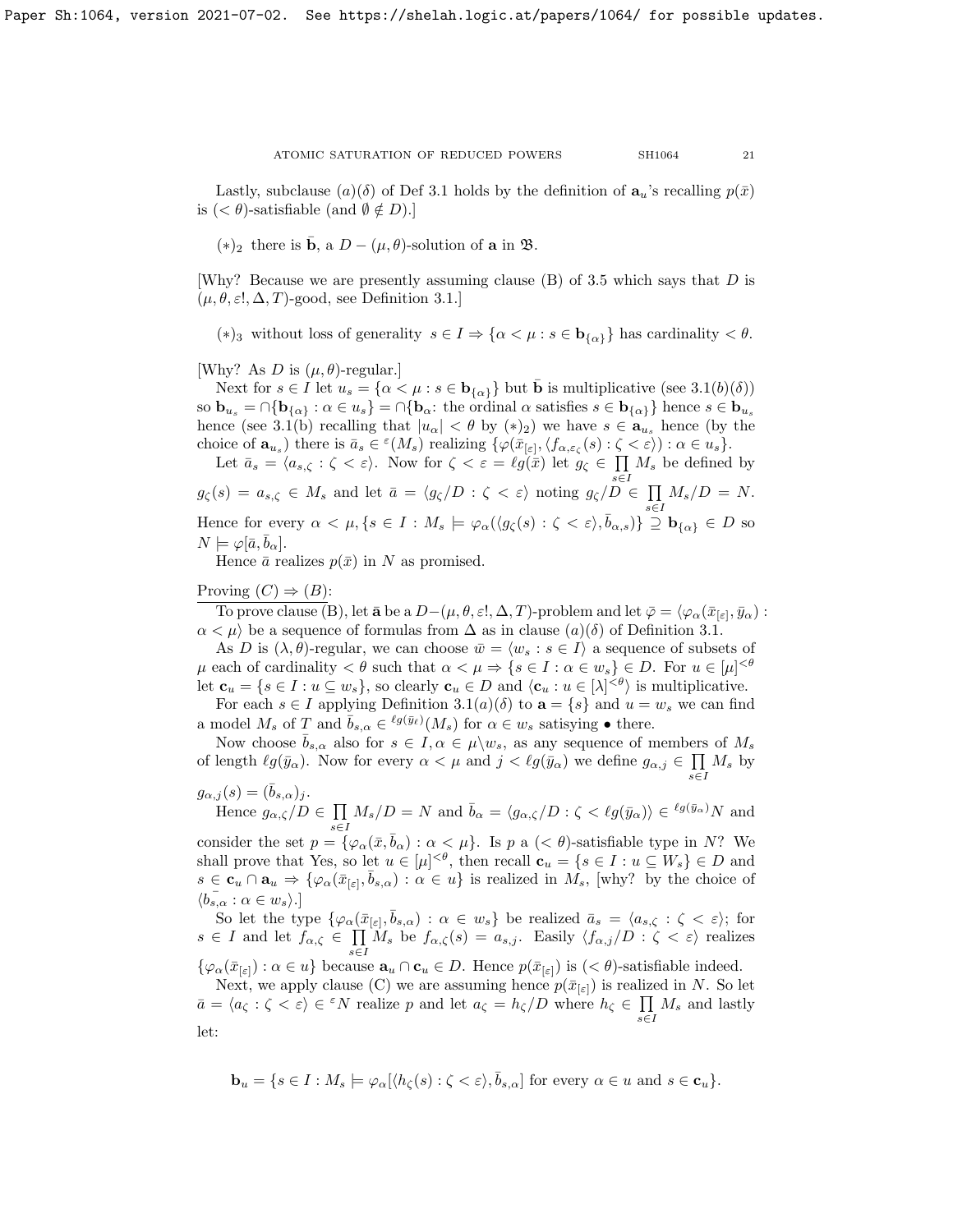Lastly, subclause $(a)(\delta)$ of Def 3.1 holds by the definition of $\mathbf{a}_u$'s recalling $p(\bar{x})$ is $(<\theta)$-satisfiable (and $\emptyset \notin D$).]

$(*)_2$ there is $\bar{\mathbf{b}}$, a $D-(\mu,\theta)$-solution of $\mathbf{a}$ in $\mathfrak{B}$.

[Why? Because we are presently assuming clause (B) of 3.5 which says that $D$ is $(\mu,\theta,\varepsilon!,\Delta,T)$-good, see Definition 3.1.]

$(*)_3$ without loss of generality $s \in I \Rightarrow \{\alpha < \mu : s \in \mathbf{b}_{\{\alpha\}}\}$ has cardinality $< \theta$.

[Why? As $D$ is $(\mu,\theta)$-regular.]

Next for $s \in I$ let $u_s = \{\alpha < \mu : s \in \mathbf{b}_{\{\alpha\}}\}$ but $\bar{\mathbf{b}}$ is multiplicative (see 3.1(b)($\delta$)) so $\mathbf{b}_{u_s} = \cap\{\mathbf{b}_{\{\alpha\}} : \alpha \in u_s\} = \cap\{\mathbf{b}_\alpha$: the ordinal $\alpha$ satisfies $s \in \mathbf{b}_{\{\alpha\}}\}$ hence $s \in \mathbf{b}_{u_s}$ hence (see 3.1(b) recalling that $|u_\alpha| < \theta$ by $(*)_2$) we have $s \in \mathbf{a}_{u_s}$ hence (by the choice of $\mathbf{a}_{u_s}$) there is $\bar{a}_s \in {}^\varepsilon(M_s)$ realizing $\{\varphi(\bar{x}_{[\varepsilon]}, \langle f_{\alpha,\varepsilon_\zeta}(s) : \zeta < \varepsilon\rangle) : \alpha \in u_s\}$.

Let $\bar{a}_s = \langle a_{s,\zeta} : \zeta < \varepsilon\rangle$. Now for $\zeta < \varepsilon = \ell g(\bar{x})$ let $g_\zeta \in \prod\limits_{s\in I} M_s$ be defined by $g_\zeta(s) = a_{s,\zeta} \in M_s$ and let $\bar{a} = \langle g_\zeta/D : \zeta < \varepsilon\rangle$ noting $g_\zeta/D \in \prod\limits_{s\in I} M_s/D = N$. Hence for every $\alpha < \mu, \{s \in I : M_s \models \varphi_\alpha(\langle g_\zeta(s) : \zeta < \varepsilon\rangle, \bar{b}_{\alpha,s})\} \supseteq \mathbf{b}_{\{\alpha\}} \in D$ so $N \models \varphi[\bar{a}, \bar{b}_\alpha]$.

Hence $\bar{a}$ realizes $p(\bar{x})$ in $N$ as promised.

Proving $(C) \Rightarrow (B)$:

To prove clause (B), let $\bar{\mathbf{a}}$ be a $D-(\mu,\theta,\varepsilon!,\Delta,T)$-problem and let $\bar{\varphi} = \langle \varphi_\alpha(\bar{x}_{[\varepsilon]}, \bar{y}_\alpha) : \alpha < \mu\rangle$ be a sequence of formulas from $\Delta$ as in clause $(a)(\delta)$ of Definition 3.1.

As $D$ is $(\lambda,\theta)$-regular, we can choose $\bar{w} = \langle w_s : s \in I\rangle$ a sequence of subsets of $\mu$ each of cardinality $< \theta$ such that $\alpha < \mu \Rightarrow \{s \in I : \alpha \in w_s\} \in D$. For $u \in [\mu]^{<\theta}$ let $\mathbf{c}_u = \{s \in I : u \subseteq w_s\}$, so clearly $\mathbf{c}_u \in D$ and $\langle \mathbf{c}_u : u \in [\lambda]^{<\theta}\rangle$ is multiplicative.

For each $s \in I$ applying Definition 3.1$(a)(\delta)$ to $\mathbf{a} = \{s\}$ and $u = w_s$ we can find a model $M_s$ of $T$ and $\bar{b}_{s,\alpha} \in {}^{\ell g(\bar{y}_\ell)}(M_s)$ for $\alpha \in w_s$ satisying $\bullet$ there.

Now choose $\bar{b}_{s,\alpha}$ also for $s \in I, \alpha \in \mu\backslash w_s$, as any sequence of members of $M_s$ of length $\ell g(\bar{y}_\alpha)$. Now for every $\alpha < \mu$ and $j < \ell g(\bar{y}_\alpha)$ we define $g_{\alpha,j} \in \prod\limits_{s\in I} M_s$ by $g_{\alpha,j}(s) = (\bar{b}_{s,\alpha})_j$.

Hence $g_{\alpha,\zeta}/D \in \prod\limits_{s\in I} M_s/D = N$ and $\bar{b}_\alpha = \langle g_{\alpha,\zeta}/D : \zeta < \ell g(\bar{y}_\alpha)\rangle \in {}^{\ell g(\bar{y}_\alpha)}N$ and consider the set $p = \{\varphi_\alpha(\bar{x}, \bar{b}_\alpha) : \alpha < \mu\}$. Is $p$ a $(<\theta)$-satisfiable type in $N$? We shall prove that Yes, so let $u \in [\mu]^{<\theta}$, then recall $\mathbf{c}_u = \{s \in I : u \subseteq W_s\} \in D$ and $s \in \mathbf{c}_u \cap \mathbf{a}_u \Rightarrow \{\varphi_\alpha(\bar{x}_{[\varepsilon]}, \bar{b}_{s,\alpha}) : \alpha \in u\}$ is realized in $M_s$, [why? by the choice of $\langle \bar{b}_{s,\alpha} : \alpha \in w_s\rangle$.]

So let the type $\{\varphi_\alpha(\bar{x}_{[\varepsilon]}, \bar{b}_{s,\alpha}) : \alpha \in w_s\}$ be realized $\bar{a}_s = \langle a_{s,\zeta} : \zeta < \varepsilon\rangle$; for $s \in I$ and let $f_{\alpha,\zeta} \in \prod\limits_{s\in I} M_s$ be $f_{\alpha,\zeta}(s) = a_{s,j}$. Easily $\langle f_{\alpha,j}/D : \zeta < \varepsilon\rangle$ realizes $\{\varphi_\alpha(\bar{x}_{[\varepsilon]}) : \alpha \in u\}$ because $\mathbf{a}_u \cap \mathbf{c}_u \in D$. Hence $p(\bar{x}_{[\varepsilon]})$ is $(<\theta)$-satisfiable indeed.

Next, we apply clause (C) we are assuming hence $p(\bar{x}_{[\varepsilon]})$ is realized in $N$. So let $\bar{a} = \langle a_\zeta : \zeta < \varepsilon\rangle \in {}^\varepsilon N$ realize $p$ and let $a_\zeta = h_\zeta/D$ where $h_\zeta \in \prod\limits_{s\in I} M_s$ and lastly let:

$$\mathbf{b}_u = \{s \in I : M_s \models \varphi_\alpha[\langle h_\zeta(s) : \zeta < \varepsilon\rangle, \bar{b}_{s,\alpha}] \text{ for every } \alpha \in u \text{ and } s \in \mathbf{c}_u\}.$$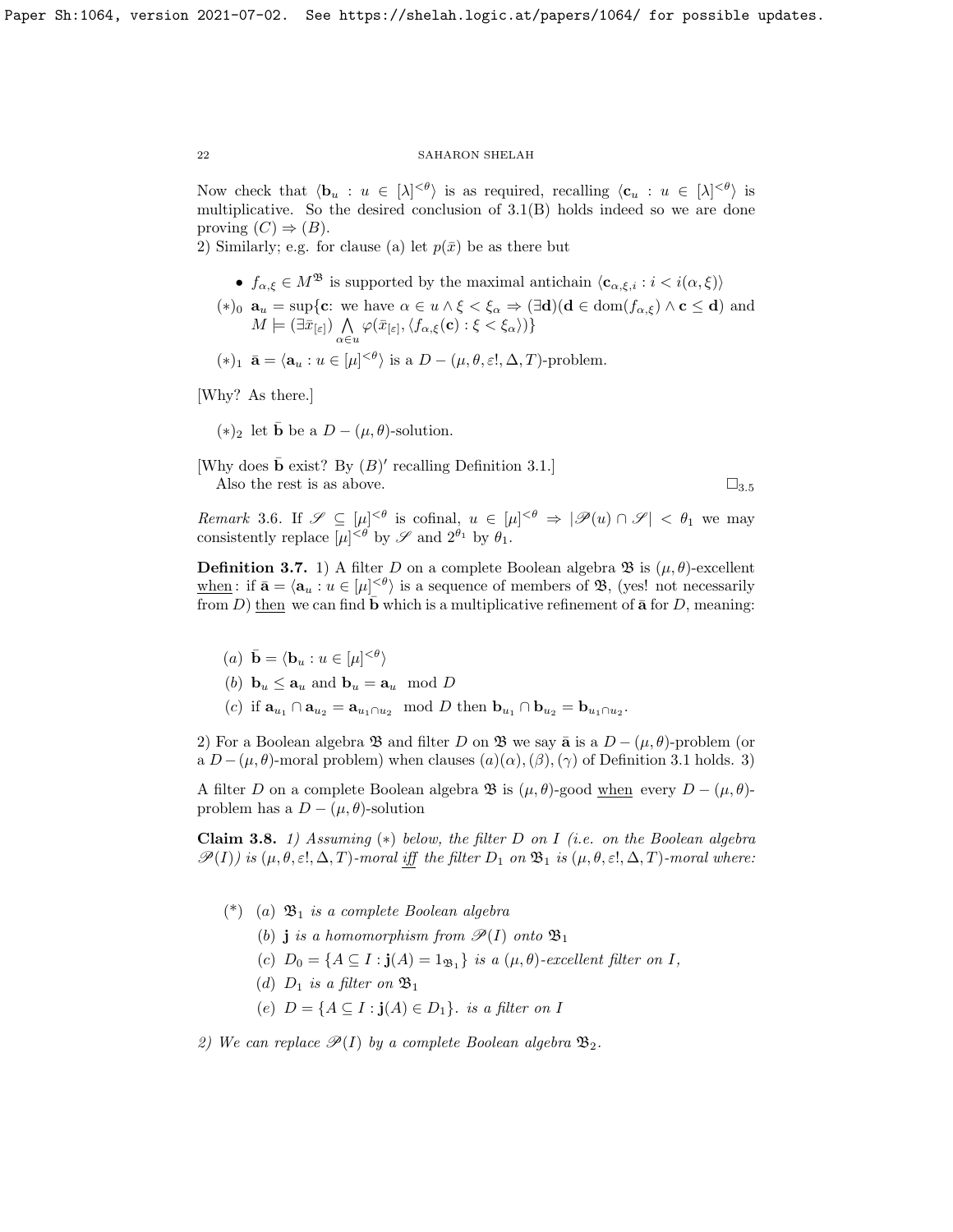Now check that $\langle \mathbf{b}_u : u \in [\lambda]^{<\theta}\rangle$ is as required, recalling $\langle \mathbf{c}_u : u \in [\lambda]^{<\theta}\rangle$ is multiplicative. So the desired conclusion of 3.1(B) holds indeed so we are done proving $(C) \Rightarrow (B)$.

2) Similarly; e.g. for clause (a) let $p(\bar{x})$ be as there but

- $f_{\alpha,\xi} \in M^{\mathfrak{B}}$ is supported by the maximal antichain $\langle \mathbf{c}_{\alpha,\xi,i} : i < i(\alpha,\xi)\rangle$

$(*)_0$ $\mathbf{a}_u = \sup\{\mathbf{c}$: we have $\alpha \in u \wedge \xi < \xi_\alpha \Rightarrow (\exists \mathbf{d})(\mathbf{d} \in \mathrm{dom}(f_{\alpha,\xi}) \wedge \mathbf{c} \leq \mathbf{d})$ and $M \models (\exists \bar{x}_{[\varepsilon]}) \bigwedge\limits_{\alpha \in u} \varphi(\bar{x}_{[\varepsilon]}, \langle f_{\alpha,\xi}(\mathbf{c}) : \xi < \xi_\alpha\rangle)\}$

$(*)_1$ $\bar{\mathbf{a}} = \langle \mathbf{a}_u : u \in [\mu]^{<\theta}\rangle$ is a $D-(\mu,\theta,\varepsilon!,\Delta,T)$-problem.

[Why? As there.]

$(*)_2$ let $\bar{\mathbf{b}}$ be a $D-(\mu,\theta)$-solution.

[Why does $\bar{\mathbf{b}}$ exist? By $(B)'$ recalling Definition 3.1.]

Also the rest is as above. $\square_{3.5}$

*Remark* 3.6. If $\mathscr{S} \subseteq [\mu]^{<\theta}$ is cofinal, $u \in [\mu]^{<\theta} \Rightarrow |\mathscr{P}(u) \cap \mathscr{S}| < \theta_1$ we may consistently replace $[\mu]^{<\theta}$ by $\mathscr{S}$ and $2^{\theta_1}$ by $\theta_1$.

**Definition 3.7.** 1) A filter $D$ on a complete Boolean algebra $\mathfrak{B}$ is $(\mu,\theta)$-excellent when: if $\bar{\mathbf{a}} = \langle \mathbf{a}_u : u \in [\mu]^{<\theta}\rangle$ is a sequence of members of $\mathfrak{B}$, (yes! not necessarily from $D$) then we can find $\bar{\mathbf{b}}$ which is a multiplicative refinement of $\bar{\mathbf{a}}$ for $D$, meaning:

(a) $\bar{\mathbf{b}} = \langle \mathbf{b}_u : u \in [\mu]^{<\theta}\rangle$

(b) $\mathbf{b}_u \leq \mathbf{a}_u$ and $\mathbf{b}_u = \mathbf{a}_u \mod D$

(c) if $\mathbf{a}_{u_1} \cap \mathbf{a}_{u_2} = \mathbf{a}_{u_1 \cap u_2} \mod D$ then $\mathbf{b}_{u_1} \cap \mathbf{b}_{u_2} = \mathbf{b}_{u_1 \cap u_2}$.

2) For a Boolean algebra $\mathfrak{B}$ and filter $D$ on $\mathfrak{B}$ we say $\bar{\mathbf{a}}$ is a $D-(\mu,\theta)$-problem (or a $D-(\mu,\theta)$-moral problem) when clauses $(a)(\alpha),(\beta),(\gamma)$ of Definition 3.1 holds. 3) A filter $D$ on a complete Boolean algebra $\mathfrak{B}$ is $(\mu,\theta)$-good when every $D-(\mu,\theta)$-problem has a $D-(\mu,\theta)$-solution

**Claim 3.8.** *1) Assuming $(*)$ below, the filter $D$ on $I$ (i.e. on the Boolean algebra $\mathscr{P}(I)$) is $(\mu,\theta,\varepsilon!,\Delta,T)$-moral iff the filter $D_1$ on $\mathfrak{B}_1$ is $(\mu,\theta,\varepsilon!,\Delta,T)$-moral where:*

$(*)$ *(a) $\mathfrak{B}_1$ is a complete Boolean algebra*

*(b) $\mathbf{j}$ is a homomorphism from $\mathscr{P}(I)$ onto $\mathfrak{B}_1$*

*(c) $D_0 = \{A \subseteq I : \mathbf{j}(A) = 1_{\mathfrak{B}_1}\}$ is a $(\mu,\theta)$-excellent filter on $I$,*

*(d) $D_1$ is a filter on $\mathfrak{B}_1$*

*(e) $D = \{A \subseteq I : \mathbf{j}(A) \in D_1\}$. is a filter on $I$*

*2) We can replace $\mathscr{P}(I)$ by a complete Boolean algebra $\mathfrak{B}_2$.*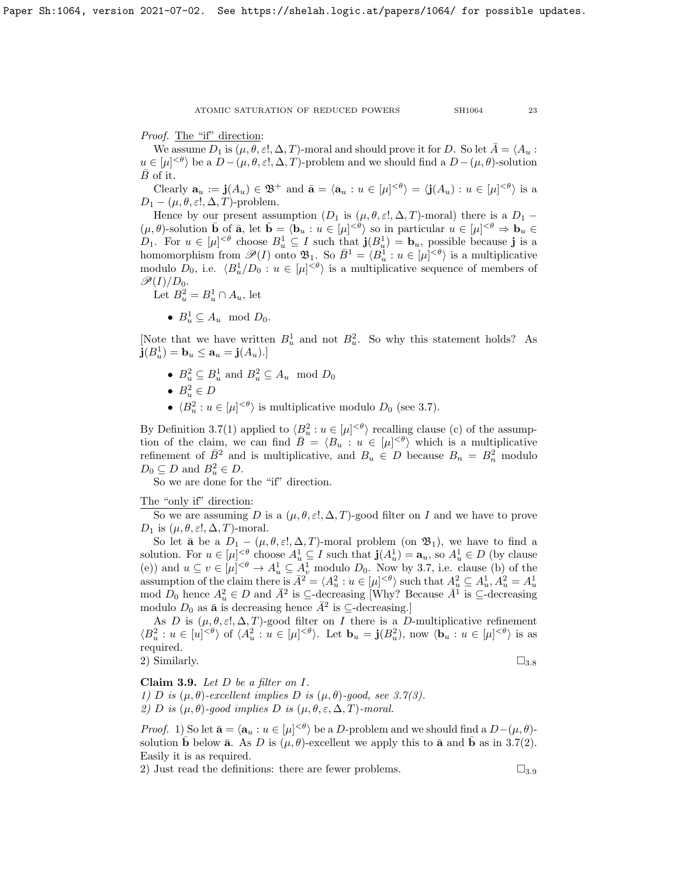*Proof.* The "if" direction:

We assume $D_1$ is $(\mu, \theta, \varepsilon!, \Delta, T)$-moral and should prove it for $D$. So let $\bar{A} = \langle A_u : u \in [\mu]^{<\theta} \rangle$ be a $D - (\mu, \theta, \varepsilon!, \Delta, T)$-problem and we should find a $D - (\mu, \theta)$-solution $\bar{B}$ of it.

Clearly $\mathbf{a}_u := \mathbf{j}(A_u) \in \mathfrak{B}^+$ and $\bar{\mathbf{a}} = \langle \mathbf{a}_u : u \in [\mu]^{<\theta} \rangle = \langle \mathbf{j}(A_u) : u \in [\mu]^{<\theta} \rangle$ is a $D_1 - (\mu, \theta, \varepsilon!, \Delta, T)$-problem.

Hence by our present assumption ($D_1$ is $(\mu, \theta, \varepsilon!, \Delta, T)$-moral) there is a $D_1 - (\mu, \theta)$-solution $\bar{\mathbf{b}}$ of $\bar{\mathbf{a}}$, let $\bar{\mathbf{b}} = \langle \mathbf{b}_u : u \in [\mu]^{<\theta} \rangle$ so in particular $u \in [\mu]^{<\theta} \Rightarrow \mathbf{b}_u \in D_1$. For $u \in [\mu]^{<\theta}$ choose $B^1_u \subseteq I$ such that $\mathbf{j}(B^1_u) = \mathbf{b}_u$, possible because $\mathbf{j}$ is a homomorphism from $\mathscr{P}(I)$ onto $\mathfrak{B}_1$. So $\bar{B}^1 = \langle B^1_u : u \in [\mu]^{<\theta} \rangle$ is a multiplicative modulo $D_0$, i.e. $\langle B^1_u / D_0 : u \in [\mu]^{<\theta} \rangle$ is a multiplicative sequence of members of $\mathscr{P}(I)/D_0$.

Let $B^2_u = B^1_u \cap A_u$, let

- $B^1_u \subseteq A_u \mod D_0$.

[Note that we have written $B^1_u$ and not $B^2_u$. So why this statement holds? As $\mathbf{j}(B^1_u) = \mathbf{b}_u \leq \mathbf{a}_u = \mathbf{j}(A_u)$.]

- $B^2_u \subseteq B^1_u$ and $B^2_u \subseteq A_u \mod D_0$
- $B^2_u \in D$
- $\langle B^2_u : u \in [\mu]^{<\theta} \rangle$ is multiplicative modulo $D_0$ (see 3.7).

By Definition 3.7(1) applied to $\langle B^2_u : u \in [\mu]^{<\theta} \rangle$ recalling clause (c) of the assumption of the claim, we can find $\bar{B} = \langle B_u : u \in [\mu]^{<\theta} \rangle$ which is a multiplicative refinement of $\bar{B}^2$ and is multiplicative, and $B_u \in D$ because $B_n = B^2_n$ modulo $D_0 \subseteq D$ and $B^2_u \in D$.

So we are done for the "if" direction.

The "only if" direction:

So we are assuming $D$ is a $(\mu, \theta, \varepsilon!, \Delta, T)$-good filter on $I$ and we have to prove $D_1$ is $(\mu, \theta, \varepsilon!, \Delta, T)$-moral.

So let $\bar{\mathbf{a}}$ be a $D_1 - (\mu, \theta, \varepsilon!, \Delta, T)$-moral problem (on $\mathfrak{B}_1$), we have to find a solution. For $u \in [\mu]^{<\theta}$ choose $A^1_u \subseteq I$ such that $\mathbf{j}(A^1_u) = \mathbf{a}_u$, so $A^1_u \in D$ (by clause (e)) and $u \subseteq v \in [\mu]^{<\theta} \to A^1_u \subseteq A^1_v$ modulo $D_0$. Now by 3.7, i.e. clause (b) of the assumption of the claim there is $\bar{A}^2 = \langle A^2_u : u \in [\mu]^{<\theta} \rangle$ such that $A^2_u \subseteq A^1_u, A^2_u = A^1_u$ mod $D_0$ hence $A^2_u \in D$ and $\bar{A}^2$ is $\subseteq$-decreasing [Why? Because $\bar{A}^1$ is $\subseteq$-decreasing modulo $D_0$ as $\bar{\mathbf{a}}$ is decreasing hence $\bar{A}^2$ is $\subseteq$-decreasing.]

As $D$ is $(\mu, \theta, \varepsilon!, \Delta, T)$-good filter on $I$ there is a $D$-multiplicative refinement $\langle B^2_u : u \in [u]^{<\theta} \rangle$ of $\langle A^2_u : u \in [\mu]^{<\theta} \rangle$. Let $\mathbf{b}_u = \mathbf{j}(B^2_u)$, now $\langle \mathbf{b}_u : u \in [\mu]^{<\theta} \rangle$ is as required.

2) Similarly. $\square_{3.8}$

**Claim 3.9.** *Let $D$ be a filter on $I$.*
*1) $D$ is $(\mu, \theta)$-excellent implies $D$ is $(\mu, \theta)$-good, see 3.7(3).*
*2) $D$ is $(\mu, \theta)$-good implies $D$ is $(\mu, \theta, \varepsilon, \Delta, T)$-moral.*

*Proof.* 1) So let $\bar{\mathbf{a}} = \langle \mathbf{a}_u : u \in [\mu]^{<\theta} \rangle$ be a $D$-problem and we should find a $D-(\mu, \theta)$-solution $\bar{\mathbf{b}}$ below $\bar{\mathbf{a}}$. As $D$ is $(\mu, \theta)$-excellent we apply this to $\bar{\mathbf{a}}$ and $\bar{\mathbf{b}}$ as in 3.7(2). Easily it is as required.

2) Just read the definitions: there are fewer problems. $\square_{3.9}$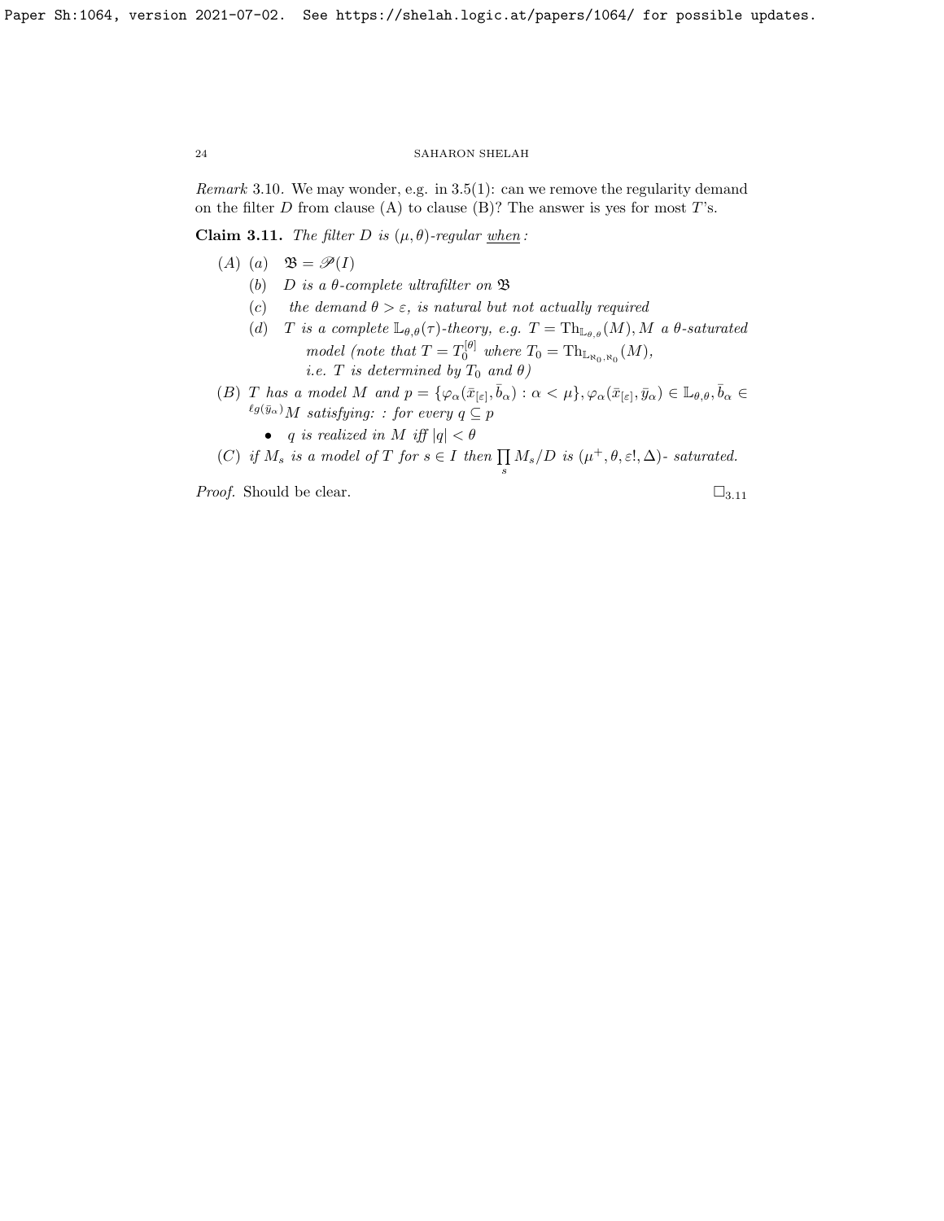*Remark* 3.10. We may wonder, e.g. in 3.5(1): can we remove the regularity demand on the filter $D$ from clause (A) to clause (B)? The answer is yes for most $T$'s.

**Claim 3.11.** *The filter $D$ is $(\mu, \theta)$-regular* *when*:

- (A) (a) $\mathfrak{B} = \mathscr{P}(I)$
  - (b) *$D$ is a $\theta$-complete ultrafilter on $\mathfrak{B}$*
  - (c) *the demand $\theta > \varepsilon$, is natural but not actually required*
  - (d) *$T$ is a complete $\mathbb{L}_{\theta,\theta}(\tau)$-theory, e.g. $T = \mathrm{Th}_{\mathbb{L}_{\theta,\theta}}(M)$, $M$ a $\theta$-saturated model (note that $T = T_0^{[\theta]}$ where $T_0 = \mathrm{Th}_{\mathbb{L}_{\aleph_0,\aleph_0}}(M)$, i.e. $T$ is determined by $T_0$ and $\theta$)*
- (B) *$T$ has a model $M$ and $p = \{\varphi_\alpha(\bar{x}_{[\varepsilon]}, \bar{b}_\alpha) : \alpha < \mu\}$, $\varphi_\alpha(\bar{x}_{[\varepsilon]}, \bar{y}_\alpha) \in \mathbb{L}_{\theta,\theta}$, $\bar{b}_\alpha \in {}^{\ell g(\bar{y}_\alpha)}M$ satisfying: : for every $q \subseteq p$*
  - *$q$ is realized in $M$ iff $|q| < \theta$*
- (C) *if $M_s$ is a model of $T$ for $s \in I$ then $\prod_s M_s/D$ is $(\mu^+, \theta, \varepsilon!, \Delta)$- saturated.*

*Proof.* Should be clear. $\square_{3.11}$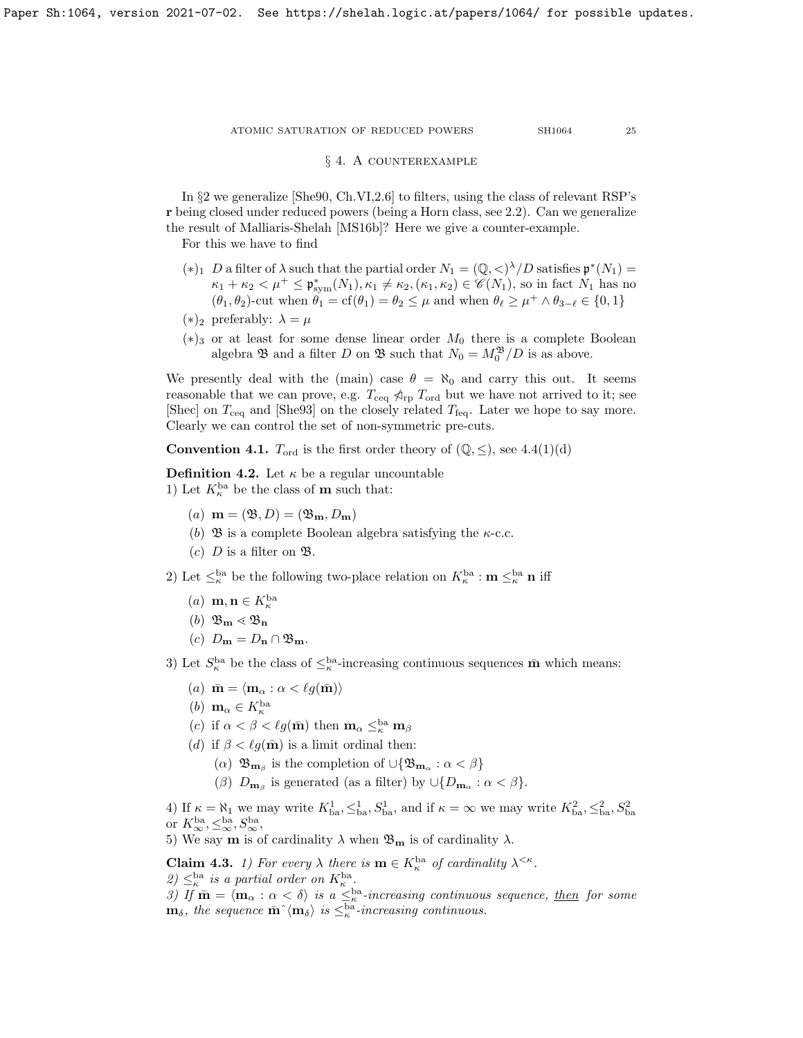## § 4. A counterexample

In §2 we generalize [She90, Ch.VI,2.6] to filters, using the class of relevant RSP's $\mathbf{r}$ being closed under reduced powers (being a Horn class, see 2.2). Can we generalize the result of Malliaris-Shelah [MS16b]? Here we give a counter-example.

For this we have to find

- $(*)_1$ $D$ a filter of $\lambda$ such that the partial order $N_1 = (\mathbb{Q},<)^\lambda/D$ satisfies $\mathfrak{p}^*(N_1) = \kappa_1 + \kappa_2 < \mu^+ \le \mathfrak{p}^*_{\rm sym}(N_1), \kappa_1 \ne \kappa_2, (\kappa_1,\kappa_2) \in \mathscr{C}(N_1)$, so in fact $N_1$ has no $(\theta_1,\theta_2)$-cut when $\theta_1 = {\rm cf}(\theta_1) = \theta_2 \le \mu$ and when $\theta_\ell \ge \mu^+ \wedge \theta_{3-\ell} \in \{0,1\}$
- $(*)_2$ preferably: $\lambda = \mu$
- $(*)_3$ or at least for some dense linear order $M_0$ there is a complete Boolean algebra $\mathfrak{B}$ and a filter $D$ on $\mathfrak{B}$ such that $N_0 = M_0^{\mathfrak{B}}/D$ is as above.

We presently deal with the (main) case $\theta = \aleph_0$ and carry this out. It seems reasonable that we can prove, e.g. $T_{\rm ceq} \ntrianglelefteq_{\rm rp} T_{\rm ord}$ but we have not arrived to it; see [Shec] on $T_{\rm ceq}$ and [She93] on the closely related $T_{\rm feq}$. Later we hope to say more. Clearly we can control the set of non-symmetric pre-cuts.

**Convention 4.1.** $T_{\rm ord}$ is the first order theory of $(\mathbb{Q},\le)$, see 4.4(1)(d)

**Definition 4.2.** Let $\kappa$ be a regular uncountable

1) Let $K^{\rm ba}_\kappa$ be the class of $\mathbf{m}$ such that:

- $(a)$ $\mathbf{m} = (\mathfrak{B},D) = (\mathfrak{B}_{\mathbf{m}}, D_{\mathbf{m}})$
- $(b)$ $\mathfrak{B}$ is a complete Boolean algebra satisfying the $\kappa$-c.c.
- $(c)$ $D$ is a filter on $\mathfrak{B}$.

2) Let $\le^{\rm ba}_\kappa$ be the following two-place relation on $K^{\rm ba}_\kappa : \mathbf{m} \le^{\rm ba}_\kappa \mathbf{n}$ iff

- $(a)$ $\mathbf{m},\mathbf{n} \in K^{\rm ba}_\kappa$
- $(b)$ $\mathfrak{B}_{\mathbf{m}} \lessdot \mathfrak{B}_{\mathbf{n}}$
- $(c)$ $D_{\mathbf{m}} = D_{\mathbf{n}} \cap \mathfrak{B}_{\mathbf{m}}$.

3) Let $S^{\rm ba}_\kappa$ be the class of $\le^{\rm ba}_\kappa$-increasing continuous sequences $\bar{\mathbf{m}}$ which means:

- $(a)$ $\bar{\mathbf{m}} = \langle \mathbf{m}_\alpha : \alpha < \ell g(\bar{\mathbf{m}})\rangle$
- $(b)$ $\mathbf{m}_\alpha \in K^{\rm ba}_\kappa$
- $(c)$ if $\alpha < \beta < \ell g(\bar{\mathbf{m}})$ then $\mathbf{m}_\alpha \le^{\rm ba}_\kappa \mathbf{m}_\beta$
- $(d)$ if $\beta < \ell g(\bar{\mathbf{m}})$ is a limit ordinal then:
  - $(\alpha)$ $\mathfrak{B}_{\mathbf{m}_\beta}$ is the completion of $\cup\{\mathfrak{B}_{\mathbf{m}_\alpha} : \alpha < \beta\}$
  - $(\beta)$ $D_{\mathbf{m}_\beta}$ is generated (as a filter) by $\cup\{D_{\mathbf{m}_\alpha} : \alpha < \beta\}$.

4) If $\kappa = \aleph_1$ we may write $K^1_{\rm ba}, \le^1_{\rm ba}, S^1_{\rm ba}$, and if $\kappa = \infty$ we may write $K^2_{\rm ba}, \le^2_{\rm ba}, S^2_{\rm ba}$ or $K^{\rm ba}_\infty, \le^{\rm ba}_\infty, S^{\rm ba}_\infty$,

5) We say $\mathbf{m}$ is of cardinality $\lambda$ when $\mathfrak{B}_{\mathbf{m}}$ is of cardinality $\lambda$.

**Claim 4.3.** *1) For every $\lambda$ there is $\mathbf{m} \in K^{\rm ba}_\kappa$ of cardinality $\lambda^{<\kappa}$.*
*2) $\le^{\rm ba}_\kappa$ is a partial order on $K^{\rm ba}_\kappa$.*
*3) If $\bar{\mathbf{m}} = \langle \mathbf{m}_\alpha : \alpha < \delta\rangle$ is a $\le^{\rm ba}_\kappa$-increasing continuous sequence, <u>then</u> for some $\mathbf{m}_\delta$, the sequence $\bar{\mathbf{m}}\hat{\ }\langle \mathbf{m}_\delta\rangle$ is $\le^{\rm ba}_\kappa$-increasing continuous.*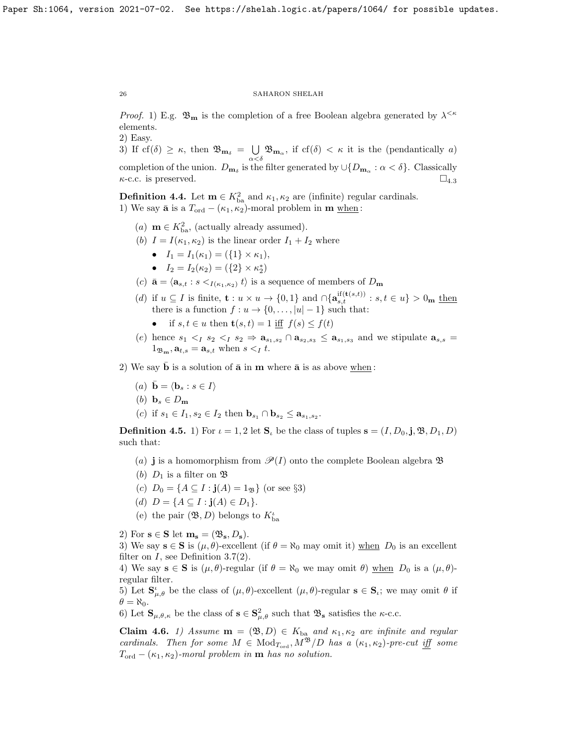*Proof.* 1) E.g. $\mathfrak{B}_{\mathbf{m}}$ is the completion of a free Boolean algebra generated by $\lambda^{<\kappa}$ elements.
2) Easy.
3) If $\mathrm{cf}(\delta) \geq \kappa$, then $\mathfrak{B}_{\mathbf{m}_\delta} = \bigcup_{\alpha<\delta} \mathfrak{B}_{\mathbf{m}_\alpha}$, if $\mathrm{cf}(\delta) < \kappa$ it is the (pendantically $a$) completion of the union. $D_{\mathbf{m}_\delta}$ is the filter generated by $\cup\{D_{\mathbf{m}_\alpha} : \alpha < \delta\}$. Classically $\kappa$-c.c. is preserved. $\square_{4.3}$

**Definition 4.4.** Let $\mathbf{m} \in K^2_{\mathrm{ba}}$ and $\kappa_1, \kappa_2$ are (infinite) regular cardinals.
1) We say $\bar{\mathbf{a}}$ is a $T_{\mathrm{ord}} - (\kappa_1, \kappa_2)$-moral problem in $\mathbf{m}$ <u>when</u>:

- $(a)$ $\mathbf{m} \in K^2_{\mathrm{ba}}$, (actually already assumed).
- $(b)$ $I = I(\kappa_1, \kappa_2)$ is the linear order $I_1 + I_2$ where
  - $I_1 = I_1(\kappa_1) = (\{1\} \times \kappa_1)$,
  - $I_2 = I_2(\kappa_2) = (\{2\} \times \kappa_2^*)$
- $(c)$ $\bar{\mathbf{a}} = \langle \mathbf{a}_{s,t} : s <_{I(\kappa_1,\kappa_2)} t \rangle$ is a sequence of members of $D_{\mathbf{m}}$
- $(d)$ if $u \subseteq I$ is finite, $\mathbf{t} : u \times u \to \{0, 1\}$ and $\cap\{\mathbf{a}_{s,t}^{\mathrm{if}(\mathbf{t}(s,t))} : s, t \in u\} > 0_{\mathbf{m}}$ <u>then</u> there is a function $f : u \to \{0, \ldots, |u| - 1\}$ such that:
  - if $s, t \in u$ then $\mathbf{t}(s, t) = 1$ <u>iff</u> $f(s) \leq f(t)$
- $(e)$ hence $s_1 <_I s_2 <_I s_2 \Rightarrow \mathbf{a}_{s_1,s_2} \cap \mathbf{a}_{s_2,s_3} \leq \mathbf{a}_{s_1,s_3}$ and we stipulate $\mathbf{a}_{s,s} = 1_{\mathfrak{B}_{\mathbf{m}}}, \mathbf{a}_{t,s} = \mathbf{a}_{s,t}$ when $s <_I t$.

2) We say $\bar{\mathbf{b}}$ is a solution of $\bar{\mathbf{a}}$ in $\mathbf{m}$ where $\bar{\mathbf{a}}$ is as above <u>when</u>:

- $(a)$ $\bar{\mathbf{b}} = \langle \mathbf{b}_s : s \in I \rangle$
- $(b)$ $\mathbf{b}_s \in D_{\mathbf{m}}$
- $(c)$ if $s_1 \in I_1, s_2 \in I_2$ then $\mathbf{b}_{s_1} \cap \mathbf{b}_{s_2} \leq \mathbf{a}_{s_1,s_2}$.

**Definition 4.5.** 1) For $\iota = 1, 2$ let $\mathbf{S}_\iota$ be the class of tuples $\mathbf{s} = (I, D_0, \mathbf{j}, \mathfrak{B}, D_1, D)$ such that:

- $(a)$ $\mathbf{j}$ is a homomorphism from $\mathscr{P}(I)$ onto the complete Boolean algebra $\mathfrak{B}$
- $(b)$ $D_1$ is a filter on $\mathfrak{B}$
- $(c)$ $D_0 = \{A \subseteq I : \mathbf{j}(A) = 1_{\mathfrak{B}}\}$ (or see §3)
- $(d)$ $D = \{A \subseteq I : \mathbf{j}(A) \in D_1\}$.
- (e) the pair $(\mathfrak{B}, D)$ belongs to $K^\iota_{\mathrm{ba}}$

2) For $\mathbf{s} \in \mathbf{S}$ let $\mathbf{m}_{\mathbf{s}} = (\mathfrak{B}_{\mathbf{s}}, D_{\mathbf{s}})$.
3) We say $\mathbf{s} \in \mathbf{S}$ is $(\mu, \theta)$-excellent (if $\theta = \aleph_0$ may omit it) <u>when</u> $D_0$ is an excellent filter on $I$, see Definition 3.7(2).
4) We say $\mathbf{s} \in \mathbf{S}$ is $(\mu, \theta)$-regular (if $\theta = \aleph_0$ we may omit $\theta$) <u>when</u> $D_0$ is a $(\mu, \theta)$-regular filter.
5) Let $\mathbf{S}^\iota_{\mu,\theta}$ be the class of $(\mu, \theta)$-excellent $(\mu, \theta)$-regular $\mathbf{s} \in \mathbf{S}_\iota$; we may omit $\theta$ if $\theta = \aleph_0$.
6) Let $\mathbf{S}_{\mu,\theta,\kappa}$ be the class of $\mathbf{s} \in \mathbf{S}^2_{\mu,\theta}$ such that $\mathfrak{B}_{\mathbf{s}}$ satisfies the $\kappa$-c.c.

**Claim 4.6.** *1) Assume $\mathbf{m} = (\mathfrak{B}, D) \in K_{\mathrm{ba}}$ and $\kappa_1, \kappa_2$ are infinite and regular cardinals. Then for some $M \in \mathrm{Mod}_{T_{\mathrm{ord}}}$, $M^{\mathfrak{B}}/D$ has a $(\kappa_1, \kappa_2)$-pre-cut <u>iff</u> some $T_{\mathrm{ord}} - (\kappa_1, \kappa_2)$-moral problem in $\mathbf{m}$ has no solution.*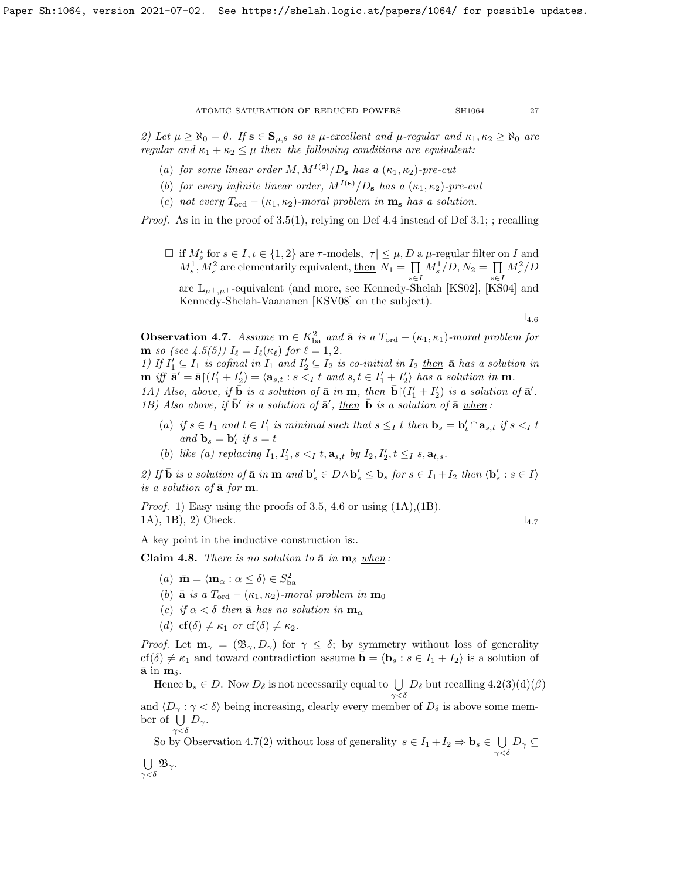2) Let $\mu \geq \aleph_0 = \theta$. If $\mathbf{s} \in \mathbf{S}_{\mu,\theta}$ so is $\mu$-excellent and $\mu$-regular and $\kappa_1, \kappa_2 \geq \aleph_0$ are regular and $\kappa_1 + \kappa_2 \leq \mu$ then the following conditions are equivalent:

- (a) for some linear order $M$, $M^{I(\mathbf{s})}/D_{\mathbf{s}}$ has a $(\kappa_1, \kappa_2)$-pre-cut
- (b) for every infinite linear order, $M^{I(\mathbf{s})}/D_{\mathbf{s}}$ has a $(\kappa_1, \kappa_2)$-pre-cut
- (c) not every $T_{\rm ord} - (\kappa_1, \kappa_2)$-moral problem in $\mathbf{m}_{\mathbf{s}}$ has a solution.

*Proof.* As in in the proof of 3.5(1), relying on Def 4.4 instead of Def 3.1; ; recalling

> $\boxplus$ if $M_s^\iota$ for $s \in I, \iota \in \{1,2\}$ are $\tau$-models, $|\tau| \leq \mu$, $D$ a $\mu$-regular filter on $I$ and $M_s^1, M_s^2$ are elementarily equivalent, then $N_1 = \prod_{s \in I} M_s^1/D, N_2 = \prod_{s \in I} M_s^2/D$ are $\mathbb{L}_{\mu^+,\mu^+}$-equivalent (and more, see Kennedy-Shelah [KS02], [KS04] and Kennedy-Shelah-Vaananen [KSV08] on the subject).

$\square_{4.6}$

**Observation 4.7.** *Assume $\mathbf{m} \in K^2_{\rm ba}$ and $\bar{\mathbf{a}}$ is a $T_{\rm ord} - (\kappa_1, \kappa_1)$-moral problem for $\mathbf{m}$ so (see 4.5(5)) $I_\ell = I_\ell(\kappa_\ell)$ for $\ell = 1, 2$.*

*1) If $I'_1 \subseteq I_1$ is cofinal in $I_1$ and $I'_2 \subseteq I_2$ is co-initial in $I_2$ then $\bar{\mathbf{a}}$ has a solution in $\mathbf{m}$ iff $\bar{\mathbf{a}}' = \bar{\mathbf{a}} \restriction (I'_1 + I'_2) = \langle \mathbf{a}_{s,t} : s <_I t \text{ and } s, t \in I'_1 + I'_2 \rangle$ has a solution in $\mathbf{m}$.*

*1A) Also, above, if $\bar{\mathbf{b}}$ is a solution of $\bar{\mathbf{a}}$ in $\mathbf{m}$, then $\bar{\mathbf{b}} \restriction (I'_1 + I'_2)$ is a solution of $\bar{\mathbf{a}}'$.*

*1B) Also above, if $\bar{\mathbf{b}}'$ is a solution of $\bar{\mathbf{a}}'$, then $\bar{\mathbf{b}}$ is a solution of $\bar{\mathbf{a}}$ when:*

- *(a) if $s \in I_1$ and $t \in I'_1$ is minimal such that $s \leq_I t$ then $\mathbf{b}_s = \mathbf{b}'_t \cap \mathbf{a}_{s,t}$ if $s <_I t$ and $\mathbf{b}_s = \mathbf{b}'_t$ if $s = t$*
- *(b) like (a) replacing $I_1, I'_1, s <_I t, \mathbf{a}_{s,t}$ by $I_2, I'_2, t \leq_I s, \mathbf{a}_{t,s}$.*

*2) If $\bar{\mathbf{b}}$ is a solution of $\bar{\mathbf{a}}$ in $\mathbf{m}$ and $\mathbf{b}'_s \in D \wedge \mathbf{b}'_s \leq \mathbf{b}_s$ for $s \in I_1 + I_2$ then $\langle \mathbf{b}'_s : s \in I \rangle$ is a solution of $\bar{\mathbf{a}}$ for $\mathbf{m}$.*

*Proof.* 1) Easy using the proofs of 3.5, 4.6 or using (1A),(1B).
1A), 1B), 2) Check. $\square_{4.7}$

A key point in the inductive construction is:.

**Claim 4.8.** *There is no solution to $\bar{\mathbf{a}}$ in $\mathbf{m}_\delta$ when:*

- *(a) $\bar{\mathbf{m}} = \langle \mathbf{m}_\alpha : \alpha \leq \delta \rangle \in S^2_{\rm ba}$*
- *(b) $\bar{\mathbf{a}}$ is a $T_{\rm ord} - (\kappa_1, \kappa_2)$-moral problem in $\mathbf{m}_0$*
- *(c) if $\alpha < \delta$ then $\bar{\mathbf{a}}$ has no solution in $\mathbf{m}_\alpha$*
- *(d) $\text{cf}(\delta) \neq \kappa_1$ or $\text{cf}(\delta) \neq \kappa_2$.*

*Proof.* Let $\mathbf{m}_\gamma = (\mathfrak{B}_\gamma, D_\gamma)$ for $\gamma \leq \delta$; by symmetry without loss of generality $\text{cf}(\delta) \neq \kappa_1$ and toward contradiction assume $\bar{\mathbf{b}} = \langle \mathbf{b}_s : s \in I_1 + I_2 \rangle$ is a solution of $\bar{\mathbf{a}}$ in $\mathbf{m}_\delta$.

Hence $\mathbf{b}_s \in D$. Now $D_\delta$ is not necessarily equal to $\bigcup_{\gamma<\delta} D_\delta$ but recalling 4.2(3)(d)($\beta$) and $\langle D_\gamma : \gamma < \delta \rangle$ being increasing, clearly every member of $D_\delta$ is above some member of $\bigcup_{\gamma<\delta} D_\gamma$.

So by Observation 4.7(2) without loss of generality $s \in I_1 + I_2 \Rightarrow \mathbf{b}_s \in \bigcup_{\gamma<\delta} D_\gamma \subseteq \bigcup_{\gamma<\delta} \mathfrak{B}_\gamma$.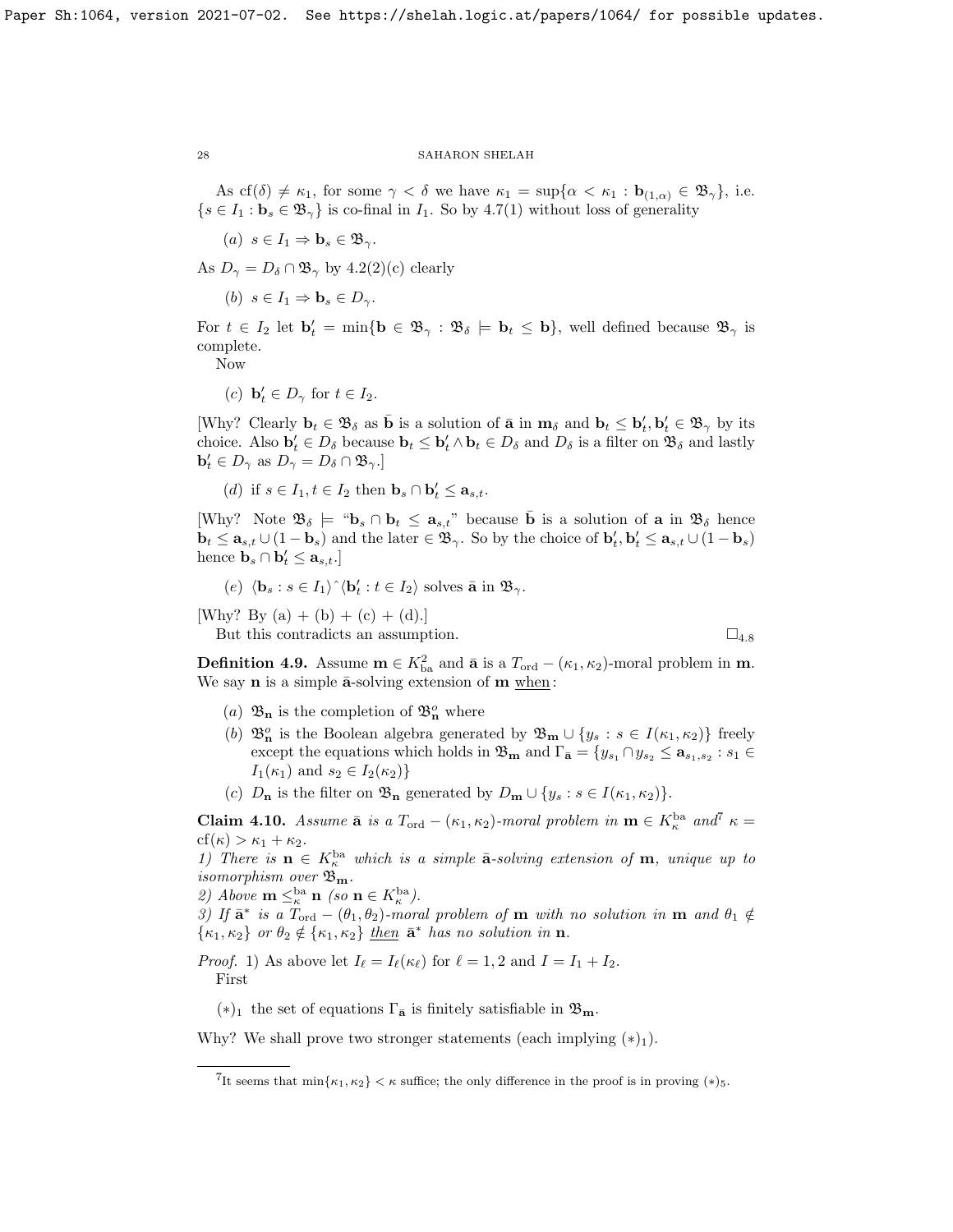As $\mathrm{cf}(\delta) \neq \kappa_1$, for some $\gamma < \delta$ we have $\kappa_1 = \sup\{\alpha < \kappa_1 : \mathbf{b}_{(1,\alpha)} \in \mathfrak{B}_\gamma\}$, i.e. $\{s \in I_1 : \mathbf{b}_s \in \mathfrak{B}_\gamma\}$ is co-final in $I_1$. So by 4.7(1) without loss of generality

(a) $s \in I_1 \Rightarrow \mathbf{b}_s \in \mathfrak{B}_\gamma$.

As $D_\gamma = D_\delta \cap \mathfrak{B}_\gamma$ by 4.2(2)(c) clearly

(b) $s \in I_1 \Rightarrow \mathbf{b}_s \in D_\gamma$.

For $t \in I_2$ let $\mathbf{b}'_t = \min\{\mathbf{b} \in \mathfrak{B}_\gamma : \mathfrak{B}_\delta \models \mathbf{b}_t \leq \mathbf{b}\}$, well defined because $\mathfrak{B}_\gamma$ is complete.

Now

(c) $\mathbf{b}'_t \in D_\gamma$ for $t \in I_2$.

[Why? Clearly $\mathbf{b}_t \in \mathfrak{B}_\delta$ as $\bar{\mathbf{b}}$ is a solution of $\bar{\mathbf{a}}$ in $\mathbf{m}_\delta$ and $\mathbf{b}_t \leq \mathbf{b}'_t, \mathbf{b}'_t \in \mathfrak{B}_\gamma$ by its choice. Also $\mathbf{b}'_t \in D_\delta$ because $\mathbf{b}_t \leq \mathbf{b}'_t \wedge \mathbf{b}_t \in D_\delta$ and $D_\delta$ is a filter on $\mathfrak{B}_\delta$ and lastly $\mathbf{b}'_t \in D_\gamma$ as $D_\gamma = D_\delta \cap \mathfrak{B}_\gamma$.]

(d) if $s \in I_1, t \in I_2$ then $\mathbf{b}_s \cap \mathbf{b}'_t \leq \mathbf{a}_{s,t}$.

[Why? Note $\mathfrak{B}_\delta \models$ "$\mathbf{b}_s \cap \mathbf{b}_t \leq \mathbf{a}_{s,t}$" because $\bar{\mathbf{b}}$ is a solution of $\mathbf{a}$ in $\mathfrak{B}_\delta$ hence $\mathbf{b}_t \leq \mathbf{a}_{s,t} \cup (1 - \mathbf{b}_s)$ and the later $\in \mathfrak{B}_\gamma$. So by the choice of $\mathbf{b}'_t, \mathbf{b}'_t \leq \mathbf{a}_{s,t} \cup (1 - \mathbf{b}_s)$ hence $\mathbf{b}_s \cap \mathbf{b}'_t \leq \mathbf{a}_{s,t}$.]

(e) $\langle \mathbf{b}_s : s \in I_1 \rangle {}^\frown \langle \mathbf{b}'_t : t \in I_2 \rangle$ solves $\bar{\mathbf{a}}$ in $\mathfrak{B}_\gamma$.

[Why? By (a) + (b) + (c) + (d).]

But this contradicts an assumption. $\square_{4.8}$

**Definition 4.9.** Assume $\mathbf{m} \in K^2_{\mathrm{ba}}$ and $\bar{\mathbf{a}}$ is a $T_{\mathrm{ord}} - (\kappa_1, \kappa_2)$-moral problem in $\mathbf{m}$. We say $\mathbf{n}$ is a simple $\bar{\mathbf{a}}$-solving extension of $\mathbf{m}$ <u>when</u>:

(a) $\mathfrak{B}_\mathbf{n}$ is the completion of $\mathfrak{B}^o_\mathbf{n}$ where

(b) $\mathfrak{B}^o_\mathbf{n}$ is the Boolean algebra generated by $\mathfrak{B}_\mathbf{m} \cup \{y_s : s \in I(\kappa_1, \kappa_2)\}$ freely except the equations which holds in $\mathfrak{B}_\mathbf{m}$ and $\Gamma_{\bar{\mathbf{a}}} = \{y_{s_1} \cap y_{s_2} \leq \mathbf{a}_{s_1,s_2} : s_1 \in I_1(\kappa_1)$ and $s_2 \in I_2(\kappa_2)\}$

(c) $D_\mathbf{n}$ is the filter on $\mathfrak{B}_\mathbf{n}$ generated by $D_\mathbf{m} \cup \{y_s : s \in I(\kappa_1, \kappa_2)\}$.

**Claim 4.10.** *Assume $\bar{\mathbf{a}}$ is a $T_{\mathrm{ord}} - (\kappa_1, \kappa_2)$-moral problem in $\mathbf{m} \in K^{\mathrm{ba}}_\kappa$ and*[7] *$\kappa = \mathrm{cf}(\kappa) > \kappa_1 + \kappa_2$.*

*1) There is $\mathbf{n} \in K^{\mathrm{ba}}_\kappa$ which is a simple $\bar{\mathbf{a}}$-solving extension of $\mathbf{m}$, unique up to isomorphism over $\mathfrak{B}_\mathbf{m}$.*

*2) Above $\mathbf{m} \leq^{\mathrm{ba}}_\kappa \mathbf{n}$ (so $\mathbf{n} \in K^{\mathrm{ba}}_\kappa$).*

*3) If $\bar{\mathbf{a}}^*$ is a $T_{\mathrm{ord}} - (\theta_1, \theta_2)$-moral problem of $\mathbf{m}$ with no solution in $\mathbf{m}$ and $\theta_1 \notin \{\kappa_1, \kappa_2\}$ or $\theta_2 \notin \{\kappa_1, \kappa_2\}$ <u>then</u> $\bar{\mathbf{a}}^*$ has no solution in $\mathbf{n}$.*

*Proof.* 1) As above let $I_\ell = I_\ell(\kappa_\ell)$ for $\ell = 1, 2$ and $I = I_1 + I_2$.

First

$(*)_1$ the set of equations $\Gamma_{\bar{\mathbf{a}}}$ is finitely satisfiable in $\mathfrak{B}_\mathbf{m}$.

Why? We shall prove two stronger statements (each implying $(*)_1$).

[7] It seems that $\min\{\kappa_1, \kappa_2\} < \kappa$ suffice; the only difference in the proof is in proving $(*)_5$.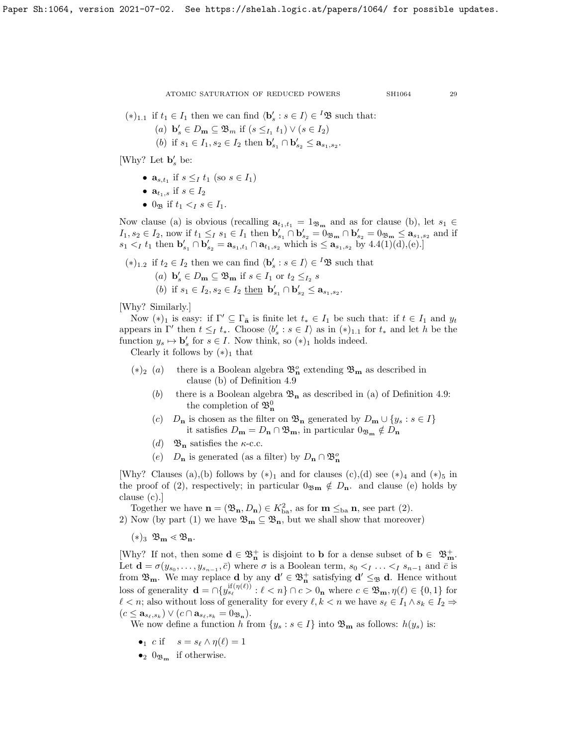$(*)_{1.1}$ if $t_1 \in I_1$ then we can find $\langle \mathbf{b}'_s : s \in I \rangle \in {}^I\mathfrak{B}$ such that:

- $(a)$ $\mathbf{b}'_s \in D_{\mathbf{m}} \subseteq \mathfrak{B}_m$ if $(s \leq_{I_1} t_1) \vee (s \in I_2)$
- $(b)$ if $s_1 \in I_1, s_2 \in I_2$ then $\mathbf{b}'_{s_1} \cap \mathbf{b}'_{s_2} \leq \mathbf{a}_{s_1,s_2}$.

[Why? Let $\mathbf{b}'_s$ be:

- $\mathbf{a}_{s,t_1}$ if $s \leq_I t_1$ (so $s \in I_1$)
- $\mathbf{a}_{t_1,s}$ if $s \in I_2$
- $0_{\mathfrak{B}}$ if $t_1 <_I s \in I_1$.

Now clause (a) is obvious (recalling $\mathbf{a}_{t_1,t_1} = 1_{\mathfrak{B}_{\mathbf{m}}}$ and as for clause (b), let $s_1 \in I_1, s_2 \in I_2$, now if $t_1 \leq_I s_1 \in I_1$ then $\mathbf{b}'_{s_1} \cap \mathbf{b}'_{s_2} = 0_{\mathfrak{B}_{\mathbf{m}}} \cap \mathbf{b}'_{s_2} = 0_{\mathfrak{B}_{\mathbf{m}}} \leq \mathbf{a}_{s_1,s_2}$ and if $s_1 <_I t_1$ then $\mathbf{b}'_{s_1} \cap \mathbf{b}'_{s_2} = \mathbf{a}_{s_1,t_1} \cap \mathbf{a}_{t_1,s_2}$ which is $\leq \mathbf{a}_{s_1,s_2}$ by 4.4(1)(d),(e).]

$(*)_{1.2}$ if $t_2 \in I_2$ then we can find $\langle \mathbf{b}'_s : s \in I \rangle \in {}^I\mathfrak{B}$ such that

- $(a)$ $\mathbf{b}'_s \in D_{\mathbf{m}} \subseteq \mathfrak{B}_{\mathbf{m}}$ if $s \in I_1$ or $t_2 \leq_{I_2} s$
- $(b)$ if $s_1 \in I_2, s_2 \in I_2$ <u>then</u> $\mathbf{b}'_{s_1} \cap \mathbf{b}'_{s_2} \leq \mathbf{a}_{s_1,s_2}$.

[Why? Similarly.]

Now $(*)_1$ is easy: if $\Gamma' \subseteq \Gamma_{\bar{\mathbf{a}}}$ is finite let $t_* \in I_1$ be such that: if $t \in I_1$ and $y_t$ appears in $\Gamma'$ then $t \leq_I t_*$. Choose $\langle b'_s : s \in I \rangle$ as in $(*)_{1.1}$ for $t_*$ and let $h$ be the function $y_s \mapsto \mathbf{b}'_s$ for $s \in I$. Now think, so $(*)_1$ holds indeed.

Clearly it follows by $(*)_1$ that

$(*)_2$
- $(a)$ there is a Boolean algebra $\mathfrak{B}^o_{\mathbf{n}}$ extending $\mathfrak{B}_{\mathbf{m}}$ as described in clause (b) of Definition 4.9
- $(b)$ there is a Boolean algebra $\mathfrak{B}_{\mathbf{n}}$ as described in (a) of Definition 4.9: the completion of $\mathfrak{B}^0_{\mathbf{n}}$
- $(c)$ $D_{\mathbf{n}}$ is chosen as the filter on $\mathfrak{B}_{\mathbf{n}}$ generated by $D_{\mathbf{m}} \cup \{y_s : s \in I\}$ it satisfies $D_{\mathbf{m}} = D_{\mathbf{n}} \cap \mathfrak{B}_{\mathbf{m}}$, in particular $0_{\mathfrak{B}_{\mathbf{m}}} \notin D_{\mathbf{n}}$
- $(d)$ $\mathfrak{B}_{\mathbf{n}}$ satisfies the $\kappa$-c.c.
- $(e)$ $D_{\mathbf{n}}$ is generated (as a filter) by $D_{\mathbf{n}} \cap \mathfrak{B}^o_{\mathbf{n}}$

[Why? Clauses (a),(b) follows by $(*)_1$ and for clauses (c),(d) see $(*)_4$ and $(*)_5$ in the proof of (2), respectively; in particular $0_{\mathfrak{B}\mathbf{m}} \notin D_{\mathbf{n}}$. and clause (e) holds by clause (c).]

Together we have $\mathbf{n} = (\mathfrak{B}_{\mathbf{n}}, D_{\mathbf{n}}) \in K^2_{\rm ba}$, as for $\mathbf{m} \leq_{\rm ba} \mathbf{n}$, see part (2).

2) Now (by part (1) we have $\mathfrak{B}_{\mathbf{m}} \subseteq \mathfrak{B}_{\mathbf{n}}$, but we shall show that moreover)

$(*)_3$ $\mathfrak{B}_{\mathbf{m}} \lessdot \mathfrak{B}_{\mathbf{n}}$.

[Why? If not, then some $\mathbf{d} \in \mathfrak{B}^+_{\mathbf{n}}$ is disjoint to $\mathbf{b}$ for a dense subset of $\mathbf{b} \in \mathfrak{B}^+_{\mathbf{m}}$. Let $\mathbf{d} = \sigma(y_{s_0}, \ldots, y_{s_{n-1}}, \bar{c})$ where $\sigma$ is a Boolean term, $s_0 <_I \ldots <_I s_{n-1}$ and $\bar{c}$ is from $\mathfrak{B}_{\mathbf{m}}$. We may replace $\mathbf{d}$ by any $\mathbf{d}' \in \mathfrak{B}^+_{\mathbf{n}}$ satisfying $\mathbf{d}' \leq_{\mathfrak{B}} \mathbf{d}$. Hence without loss of generality $\mathbf{d} = \cap\{y^{\text{if}(\eta(\ell))}_{s_\ell} : \ell < n\} \cap c > 0_{\mathbf{n}}$ where $c \in \mathfrak{B}_{\mathbf{m}}, \eta(\ell) \in \{0,1\}$ for $\ell < n$; also without loss of generality for every $\ell, k < n$ we have $s_\ell \in I_1 \wedge s_k \in I_2 \Rightarrow (c \leq \mathbf{a}_{s_\ell,s_k}) \vee (c \cap \mathbf{a}_{s_\ell,s_k} = 0_{\mathfrak{B}_{\mathbf{n}}})$.

We now define a function $h$ from $\{y_s : s \in I\}$ into $\mathfrak{B}_{\mathbf{m}}$ as follows: $h(y_s)$ is:

- $\bullet_1$ $c$ if $s = s_\ell \wedge \eta(\ell) = 1$
- $\bullet_2$ $0_{\mathfrak{B}_{\mathbf{m}}}$ if otherwise.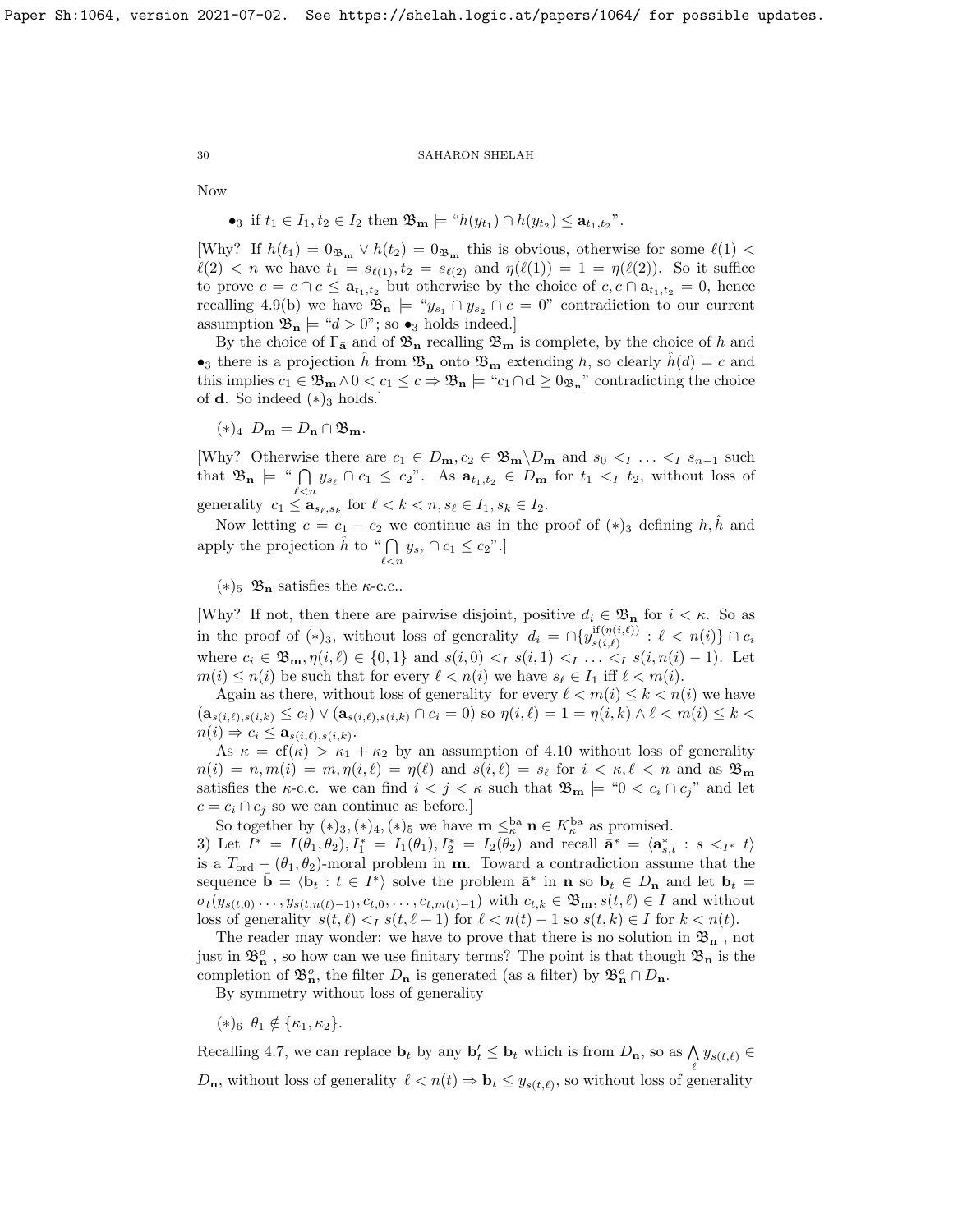Now

- $\bullet_3$ if $t_1 \in I_1, t_2 \in I_2$ then $\mathfrak{B}_{\mathbf{m}} \models$ "$h(y_{t_1}) \cap h(y_{t_2}) \leq \mathbf{a}_{t_1,t_2}$".

[Why? If $h(t_1) = 0_{\mathfrak{B}_{\mathbf{m}}} \vee h(t_2) = 0_{\mathfrak{B}_{\mathbf{m}}}$ this is obvious, otherwise for some $\ell(1) < \ell(2) < n$ we have $t_1 = s_{\ell(1)}, t_2 = s_{\ell(2)}$ and $\eta(\ell(1)) = 1 = \eta(\ell(2))$. So it suffice to prove $c = c \cap c \leq \mathbf{a}_{t_1,t_2}$ but otherwise by the choice of $c, c \cap \mathbf{a}_{t_1,t_2} = 0$, hence recalling 4.9(b) we have $\mathfrak{B}_{\mathbf{n}} \models$ "$y_{s_1} \cap y_{s_2} \cap c = 0$" contradiction to our current assumption $\mathfrak{B}_{\mathbf{n}} \models$ "$d > 0$"; so $\bullet_3$ holds indeed.]

By the choice of $\Gamma_{\bar{\mathbf{a}}}$ and of $\mathfrak{B}_{\mathbf{n}}$ recalling $\mathfrak{B}_{\mathbf{m}}$ is complete, by the choice of $h$ and $\bullet_3$ there is a projection $\hat{h}$ from $\mathfrak{B}_{\mathbf{n}}$ onto $\mathfrak{B}_{\mathbf{m}}$ extending $h$, so clearly $\hat{h}(d) = c$ and this implies $c_1 \in \mathfrak{B}_{\mathbf{m}} \wedge 0 < c_1 \leq c \Rightarrow \mathfrak{B}_{\mathbf{n}} \models$ "$c_1 \cap \mathbf{d} \geq 0_{\mathfrak{B}_{\mathbf{n}}}$" contradicting the choice of $\mathbf{d}$. So indeed $(*)_3$ holds.]

$(*)_4$ $D_{\mathbf{m}} = D_{\mathbf{n}} \cap \mathfrak{B}_{\mathbf{m}}$.

[Why? Otherwise there are $c_1 \in D_{\mathbf{m}}, c_2 \in \mathfrak{B}_{\mathbf{m}} \backslash D_{\mathbf{m}}$ and $s_0 <_I \ldots <_I s_{n-1}$ such that $\mathfrak{B}_{\mathbf{n}} \models$ "$\bigcap\limits_{\ell<n} y_{s_\ell} \cap c_1 \leq c_2$". As $\mathbf{a}_{t_1,t_2} \in D_{\mathbf{m}}$ for $t_1 <_I t_2$, without loss of generality $c_1 \leq \mathbf{a}_{s_\ell,s_k}$ for $\ell < k < n, s_\ell \in I_1, s_k \in I_2$.

Now letting $c = c_1 - c_2$ we continue as in the proof of $(*)_3$ defining $h, \hat{h}$ and apply the projection $\hat{h}$ to "$\bigcap\limits_{\ell<n} y_{s_\ell} \cap c_1 \leq c_2$".]

$(*)_5$ $\mathfrak{B}_{\mathbf{n}}$ satisfies the $\kappa$-c.c..

[Why? If not, then there are pairwise disjoint, positive $d_i \in \mathfrak{B}_{\mathbf{n}}$ for $i < \kappa$. So as in the proof of $(*)_3$, without loss of generality $d_i = \cap\{y^{\text{if}(\eta(i,\ell))}_{s(i,\ell)} : \ell < n(i)\} \cap c_i$ where $c_i \in \mathfrak{B}_{\mathbf{m}}, \eta(i,\ell) \in \{0,1\}$ and $s(i,0) <_I s(i,1) <_I \ldots <_I s(i,n(i)-1)$. Let $m(i) \leq n(i)$ be such that for every $\ell < n(i)$ we have $s_\ell \in I_1$ iff $\ell < m(i)$.

Again as there, without loss of generality for every $\ell < m(i) \leq k < n(i)$ we have $(\mathbf{a}_{s(i,\ell),s(i,k)} \leq c_i) \vee (\mathbf{a}_{s(i,\ell),s(i,k)} \cap c_i = 0)$ so $\eta(i,\ell) = 1 = \eta(i,k) \wedge \ell < m(i) \leq k < n(i) \Rightarrow c_i \leq \mathbf{a}_{s(i,\ell),s(i,k)}$.

As $\kappa = \text{cf}(\kappa) > \kappa_1 + \kappa_2$ by an assumption of 4.10 without loss of generality $n(i) = n, m(i) = m, \eta(i,\ell) = \eta(\ell)$ and $s(i,\ell) = s_\ell$ for $i < \kappa, \ell < n$ and as $\mathfrak{B}_{\mathbf{m}}$ satisfies the $\kappa$-c.c. we can find $i < j < \kappa$ such that $\mathfrak{B}_{\mathbf{m}} \models$ "$0 < c_i \cap c_j$" and let $c = c_i \cap c_j$ so we can continue as before.]

So together by $(*)_3, (*)_4, (*)_5$ we have $\mathbf{m} \leq^{\text{ba}}_\kappa \mathbf{n} \in K^{\text{ba}}_\kappa$ as promised.

3) Let $I^* = I(\theta_1,\theta_2), I^*_1 = I_1(\theta_1), I^*_2 = I_2(\theta_2)$ and recall $\bar{\mathbf{a}}^* = \langle \mathbf{a}^*_{s,t} : s <_{I^*} t\rangle$ is a $T_{\text{ord}} - (\theta_1,\theta_2)$-moral problem in $\mathbf{m}$. Toward a contradiction assume that the sequence $\bar{\mathbf{b}} = \langle \mathbf{b}_t : t \in I^*\rangle$ solve the problem $\bar{\mathbf{a}}^*$ in $\mathbf{n}$ so $\mathbf{b}_t \in D_{\mathbf{n}}$ and let $\mathbf{b}_t = \sigma_t(y_{s(t,0)} \ldots, y_{s(t,n(t)-1)}, c_{t,0}, \ldots, c_{t,m(t)-1})$ with $c_{t,k} \in \mathfrak{B}_{\mathbf{m}}, s(t,\ell) \in I$ and without loss of generality $s(t,\ell) <_I s(t,\ell+1)$ for $\ell < n(t) - 1$ so $s(t,k) \in I$ for $k < n(t)$.

The reader may wonder: we have to prove that there is no solution in $\mathfrak{B}_{\mathbf{n}}$, not just in $\mathfrak{B}^o_{\mathbf{n}}$, so how can we use finitary terms? The point is that though $\mathfrak{B}_{\mathbf{n}}$ is the completion of $\mathfrak{B}^o_{\mathbf{n}}$, the filter $D_{\mathbf{n}}$ is generated (as a filter) by $\mathfrak{B}^o_{\mathbf{n}} \cap D_{\mathbf{n}}$.

By symmetry without loss of generality

$(*)_6$ $\theta_1 \notin \{\kappa_1, \kappa_2\}$.

Recalling 4.7, we can replace $\mathbf{b}_t$ by any $\mathbf{b}'_t \leq \mathbf{b}_t$ which is from $D_{\mathbf{n}}$, so as $\bigwedge\limits_\ell y_{s(t,\ell)} \in D_{\mathbf{n}}$, without loss of generality $\ell < n(t) \Rightarrow \mathbf{b}_t \leq y_{s(t,\ell)}$, so without loss of generality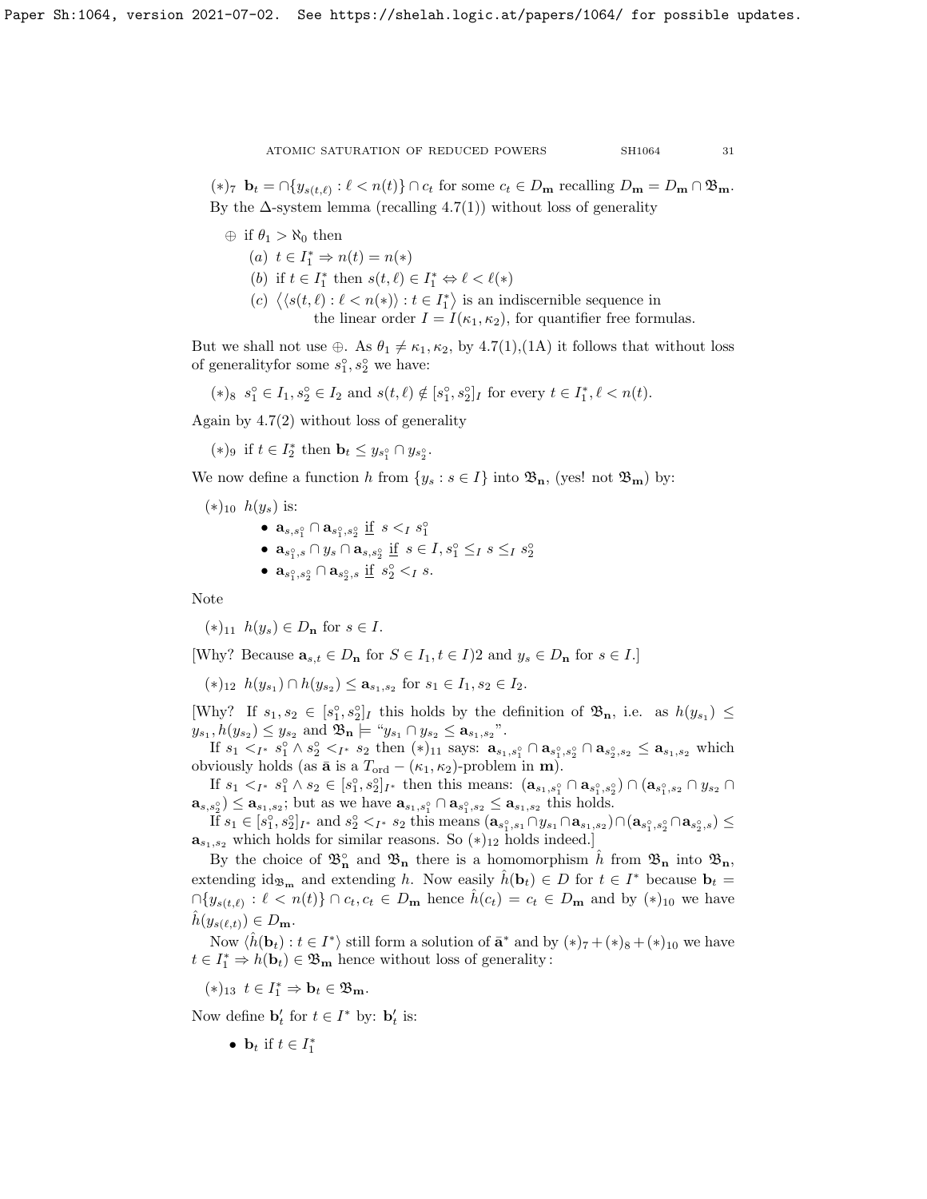$(*)_7$ $\mathbf{b}_t = \cap\{y_{s(t,\ell)} : \ell < n(t)\} \cap c_t$ for some $c_t \in D_{\mathbf{m}}$ recalling $D_{\mathbf{m}} = D_{\mathbf{m}} \cap \mathfrak{B}_{\mathbf{m}}$.

By the $\Delta$-system lemma (recalling 4.7(1)) without loss of generality

$\oplus$ if $\theta_1 > \aleph_0$ then

- (a) $t \in I^*_1 \Rightarrow n(t) = n(*)$
- (b) if $t \in I^*_1$ then $s(t,\ell) \in I^*_1 \Leftrightarrow \ell < \ell(*)$
- (c) $\langle\langle s(t,\ell) : \ell < n(*)\rangle : t \in I^*_1\rangle$ is an indiscernible sequence in the linear order $I = I(\kappa_1, \kappa_2)$, for quantifier free formulas.

But we shall not use $\oplus$. As $\theta_1 \neq \kappa_1, \kappa_2$, by 4.7(1),(1A) it follows that without loss of generalityfor some $s^\circ_1, s^\circ_2$ we have:

$(*)_8$ $s^\circ_1 \in I_1, s^\circ_2 \in I_2$ and $s(t,\ell) \notin [s^\circ_1, s^\circ_2]_I$ for every $t \in I^*_1, \ell < n(t)$.

Again by 4.7(2) without loss of generality

$(*)_9$ if $t \in I^*_2$ then $\mathbf{b}_t \leq y_{s^\circ_1} \cap y_{s^\circ_2}$.

We now define a function $h$ from $\{y_s : s \in I\}$ into $\mathfrak{B}_{\mathbf{n}}$, (yes! not $\mathfrak{B}_{\mathbf{m}}$) by:

$(*)_{10}$ $h(y_s)$ is:

- $\mathbf{a}_{s,s^\circ_1} \cap \mathbf{a}_{s^\circ_1,s^\circ_2}$ <u>if</u> $s <_I s^\circ_1$
- $\mathbf{a}_{s^\circ_1,s} \cap y_s \cap \mathbf{a}_{s,s^\circ_2}$ <u>if</u> $s \in I, s^\circ_1 \leq_I s \leq_I s^\circ_2$
- $\mathbf{a}_{s^\circ_1,s^\circ_2} \cap \mathbf{a}_{s^\circ_2,s}$ <u>if</u> $s^\circ_2 <_I s$.

Note

$(*)_{11}$ $h(y_s) \in D_{\mathbf{n}}$ for $s \in I$.

[Why? Because $\mathbf{a}_{s,t} \in D_{\mathbf{n}}$ for $S \in I_1, t \in I)2$ and $y_s \in D_{\mathbf{n}}$ for $s \in I$.]

$(*)_{12}$ $h(y_{s_1}) \cap h(y_{s_2}) \leq \mathbf{a}_{s_1,s_2}$ for $s_1 \in I_1, s_2 \in I_2$.

[Why? If $s_1, s_2 \in [s^\circ_1, s^\circ_2]_I$ this holds by the definition of $\mathfrak{B}_{\mathbf{n}}$, i.e. as $h(y_{s_1}) \leq y_{s_1}, h(y_{s_2}) \leq y_{s_2}$ and $\mathfrak{B}_{\mathbf{n}} \models$ "$y_{s_1} \cap y_{s_2} \leq \mathbf{a}_{s_1,s_2}$".

If $s_1 <_{I^*} s^\circ_1 \wedge s^\circ_2 <_{I^*} s_2$ then $(*)_{11}$ says: $\mathbf{a}_{s_1,s^\circ_1} \cap \mathbf{a}_{s^\circ_1,s^\circ_2} \cap \mathbf{a}_{s^\circ_2,s_2} \leq \mathbf{a}_{s_1,s_2}$ which obviously holds (as $\bar{\mathbf{a}}$ is a $T_{\rm ord} - (\kappa_1, \kappa_2)$-problem in $\mathbf{m}$).

If $s_1 <_{I^*} s^\circ_1 \wedge s_2 \in [s^\circ_1, s^\circ_2]_{I^*}$ then this means: $(\mathbf{a}_{s_1,s^\circ_1} \cap \mathbf{a}_{s^\circ_1,s^\circ_2}) \cap (\mathbf{a}_{s^\circ_1,s_2} \cap y_{s_2} \cap \mathbf{a}_{s,s^\circ_2}) \leq \mathbf{a}_{s_1,s_2}$; but as we have $\mathbf{a}_{s_1,s^\circ_1} \cap \mathbf{a}_{s^\circ_1,s_2} \leq \mathbf{a}_{s_1,s_2}$ this holds.

If $s_1 \in [s^\circ_1, s^\circ_2]_{I^*}$ and $s^\circ_2 <_{I^*} s_2$ this means $(\mathbf{a}_{s^\circ_1,s_1} \cap y_{s_1} \cap \mathbf{a}_{s_1,s_2}) \cap (\mathbf{a}_{s^\circ_1,s^\circ_2} \cap \mathbf{a}_{s^\circ_2,s}) \leq \mathbf{a}_{s_1,s_2}$ which holds for similar reasons. So $(*)_{12}$ holds indeed.]

By the choice of $\mathfrak{B}^\circ_{\mathbf{n}}$ and $\mathfrak{B}_{\mathbf{n}}$ there is a homomorphism $\hat{h}$ from $\mathfrak{B}_{\mathbf{n}}$ into $\mathfrak{B}_{\mathbf{n}}$, extending $\mathrm{id}_{\mathfrak{B}_{\mathbf{m}}}$ and extending $h$. Now easily $\hat{h}(\mathbf{b}_t) \in D$ for $t \in I^*$ because $\mathbf{b}_t = \cap\{y_{s(t,\ell)} : \ell < n(t)\} \cap c_t, c_t \in D_{\mathbf{m}}$ hence $\hat{h}(c_t) = c_t \in D_{\mathbf{m}}$ and by $(*)_{10}$ we have $\hat{h}(y_{s(\ell,t)}) \in D_{\mathbf{m}}$.

Now $\langle \hat{h}(\mathbf{b}_t) : t \in I^*\rangle$ still form a solution of $\bar{\mathbf{a}}^*$ and by $(*)_7 + (*)_8 + (*)_{10}$ we have $t \in I^*_1 \Rightarrow h(\mathbf{b}_t) \in \mathfrak{B}_{\mathbf{m}}$ hence without loss of generality:

$(*)_{13}$ $t \in I^*_1 \Rightarrow \mathbf{b}_t \in \mathfrak{B}_{\mathbf{m}}$.

Now define $\mathbf{b}'_t$ for $t \in I^*$ by: $\mathbf{b}'_t$ is:

- $\mathbf{b}_t$ if $t \in I^*_1$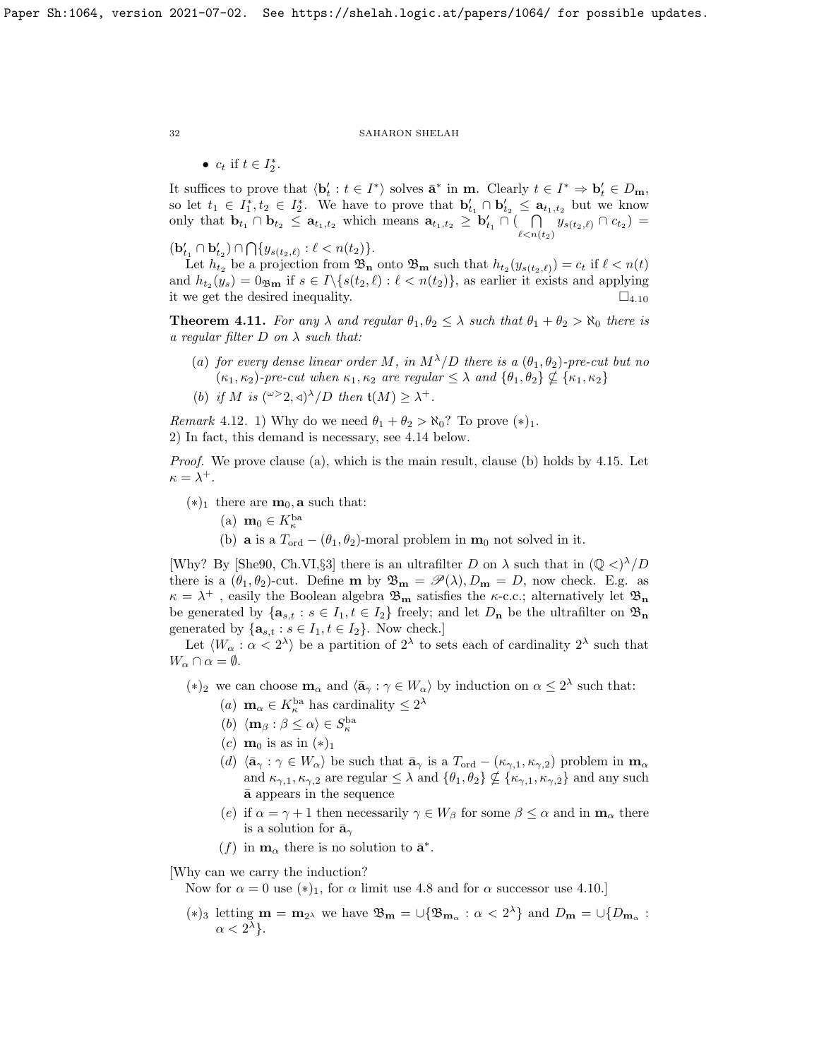- $c_t$ if $t \in I^*_2$.

It suffices to prove that $\langle \mathbf{b}'_t : t \in I^* \rangle$ solves $\bar{\mathbf{a}}^*$ in $\mathbf{m}$. Clearly $t \in I^* \Rightarrow \mathbf{b}'_t \in D_{\mathbf{m}}$, so let $t_1 \in I^*_1, t_2 \in I^*_2$. We have to prove that $\mathbf{b}'_{t_1} \cap \mathbf{b}'_{t_2} \le \mathbf{a}_{t_1,t_2}$ but we know only that $\mathbf{b}_{t_1} \cap \mathbf{b}_{t_2} \le \mathbf{a}_{t_1,t_2}$ which means $\mathbf{a}_{t_1,t_2} \ge \mathbf{b}'_{t_1} \cap (\bigcap_{\ell < n(t_2)} y_{s(t_2,\ell)} \cap c_{t_2}) = (\mathbf{b}'_{t_1} \cap \mathbf{b}'_{t_2}) \cap \bigcap \{y_{s(t_2,\ell)} : \ell < n(t_2)\}$.

Let $h_{t_2}$ be a projection from $\mathfrak{B}_{\mathbf{n}}$ onto $\mathfrak{B}_{\mathbf{m}}$ such that $h_{t_2}(y_{s(t_2,\ell)}) = c_t$ if $\ell < n(t)$ and $h_{t_2}(y_s) = 0_{\mathfrak{B}_{\mathbf{m}}}$ if $s \in I \backslash \{s(t_2,\ell) : \ell < n(t_2)\}$, as earlier it exists and applying it we get the desired inequality. $\square_{4.10}$

**Theorem 4.11.** *For any $\lambda$ and regular $\theta_1, \theta_2 \le \lambda$ such that $\theta_1 + \theta_2 > \aleph_0$ there is a regular filter $D$ on $\lambda$ such that:*

*(a) for every dense linear order $M$, in $M^\lambda/D$ there is a $(\theta_1,\theta_2)$-pre-cut but no $(\kappa_1,\kappa_2)$-pre-cut when $\kappa_1,\kappa_2$ are regular $\le \lambda$ and $\{\theta_1,\theta_2\} \nsubseteq \{\kappa_1,\kappa_2\}$*

*(b) if $M$ is $({}^{\omega>}2, \triangleleft)^\lambda/D$ then $\mathfrak{t}(M) \ge \lambda^+$.*

*Remark* 4.12. 1) Why do we need $\theta_1 + \theta_2 > \aleph_0$? To prove $(*)_1$.
2) In fact, this demand is necessary, see 4.14 below.

*Proof.* We prove clause (a), which is the main result, clause (b) holds by 4.15. Let $\kappa = \lambda^+$.

$(*)_1$ there are $\mathbf{m}_0, \mathbf{a}$ such that:
- (a) $\mathbf{m}_0 \in K^{\rm ba}_\kappa$
- (b) $\mathbf{a}$ is a $T_{\rm ord} - (\theta_1,\theta_2)$-moral problem in $\mathbf{m}_0$ not solved in it.

[Why? By [She90, Ch.VI,§3] there is an ultrafilter $D$ on $\lambda$ such that in $(\mathbb{Q} <)^\lambda/D$ there is a $(\theta_1,\theta_2)$-cut. Define $\mathbf{m}$ by $\mathfrak{B}_{\mathbf{m}} = \mathscr{P}(\lambda), D_{\mathbf{m}} = D$, now check. E.g. as $\kappa = \lambda^+$ , easily the Boolean algebra $\mathfrak{B}_{\mathbf{m}}$ satisfies the $\kappa$-c.c.; alternatively let $\mathfrak{B}_{\mathbf{n}}$ be generated by $\{\mathbf{a}_{s,t} : s \in I_1, t \in I_2\}$ freely; and let $D_{\mathbf{n}}$ be the ultrafilter on $\mathfrak{B}_{\mathbf{n}}$ generated by $\{\mathbf{a}_{s,t} : s \in I_1, t \in I_2\}$. Now check.]

Let $\langle W_\alpha : \alpha < 2^\lambda \rangle$ be a partition of $2^\lambda$ to sets each of cardinality $2^\lambda$ such that $W_\alpha \cap \alpha = \emptyset$.

$(*)_2$ we can choose $\mathbf{m}_\alpha$ and $\langle \bar{\mathbf{a}}_\gamma : \gamma \in W_\alpha \rangle$ by induction on $\alpha \le 2^\lambda$ such that:
- $(a)$ $\mathbf{m}_\alpha \in K^{\rm ba}_\kappa$ has cardinality $\le 2^\lambda$
- $(b)$ $\langle \mathbf{m}_\beta : \beta \le \alpha \rangle \in S^{\rm ba}_\kappa$
- $(c)$ $\mathbf{m}_0$ is as in $(*)_1$
- $(d)$ $\langle \bar{\mathbf{a}}_\gamma : \gamma \in W_\alpha \rangle$ be such that $\bar{\mathbf{a}}_\gamma$ is a $T_{\rm ord} - (\kappa_{\gamma,1},\kappa_{\gamma,2})$ problem in $\mathbf{m}_\alpha$ and $\kappa_{\gamma,1},\kappa_{\gamma,2}$ are regular $\le \lambda$ and $\{\theta_1,\theta_2\} \nsubseteq \{\kappa_{\gamma,1},\kappa_{\gamma,2}\}$ and any such $\bar{\mathbf{a}}$ appears in the sequence
- $(e)$ if $\alpha = \gamma + 1$ then necessarily $\gamma \in W_\beta$ for some $\beta \le \alpha$ and in $\mathbf{m}_\alpha$ there is a solution for $\bar{\mathbf{a}}_\gamma$
- $(f)$ in $\mathbf{m}_\alpha$ there is no solution to $\bar{\mathbf{a}}^*$.

[Why can we carry the induction?
Now for $\alpha = 0$ use $(*)_1$, for $\alpha$ limit use 4.8 and for $\alpha$ successor use 4.10.]

$(*)_3$ letting $\mathbf{m} = \mathbf{m}_{2^\lambda}$ we have $\mathfrak{B}_{\mathbf{m}} = \cup\{\mathfrak{B}_{\mathbf{m}_\alpha} : \alpha < 2^\lambda\}$ and $D_{\mathbf{m}} = \cup\{D_{\mathbf{m}_\alpha} : \alpha < 2^\lambda\}$.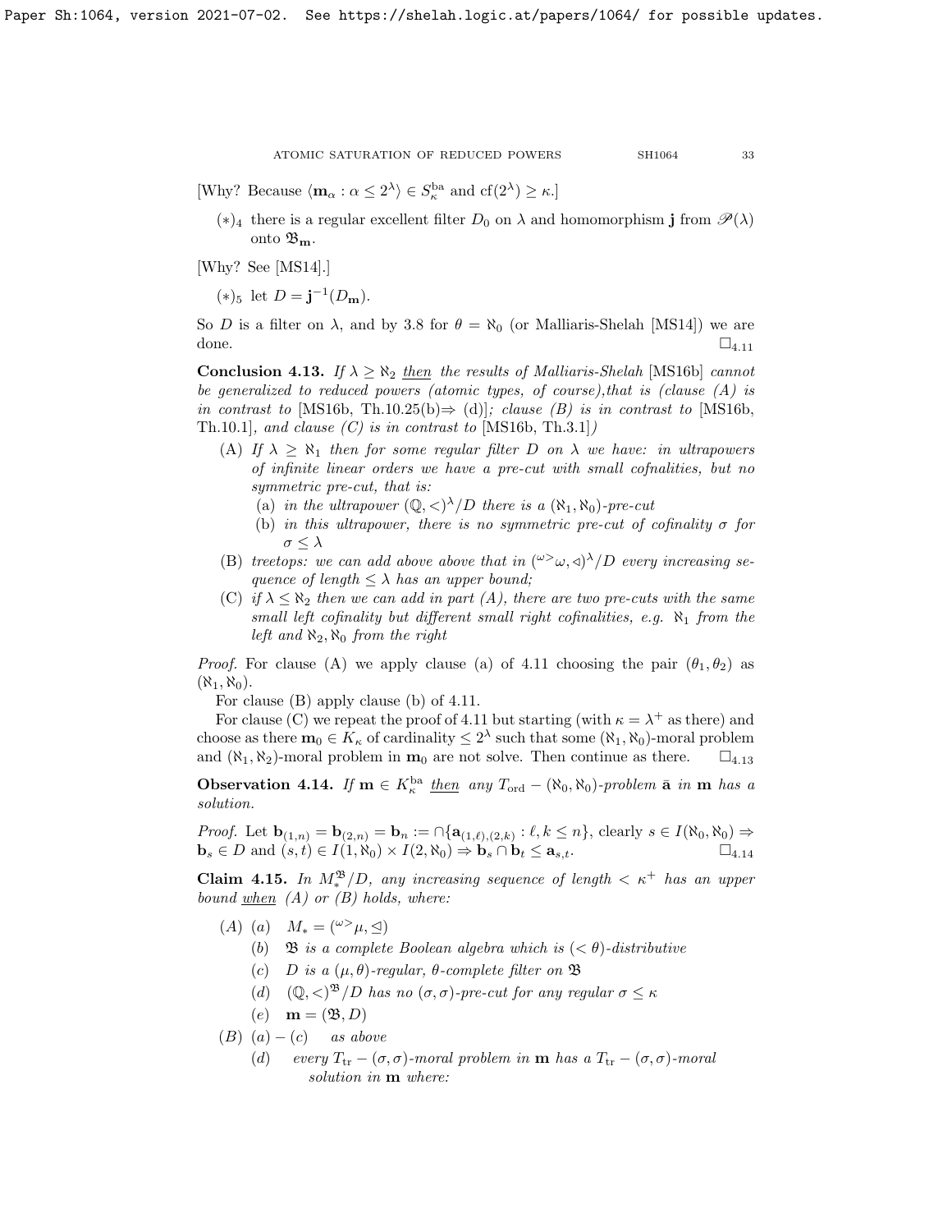[Why? Because $\langle \mathbf{m}_\alpha : \alpha \le 2^\lambda \rangle \in S^{\rm ba}_\kappa$ and $\mathrm{cf}(2^\lambda) \ge \kappa$.]

$(*)_4$ there is a regular excellent filter $D_0$ on $\lambda$ and homomorphism $\mathbf{j}$ from $\mathscr{P}(\lambda)$ onto $\mathfrak{B}_{\mathbf{m}}$.

[Why? See [MS14].]

$(*)_5$ let $D = \mathbf{j}^{-1}(D_{\mathbf{m}})$.

So $D$ is a filter on $\lambda$, and by 3.8 for $\theta = \aleph_0$ (or Malliaris-Shelah [MS14]) we are done. $\square_{4.11}$

**Conclusion 4.13.** *If $\lambda \ge \aleph_2$ then the results of Malliaris-Shelah [MS16b] cannot be generalized to reduced powers (atomic types, of course),that is (clause (A) is in contrast to [MS16b, Th.10.25(b)$\Rightarrow$ (d)]; clause (B) is in contrast to [MS16b, Th.10.1], and clause (C) is in contrast to [MS16b, Th.3.1])*

- (A) *If $\lambda \ge \aleph_1$ then for some regular filter $D$ on $\lambda$ we have: in ultrapowers of infinite linear orders we have a pre-cut with small cofnalities, but no symmetric pre-cut, that is:*
  - (a) *in the ultrapower $(\mathbb{Q}, <)^\lambda/D$ there is a $(\aleph_1, \aleph_0)$-pre-cut*
  - (b) *in this ultrapower, there is no symmetric pre-cut of cofinality $\sigma$ for $\sigma \le \lambda$*
- (B) *treetops: we can add above above that in $({}^{\omega>}\omega, \triangleleft)^\lambda/D$ every increasing sequence of length $\le \lambda$ has an upper bound;*
- (C) *if $\lambda \le \aleph_2$ then we can add in part (A), there are two pre-cuts with the same small left cofinality but different small right cofinalities, e.g. $\aleph_1$ from the left and $\aleph_2, \aleph_0$ from the right*

*Proof.* For clause (A) we apply clause (a) of 4.11 choosing the pair $(\theta_1, \theta_2)$ as $(\aleph_1, \aleph_0)$.

For clause (B) apply clause (b) of 4.11.

For clause (C) we repeat the proof of 4.11 but starting (with $\kappa = \lambda^+$ as there) and choose as there $\mathbf{m}_0 \in K_\kappa$ of cardinality $\le 2^\lambda$ such that some $(\aleph_1, \aleph_0)$-moral problem and $(\aleph_1, \aleph_2)$-moral problem in $\mathbf{m}_0$ are not solve. Then continue as there. $\square_{4.13}$

**Observation 4.14.** *If $\mathbf{m} \in K^{\rm ba}_\kappa$ then any $T_{\rm ord} - (\aleph_0, \aleph_0)$-problem $\bar{\mathbf{a}}$ in $\mathbf{m}$ has a solution.*

*Proof.* Let $\mathbf{b}_{(1,n)} = \mathbf{b}_{(2,n)} = \mathbf{b}_n := \cap\{\mathbf{a}_{(1,\ell),(2,k)} : \ell, k \le n\}$, clearly $s \in I(\aleph_0, \aleph_0) \Rightarrow \mathbf{b}_s \in D$ and $(s,t) \in I(1, \aleph_0) \times I(2, \aleph_0) \Rightarrow \mathbf{b}_s \cap \mathbf{b}_t \le \mathbf{a}_{s,t}$. $\square_{4.14}$

**Claim 4.15.** *In $M^{\mathfrak{B}}_*/D$, any increasing sequence of length $< \kappa^+$ has an upper bound when (A) or (B) holds, where:*

- (A) (a) $M_* = ({}^{\omega>}\mu, \trianglelefteq)$
  - (b) *$\mathfrak{B}$ is a complete Boolean algebra which is $(< \theta)$-distributive*
  - (c) *$D$ is a $(\mu, \theta)$-regular, $\theta$-complete filter on $\mathfrak{B}$*
  - (d) *$(\mathbb{Q}, <)^{\mathfrak{B}}/D$ has no $(\sigma, \sigma)$-pre-cut for any regular $\sigma \le \kappa$*
  - (e) $\mathbf{m} = (\mathfrak{B}, D)$
- (B) (a) $-$ (c) *as above*
  - (d) *every $T_{\rm tr} - (\sigma, \sigma)$-moral problem in $\mathbf{m}$ has a $T_{\rm tr} - (\sigma, \sigma)$-moral solution in $\mathbf{m}$ where:*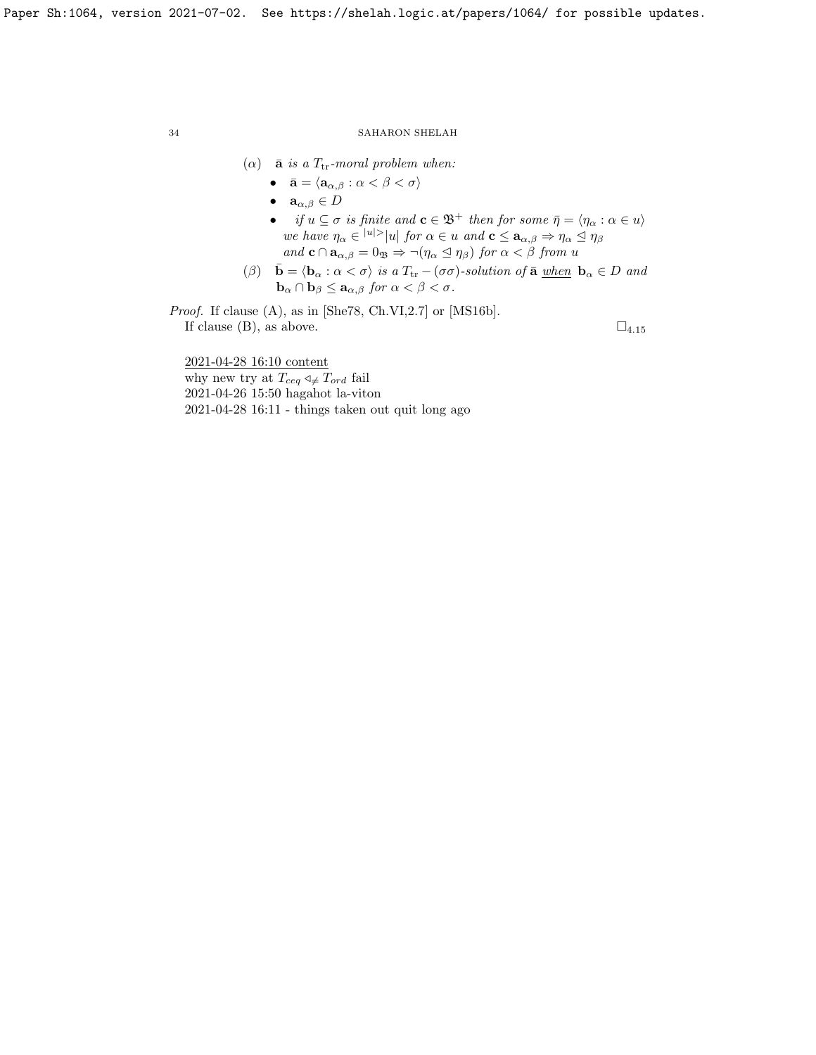($\alpha$) $\bar{\mathbf{a}}$ *is a* $T_{\rm tr}$*-moral problem when:*

- $\bar{\mathbf{a}} = \langle \mathbf{a}_{\alpha,\beta} : \alpha < \beta < \sigma \rangle$
- $\mathbf{a}_{\alpha,\beta} \in D$
- *if* $u \subseteq \sigma$ *is finite and* $\mathbf{c} \in \mathfrak{B}^+$ *then for some* $\bar{\eta} = \langle \eta_\alpha : \alpha \in u \rangle$ *we have* $\eta_\alpha \in {}^{|u|>}|u|$ *for* $\alpha \in u$ *and* $\mathbf{c} \leq \mathbf{a}_{\alpha,\beta} \Rightarrow \eta_\alpha \trianglelefteq \eta_\beta$ *and* $\mathbf{c} \cap \mathbf{a}_{\alpha,\beta} = 0_{\mathfrak{B}} \Rightarrow \neg(\eta_\alpha \trianglelefteq \eta_\beta)$ *for* $\alpha < \beta$ *from* $u$

($\beta$) $\bar{\mathbf{b}} = \langle \mathbf{b}_\alpha : \alpha < \sigma \rangle$ *is a* $T_{\rm tr} - (\sigma\sigma)$*-solution of* $\bar{\mathbf{a}}$ *when* $\mathbf{b}_\alpha \in D$ *and* $\mathbf{b}_\alpha \cap \mathbf{b}_\beta \leq \mathbf{a}_{\alpha,\beta}$ *for* $\alpha < \beta < \sigma$.

*Proof.* If clause (A), as in [She78, Ch.VI,2.7] or [MS16b].
If clause (B), as above. $\square_{4.15}$

2021-04-28 16:10 content
why new try at $T_{ceq} \triangleleft_{\neq} T_{ord}$ fail
2021-04-26 15:50 hagahot la-viton
2021-04-28 16:11 - things taken out quit long ago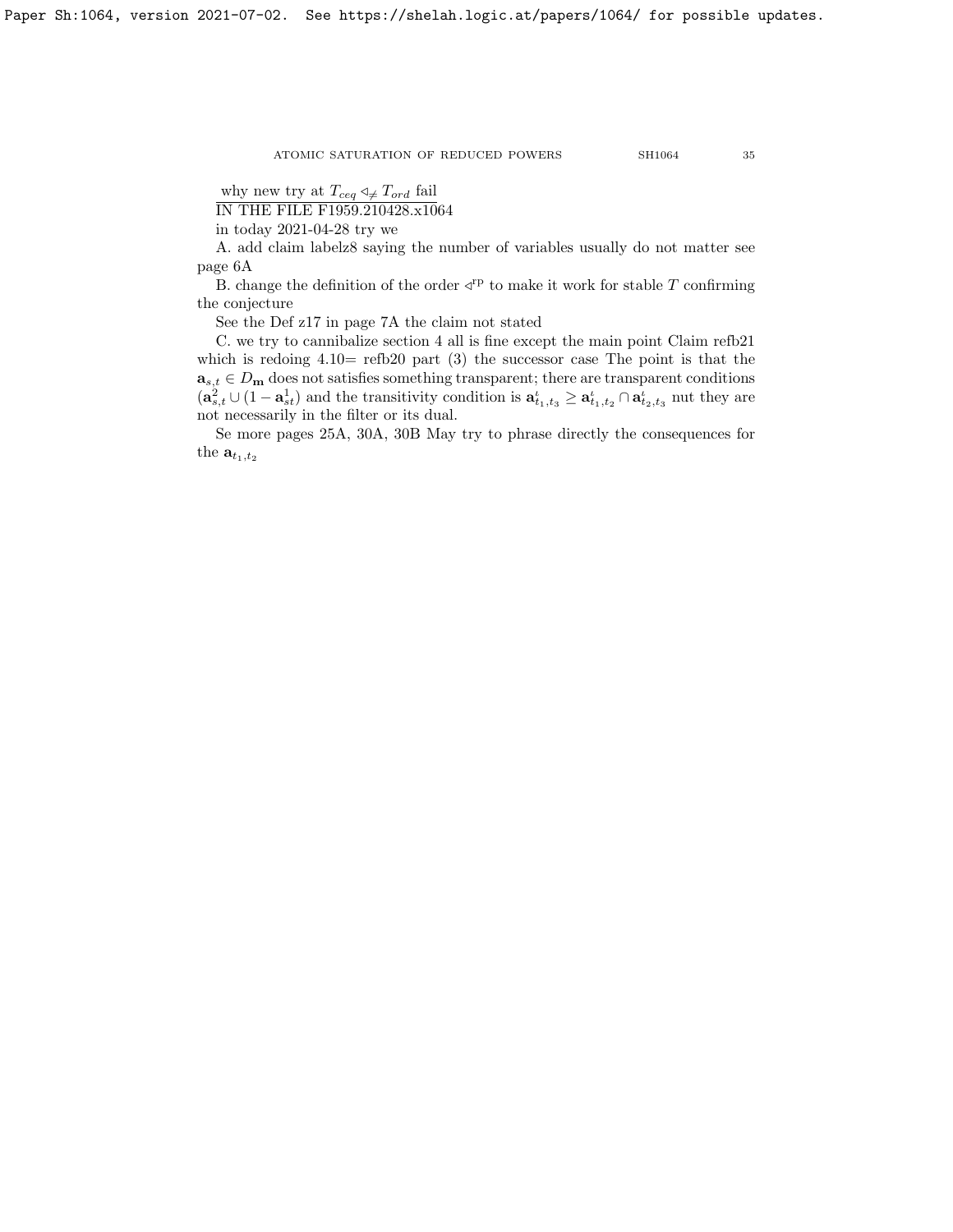<u>why new try at $T_{ceq} \triangleleft_{\neq} T_{ord}$ fail</u>

<u>IN THE FILE F1959.210428.x1064</u>

in today 2021-04-28 try we

A. add claim labelz8 saying the number of variables usually do not matter see page 6A

B. change the definition of the order $\triangleleft^{\rm rp}$ to make it work for stable $T$ confirming the conjecture

See the Def z17 in page 7A the claim not stated

C. we try to cannibalize section 4 all is fine except the main point Claim refb21 which is redoing 4.10= refb20 part (3) the successor case The point is that the $\mathbf{a}_{s,t} \in D_{\mathbf{m}}$ does not satisfies something transparent; there are transparent conditions $(\mathbf{a}^2_{s,t} \cup (1 - \mathbf{a}^1_{st})$ and the transitivity condition is $\mathbf{a}^\iota_{t_1,t_3} \geq \mathbf{a}^\iota_{t_1,t_2} \cap \mathbf{a}^\iota_{t_2,t_3}$ nut they are not necessarily in the filter or its dual.

Se more pages 25A, 30A, 30B May try to phrase directly the consequences for the $\mathbf{a}_{t_1,t_2}$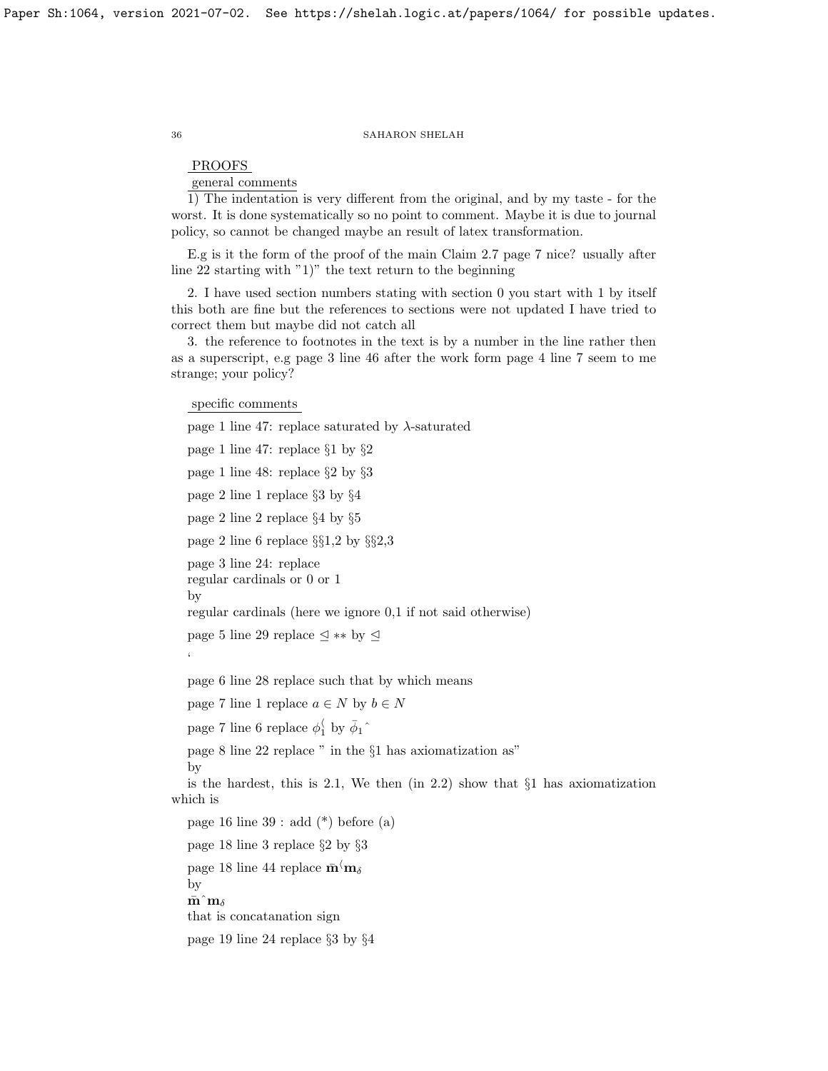PROOFS

general comments

1) The indentation is very different from the original, and by my taste - for the worst. It is done systematically so no point to comment. Maybe it is due to journal policy, so cannot be changed maybe an result of latex transformation.

E.g is it the form of the proof of the main Claim 2.7 page 7 nice? usually after line 22 starting with "1)" the text return to the beginning

2. I have used section numbers stating with section 0 you start with 1 by itself this both are fine but the references to sections were not updated I have tried to correct them but maybe did not catch all

3. the reference to footnotes in the text is by a number in the line rather then as a superscript, e.g page 3 line 46 after the work form page 4 line 7 seem to me strange; your policy?

specific comments

page 1 line 47: replace saturated by $\lambda$-saturated

page 1 line 47: replace §1 by §2

page 1 line 48: replace §2 by §3

page 2 line 1 replace §3 by §4

page 2 line 2 replace §4 by §5

page 2 line 6 replace §§1,2 by §§2,3

page 3 line 24: replace
regular cardinals or 0 or 1
by
regular cardinals (here we ignore 0,1 if not said otherwise)

page 5 line 29 replace $\trianglelefteq **$ by $\trianglelefteq$
‘

page 6 line 28 replace such that by which means

page 7 line 1 replace $a \in N$ by $b \in N$

page 7 line 6 replace $\phi_1^{\langle}$ by $\bar\phi_1\hat{}$

page 8 line 22 replace " in the §1 has axiomatization as"
by
is the hardest, this is 2.1, We then (in 2.2) show that §1 has axiomatization which is

page 16 line 39 : add (*) before (a)

page 18 line 3 replace §2 by §3

page 18 line 44 replace $\bar{\mathbf{m}}^{\langle}\mathbf{m}_\delta$
by
$\bar{\mathbf{m}}\hat{}\mathbf{m}_\delta$
that is concatanation sign

page 19 line 24 replace §3 by §4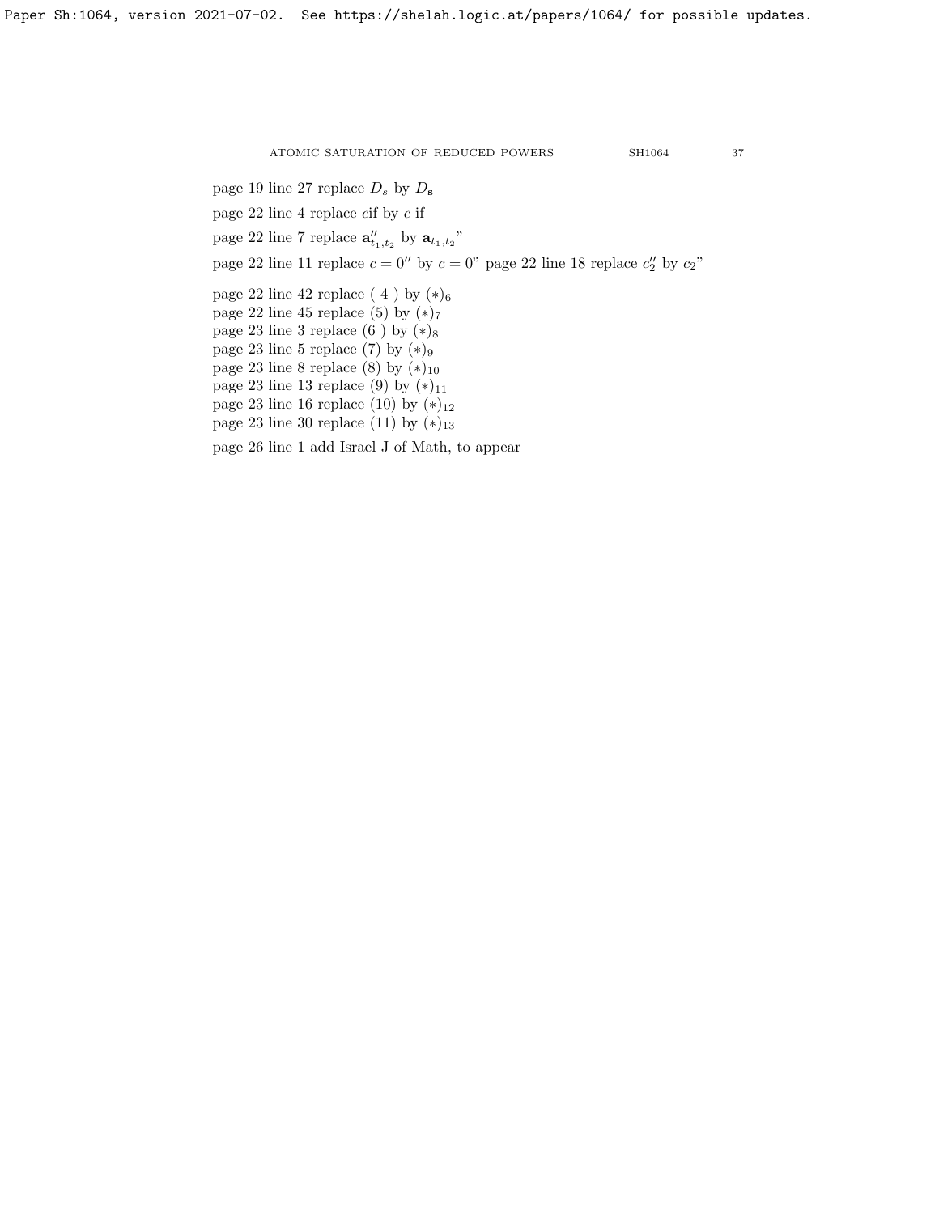page 19 line 27 replace $D_s$ by $D_{\mathbf{s}}$

page 22 line 4 replace $c$if by $c$ if

page 22 line 7 replace $\mathbf{a}''_{t_1,t_2}$ by $\mathbf{a}_{t_1,t_2}$"

page 22 line 11 replace $c = 0''$ by $c = 0$" page 22 line 18 replace $c''_2$ by $c_2$"

page 22 line 42 replace ( 4 ) by $(*)_6$
page 22 line 45 replace (5) by $(*)_7$
page 23 line 3 replace (6 ) by $(*)_8$
page 23 line 5 replace (7) by $(*)_9$
page 23 line 8 replace (8) by $(*)_{10}$
page 23 line 13 replace (9) by $(*)_{11}$
page 23 line 16 replace (10) by $(*)_{12}$
page 23 line 30 replace (11) by $(*)_{13}$

page 26 line 1 add Israel J of Math, to appear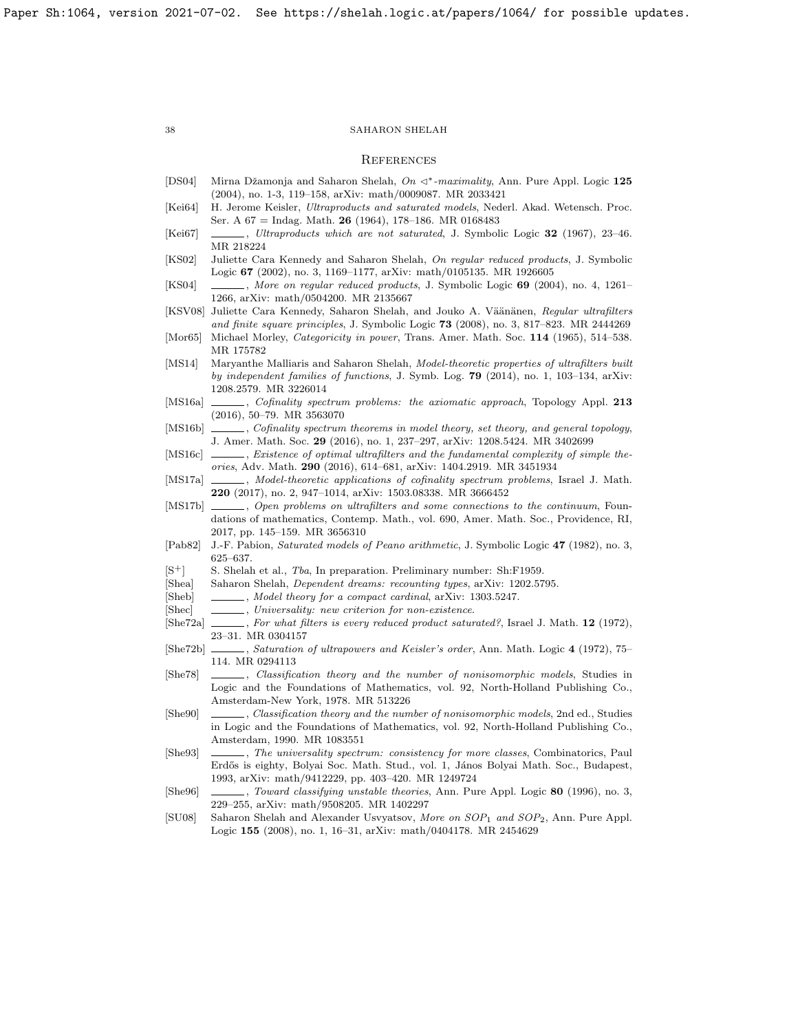## References

[DS04] Mirna Džamonja and Saharon Shelah, *On $\triangleleft^*$-maximality*, Ann. Pure Appl. Logic **125** (2004), no. 1-3, 119–158, arXiv: math/0009087. MR 2033421

[Kei64] H. Jerome Keisler, *Ultraproducts and saturated models*, Nederl. Akad. Wetensch. Proc. Ser. A 67 = Indag. Math. **26** (1964), 178–186. MR 0168483

[Kei67] ______, *Ultraproducts which are not saturated*, J. Symbolic Logic **32** (1967), 23–46. MR 218224

[KS02] Juliette Cara Kennedy and Saharon Shelah, *On regular reduced products*, J. Symbolic Logic **67** (2002), no. 3, 1169–1177, arXiv: math/0105135. MR 1926605

[KS04] ______, *More on regular reduced products*, J. Symbolic Logic **69** (2004), no. 4, 1261–1266, arXiv: math/0504200. MR 2135667

[KSV08] Juliette Cara Kennedy, Saharon Shelah, and Jouko A. Väänänen, *Regular ultrafilters and finite square principles*, J. Symbolic Logic **73** (2008), no. 3, 817–823. MR 2444269

[Mor65] Michael Morley, *Categoricity in power*, Trans. Amer. Math. Soc. **114** (1965), 514–538. MR 175782

[MS14] Maryanthe Malliaris and Saharon Shelah, *Model-theoretic properties of ultrafilters built by independent families of functions*, J. Symb. Log. **79** (2014), no. 1, 103–134, arXiv: 1208.2579. MR 3226014

[MS16a] ______, *Cofinality spectrum problems: the axiomatic approach*, Topology Appl. **213** (2016), 50–79. MR 3563070

[MS16b] ______, *Cofinality spectrum theorems in model theory, set theory, and general topology*, J. Amer. Math. Soc. **29** (2016), no. 1, 237–297, arXiv: 1208.5424. MR 3402699

[MS16c] ______, *Existence of optimal ultrafilters and the fundamental complexity of simple theories*, Adv. Math. **290** (2016), 614–681, arXiv: 1404.2919. MR 3451934

[MS17a] ______, *Model-theoretic applications of cofinality spectrum problems*, Israel J. Math. **220** (2017), no. 2, 947–1014, arXiv: 1503.08338. MR 3666452

[MS17b] ______, *Open problems on ultrafilters and some connections to the continuum*, Foundations of mathematics, Contemp. Math., vol. 690, Amer. Math. Soc., Providence, RI, 2017, pp. 145–159. MR 3656310

[Pab82] J.-F. Pabion, *Saturated models of Peano arithmetic*, J. Symbolic Logic **47** (1982), no. 3, 625–637.

[S$^+$] S. Shelah et al., *Tba*, In preparation. Preliminary number: Sh:F1959.

[Shea] Saharon Shelah, *Dependent dreams: recounting types*, arXiv: 1202.5795.

[Sheb] ______, *Model theory for a compact cardinal*, arXiv: 1303.5247.

[Shec] ______, *Universality: new criterion for non-existence*.

[She72a] ______, *For what filters is every reduced product saturated?*, Israel J. Math. **12** (1972), 23–31. MR 0304157

[She72b] ______, *Saturation of ultrapowers and Keisler's order*, Ann. Math. Logic **4** (1972), 75–114. MR 0294113

[She78] ______, *Classification theory and the number of nonisomorphic models*, Studies in Logic and the Foundations of Mathematics, vol. 92, North-Holland Publishing Co., Amsterdam-New York, 1978. MR 513226

[She90] ______, *Classification theory and the number of nonisomorphic models*, 2nd ed., Studies in Logic and the Foundations of Mathematics, vol. 92, North-Holland Publishing Co., Amsterdam, 1990. MR 1083551

[She93] ______, *The universality spectrum: consistency for more classes*, Combinatorics, Paul Erdős is eighty, Bolyai Soc. Math. Stud., vol. 1, János Bolyai Math. Soc., Budapest, 1993, arXiv: math/9412229, pp. 403–420. MR 1249724

[She96] ______, *Toward classifying unstable theories*, Ann. Pure Appl. Logic **80** (1996), no. 3, 229–255, arXiv: math/9508205. MR 1402297

[SU08] Saharon Shelah and Alexander Usvyatsov, *More on $SOP_1$ and $SOP_2$*, Ann. Pure Appl. Logic **155** (2008), no. 1, 16–31, arXiv: math/0404178. MR 2454629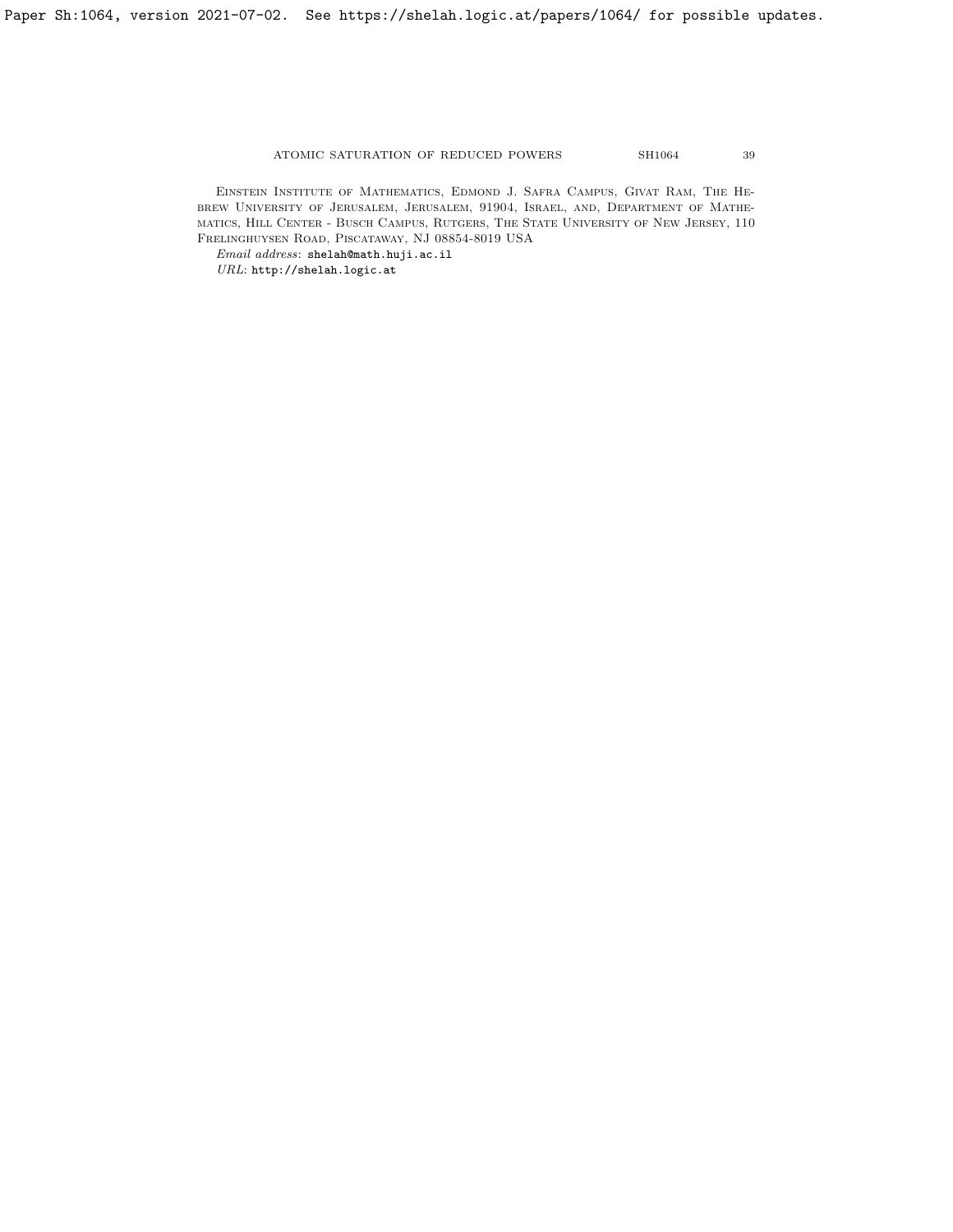Einstein Institute of Mathematics, Edmond J. Safra Campus, Givat Ram, The Hebrew University of Jerusalem, Jerusalem, 91904, Israel, and, Department of Mathematics, Hill Center - Busch Campus, Rutgers, The State University of New Jersey, 110 Frelinghuysen Road, Piscataway, NJ 08854-8019 USA

*Email address*: shelah@math.huji.ac.il

*URL*: http://shelah.logic.at